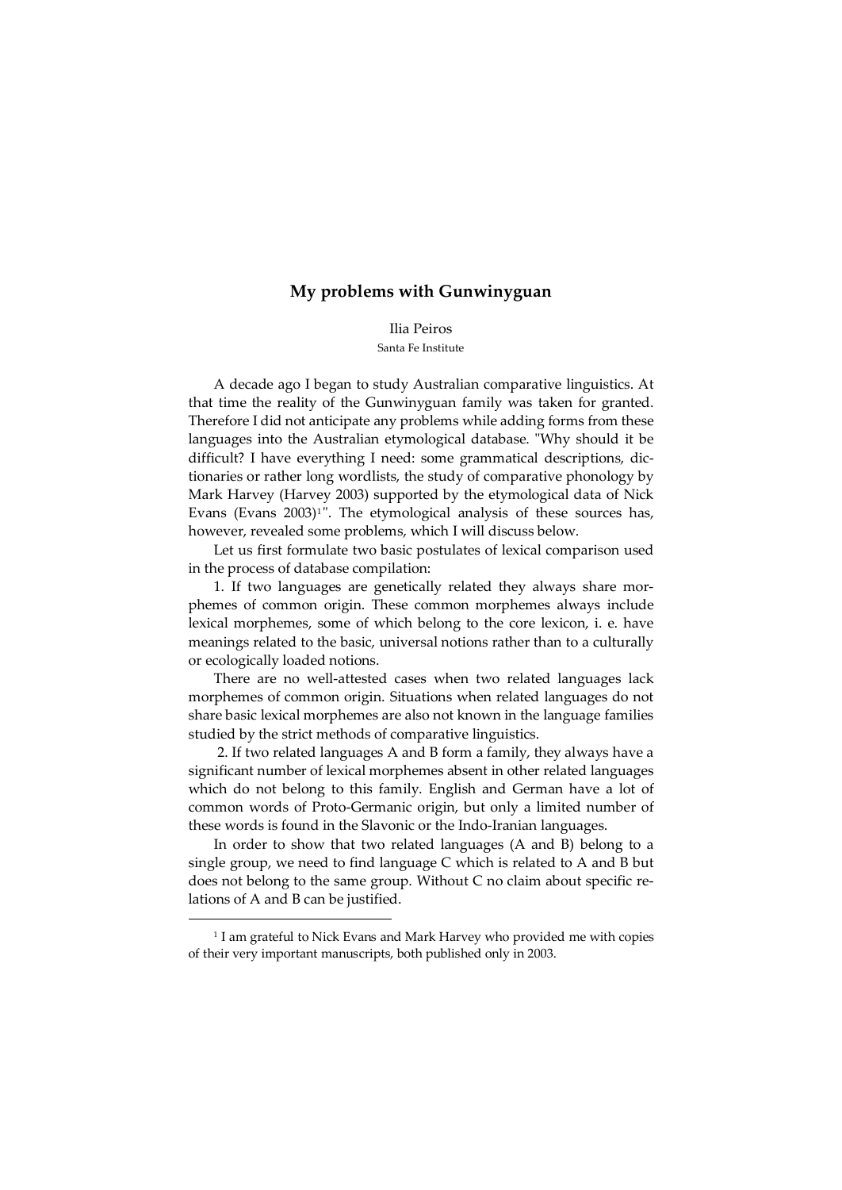# My problems with Gunwinyguan

Ilia Peiros

Santa Fe Institute

A decade ago I began to study Australian comparative linguistics. At that time the reality of the Gunwinyguan family was taken for granted. Therefore I did not anticipate any problems while adding forms from these languages into the Australian etymological database. "Why should it be difficult? I have everything I need: some grammatical descriptions, dictionaries or rather long wordlists, the study of comparative phonology by Mark Harvey (Harvey 2003) supported by the etymological data of Nick Evans (Evans 2003)[1]". The etymological analysis of these sources has, however, revealed some problems, which I will discuss below.

Let us first formulate two basic postulates of lexical comparison used in the process of database compilation:

1. If two languages are genetically related they always share morphemes of common origin. These common morphemes always include lexical morphemes, some of which belong to the core lexicon, i. e. have meanings related to the basic, universal notions rather than to a culturally or ecologically loaded notions.

There are no well-attested cases when two related languages lack morphemes of common origin. Situations when related languages do not share basic lexical morphemes are also not known in the language families studied by the strict methods of comparative linguistics.

2. If two related languages A and B form a family, they always have a significant number of lexical morphemes absent in other related languages which do not belong to this family. English and German have a lot of common words of Proto-Germanic origin, but only a limited number of these words is found in the Slavonic or the Indo-Iranian languages.

In order to show that two related languages (A and B) belong to a single group, we need to find language C which is related to A and B but does not belong to the same group. Without C no claim about specific relations of A and B can be justified.

[1] I am grateful to Nick Evans and Mark Harvey who provided me with copies of their very important manuscripts, both published only in 2003.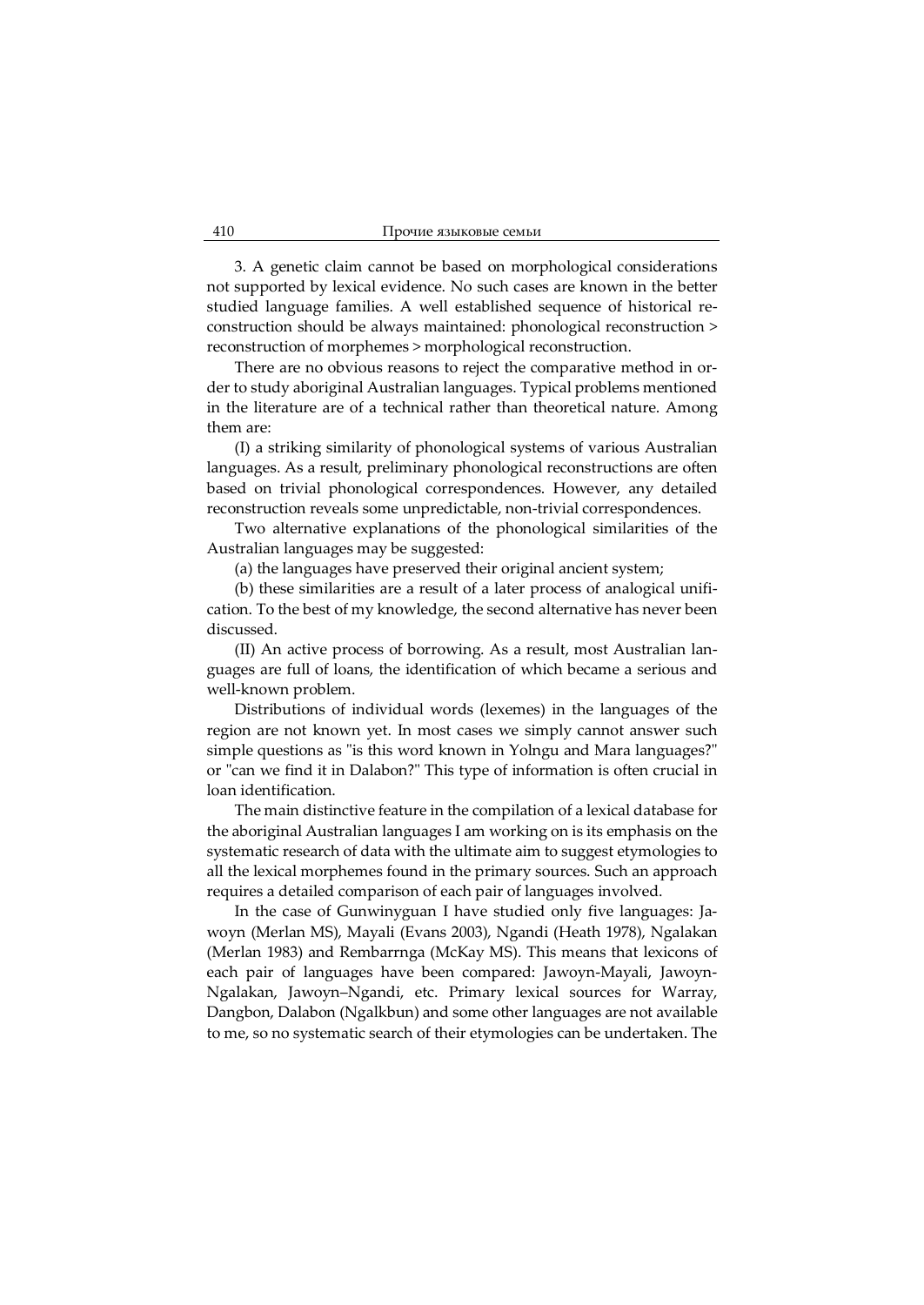3. A genetic claim cannot be based on morphological considerations not supported by lexical evidence. No such cases are known in the better studied language families. A well established sequence of historical reconstruction should be always maintained: phonological reconstruction > reconstruction of morphemes > morphological reconstruction.

There are no obvious reasons to reject the comparative method in order to study aboriginal Australian languages. Typical problems mentioned in the literature are of a technical rather than theoretical nature. Among them are:

(I) a striking similarity of phonological systems of various Australian languages. As a result, preliminary phonological reconstructions are often based on trivial phonological correspondences. However, any detailed reconstruction reveals some unpredictable, non-trivial correspondences.

Two alternative explanations of the phonological similarities of the Australian languages may be suggested:

(a) the languages have preserved their original ancient system;

(b) these similarities are a result of a later process of analogical unification. To the best of my knowledge, the second alternative has never been discussed.

(II) An active process of borrowing. As a result, most Australian languages are full of loans, the identification of which became a serious and well-known problem.

Distributions of individual words (lexemes) in the languages of the region are not known yet. In most cases we simply cannot answer such simple questions as "is this word known in Yolngu and Mara languages?" or "can we find it in Dalabon?" This type of information is often crucial in loan identification.

The main distinctive feature in the compilation of a lexical database for the aboriginal Australian languages I am working on is its emphasis on the systematic research of data with the ultimate aim to suggest etymologies to all the lexical morphemes found in the primary sources. Such an approach requires a detailed comparison of each pair of languages involved.

In the case of Gunwinyguan I have studied only five languages: Jawoyn (Merlan MS), Mayali (Evans 2003), Ngandi (Heath 1978), Ngalakan (Merlan 1983) and Rembarrnga (McKay MS). This means that lexicons of each pair of languages have been compared: Jawoyn-Mayali, Jawoyn-Ngalakan, Jawoyn–Ngandi, etc. Primary lexical sources for Warray, Dangbon, Dalabon (Ngalkbun) and some other languages are not available to me, so no systematic search of their etymologies can be undertaken. The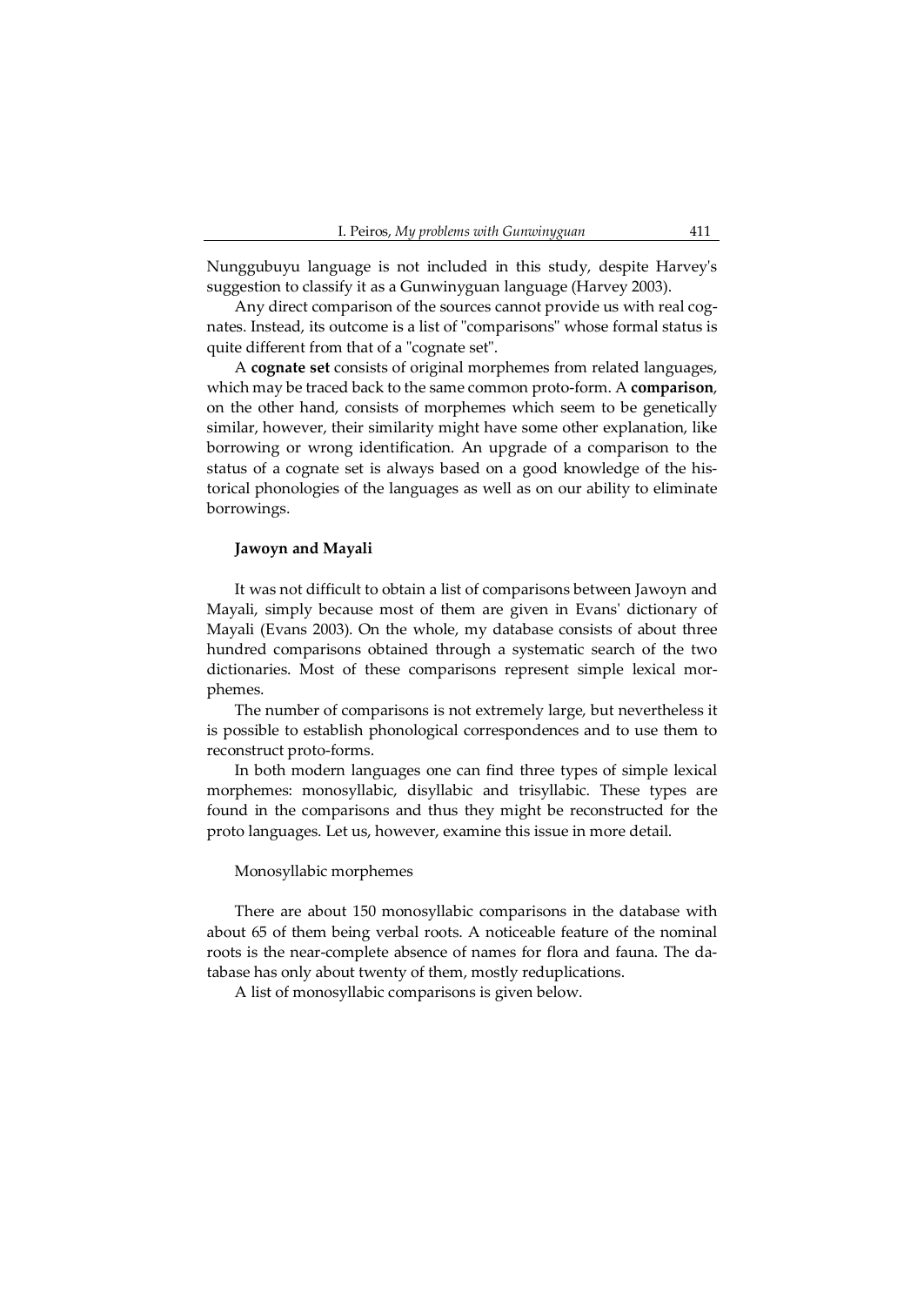Nunggubuyu language is not included in this study, despite Harvey's suggestion to classify it as a Gunwinyguan language (Harvey 2003).

Any direct comparison of the sources cannot provide us with real cognates. Instead, its outcome is a list of "comparisons" whose formal status is quite different from that of a "cognate set".

A **cognate set** consists of original morphemes from related languages, which may be traced back to the same common proto-form. A **comparison**, on the other hand, consists of morphemes which seem to be genetically similar, however, their similarity might have some other explanation, like borrowing or wrong identification. An upgrade of a comparison to the status of a cognate set is always based on a good knowledge of the historical phonologies of the languages as well as on our ability to eliminate borrowings.

### Jawoyn and Mayali

It was not difficult to obtain a list of comparisons between Jawoyn and Mayali, simply because most of them are given in Evans' dictionary of Mayali (Evans 2003). On the whole, my database consists of about three hundred comparisons obtained through a systematic search of the two dictionaries. Most of these comparisons represent simple lexical morphemes.

The number of comparisons is not extremely large, but nevertheless it is possible to establish phonological correspondences and to use them to reconstruct proto-forms.

In both modern languages one can find three types of simple lexical morphemes: monosyllabic, disyllabic and trisyllabic. These types are found in the comparisons and thus they might be reconstructed for the proto languages. Let us, however, examine this issue in more detail.

#### Monosyllabic morphemes

There are about 150 monosyllabic comparisons in the database with about 65 of them being verbal roots. A noticeable feature of the nominal roots is the near-complete absence of names for flora and fauna. The database has only about twenty of them, mostly reduplications.

A list of monosyllabic comparisons is given below.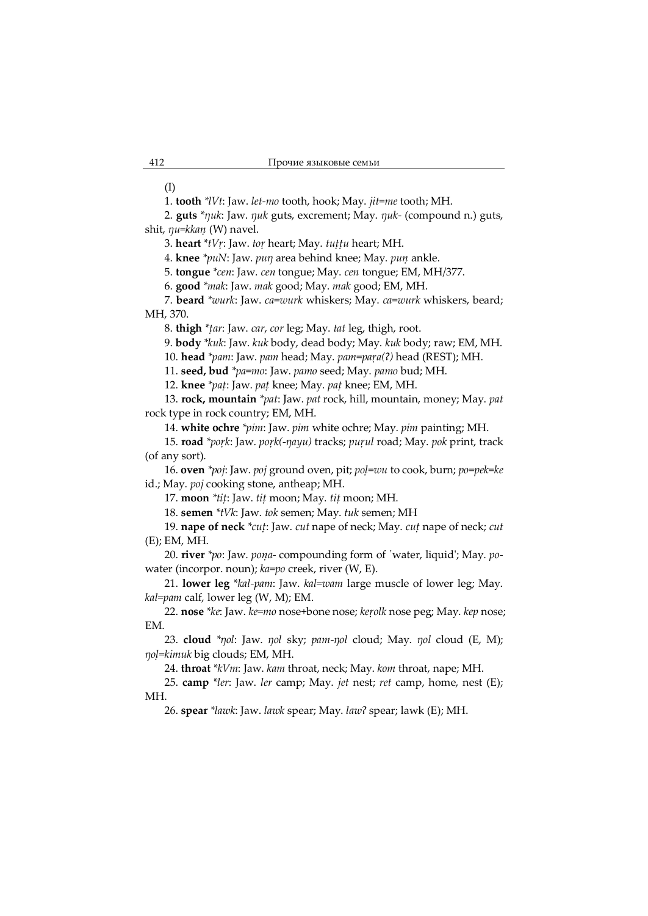(I)

1. **tooth** *\*lVt*: Jaw. *let-mo* tooth, hook; May. *jit=me* tooth; MH.

2. **guts** *\*ŋuk*: Jaw. *ŋuk* guts, excrement; May. *ŋuk-* (compound n.) guts, shit, *ŋu=kkaṇ* (W) navel.

3. **heart** *\*tVṛ*: Jaw. *toṛ* heart; May. *tuṭṭu* heart; MH.

4. **knee** *\*puN*: Jaw. *puŋ* area behind knee; May. *puṇ* ankle.

5. **tongue** *\*cen*: Jaw. *cen* tongue; May. *cen* tongue; EM, MH/377.

6. **good** *\*mak*: Jaw. *mak* good; May. *mak* good; EM, MH.

7. **beard** *\*wurk*: Jaw. *ca=wurk* whiskers; May. *ca=wurk* whiskers, beard; MH, 370.

8. **thigh** *\*ṭar*: Jaw. *car*, *cor* leg; May. *tat* leg, thigh, root.

9. **body** *\*kuk*: Jaw. *kuk* body, dead body; May. *kuk* body; raw; EM, MH.

10. **head** *\*pam*: Jaw. *pam* head; May. *pam=paṛa(ʔ)* head (REST); MH.

11. **seed, bud** *\*pa=mo*: Jaw. *pamo* seed; May. *pamo* bud; MH.

12. **knee** *\*paṭ*: Jaw. *paṭ* knee; May. *paṭ* knee; EM, MH.

13. **rock, mountain** *\*pat*: Jaw. *pat* rock, hill, mountain, money; May. *pat* rock type in rock country; EM, MH.

14. **white ochre** *\*pim*: Jaw. *pim* white ochre; May. *pim* painting; MH.

15. **road** *\*poṛk*: Jaw. *poṛk(-ŋayu)* tracks; *puṛul* road; May. *pok* print, track (of any sort).

16. **oven** *\*poj*: Jaw. *poj* ground oven, pit; *poḷ=wu* to cook, burn; *po=pek=ke* id.; May. *poj* cooking stone, antheap; MH.

17. **moon** *\*tiṭ*: Jaw. *tiṭ* moon; May. *tiṭ* moon; MH.

18. **semen** *\*tVk*: Jaw. *tok* semen; May. *tuk* semen; MH

19. **nape of neck** *\*cuṭ*: Jaw. *cut* nape of neck; May. *cuṭ* nape of neck; *cut* (E); EM, MH.

20. **river** *\*po*: Jaw. *poṇa-* compounding form of ˊwater, liquid'; May. *po-* water (incorpor. noun); *ka=po* creek, river (W, E).

21. **lower leg** *\*kal-pam*: Jaw. *kal=wam* large muscle of lower leg; May. *kal=pam* calf, lower leg (W, M); EM.

22. **nose** *\*ke*: Jaw. *ke=mo* nose+bone nose; *keṛolk* nose peg; May. *kep* nose; EM.

23. **cloud** *\*ŋol*: Jaw. *ŋol* sky; *pam-ŋol* cloud; May. *ŋol* cloud (E, M); *ŋoḷ=kimuk* big clouds; EM, MH.

24. **throat** *\*kVm*: Jaw. *kam* throat, neck; May. *kom* throat, nape; MH.

25. **camp** *\*ler*: Jaw. *ler* camp; May. *jet* nest; *ret* camp, home, nest (E); MH.

26. **spear** *\*lawk*: Jaw. *lawk* spear; May. *lawʔ* spear; lawk (E); MH.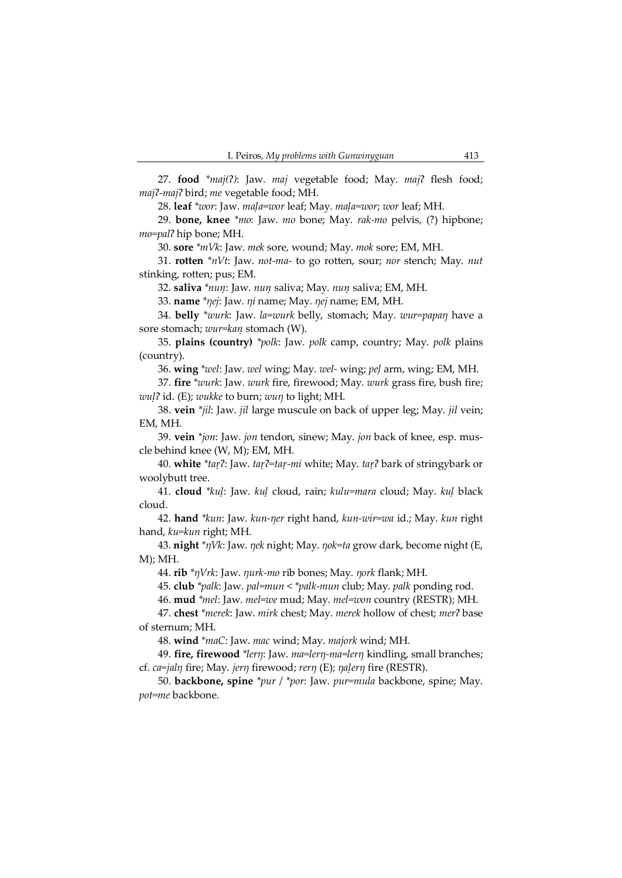27. **food** *\*maj(ʔ)*: Jaw. *maj* vegetable food; May. *majʔ* flesh food; *majʔ-majʔ* bird; *me* vegetable food; MH.

28. **leaf** *\*wor*: Jaw. *maḷa=wor* leaf; May. *maḷa=wor*; *wor* leaf; MH.

29. **bone, knee** *\*mo*: Jaw. *mo* bone; May. *rak-mo* pelvis, (?) hipbone; *mo=palʔ* hip bone; MH.

30. **sore** *\*mVk*: Jaw. *mek* sore, wound; May. *mok* sore; EM, MH.

31. **rotten** *\*nVt*: Jaw. *not-ma-* to go rotten, sour; *nor* stench; May. *nut* stinking, rotten; pus; EM.

32. **saliva** *\*nuṇ*: Jaw. *nuṇ* saliva; May. *nuṇ* saliva; EM, MH.

33. **name** *\*ŋej*: Jaw. *ŋi* name; May. *ŋej* name; EM, MH.

34. **belly** *\*wurk*: Jaw. *la=wurk* belly, stomach; May. *wur=papaŋ* have a sore stomach; *wur=kaṇ* stomach (W).

35. **plains (country)** *\*polk*: Jaw. *polk* camp, country; May. *polk* plains (country).

36. **wing** *\*wel*: Jaw. *wel* wing; May. *wel-* wing; *peḷ* arm, wing; EM, MH.

37. **fire** *\*wurk*: Jaw. *wurk* fire, firewood; May. *wurk* grass fire, bush fire; *wuḷʔ* id. (E); *wukke* to burn; *wuŋ* to light; MH.

38. **vein** *\*jil*: Jaw. *jil* large muscule on back of upper leg; May. *jil* vein; EM, MH.

39. **vein** *\*jon*: Jaw. *jon* tendon, sinew; May. *jon* back of knee, esp. muscle behind knee (W, M); EM, MH.

40. **white** *\*taṛʔ*: Jaw. *taṛʔ=taṛ-mi* white; May. *taṛʔ* bark of stringybark or woolybutt tree.

41. **cloud** *\*kuḷ*: Jaw. *kuḷ* cloud, rain; *kulu=mara* cloud; May. *kuḷ* black cloud.

42. **hand** *\*kun*: Jaw. *kun-ŋer* right hand, *kun-wir=wa* id.; May. *kun* right hand, *ku=kun* right; MH.

43. **night** *\*ŋVk*: Jaw. *ŋek* night; May. *ŋok=ta* grow dark, become night (E, M); MH.

44. **rib** *\*ŋVrk*: Jaw. *ŋurk-mo* rib bones; May. *ŋork* flank; MH.

45. **club** *\*palk*: Jaw. *pal=mun* < *\*palk-mun* club; May. *palk* ponding rod.

46. **mud** *\*mel*: Jaw. *mel=we* mud; May. *mel=won* country (RESTR); MH.

47. **chest** *\*merek*: Jaw. *mirk* chest; May. *merek* hollow of chest; *merʔ* base of sternum; MH.

48. **wind** *\*maC*: Jaw. *mac* wind; May. *majork* wind; MH.

49. **fire, firewood** *\*lerŋ*: Jaw. *ma=lerŋ-ma=lerŋ* kindling, small branches; cf. *ca=jalŋ* fire; May. *jerŋ* firewood; *rerŋ* (E); *ŋaḷerŋ* fire (RESTR).

50. **backbone, spine** *\*pur* / *\*por*: Jaw. *pur=mula* backbone, spine; May. *pot=me* backbone.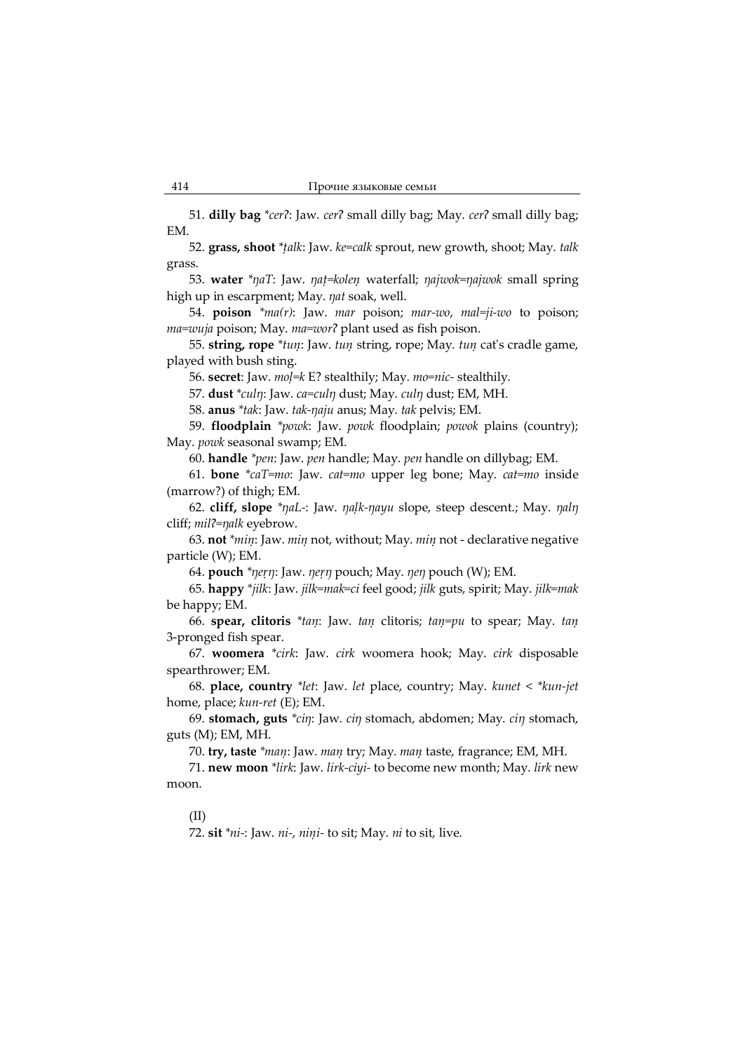51. **dilly bag** *\*cerʔ*: Jaw. *cerʔ* small dilly bag; May. *cerʔ* small dilly bag; EM.

52. **grass, shoot** *\*ṭalk*: Jaw. *ke=calk* sprout, new growth, shoot; May. *talk* grass.

53. **water** *\*ŋaT*: Jaw. *ŋaṭ=koleṇ* waterfall; *ŋajwok=ŋajwok* small spring high up in escarpment; May. *ŋat* soak, well.

54. **poison** *\*ma(r)*: Jaw. *mar* poison; *mar-wo*, *mal=ji-wo* to poison; *ma=wuja* poison; May. *ma=worʔ* plant used as fish poison.

55. **string, rope** *\*tuṇ*: Jaw. *tuṇ* string, rope; May. *tuṇ* cat's cradle game, played with bush sting.

56. **secret**: Jaw. *moḷ=k* E? stealthily; May. *mo=nic-* stealthily.

57. **dust** *\*culŋ*: Jaw. *ca=culŋ* dust; May. *culŋ* dust; EM, MH.

58. **anus** *\*tak*: Jaw. *tak-ŋaju* anus; May. *tak* pelvis; EM.

59. **floodplain** *\*powk*: Jaw. *powk* floodplain; *powok* plains (country); May. *powk* seasonal swamp; EM.

60. **handle** *\*pen*: Jaw. *pen* handle; May. *pen* handle on dillybag; EM.

61. **bone** *\*caT=mo*: Jaw. *cat=mo* upper leg bone; May. *cat=mo* inside (marrow?) of thigh; EM.

62. **cliff, slope** *\*ŋaL-*: Jaw. *ŋaḷk-ŋayu* slope, steep descent.; May. *ŋalŋ* cliff; *milʔ=ŋalk* eyebrow.

63. **not** *\*miṇ*: Jaw. *miṇ* not, without; May. *miṇ* not - declarative negative particle (W); EM.

64. **pouch** *\*ŋeṛŋ*: Jaw. *ŋeṛŋ* pouch; May. *ŋeŋ* pouch (W); EM.

65. **happy** *\*jilk*: Jaw. *jilk=mak=ci* feel good; *jilk* guts, spirit; May. *jilk=mak* be happy; EM.

66. **spear, clitoris** *\*taṇ*: Jaw. *taṇ* clitoris; *taṇ=pu* to spear; May. *taṇ* 3-pronged fish spear.

67. **woomera** *\*cirk*: Jaw. *cirk* woomera hook; May. *cirk* disposable spearthrower; EM.

68. **place, country** *\*let*: Jaw. *let* place, country; May. *kunet* < *\*kun-jet* home, place; *kun-ret* (E); EM.

69. **stomach, guts** *\*ciŋ*: Jaw. *ciŋ* stomach, abdomen; May. *ciŋ* stomach, guts (M); EM, MH.

70. **try, taste** *\*maṇ*: Jaw. *maṇ* try; May. *maṇ* taste, fragrance; EM, MH.

71. **new moon** *\*lirk*: Jaw. *lirk-ciyi-* to become new month; May. *lirk* new moon.

(II)

72. **sit** *\*ni-*: Jaw. *ni-*, *niṇi-* to sit; May. *ni* to sit, live.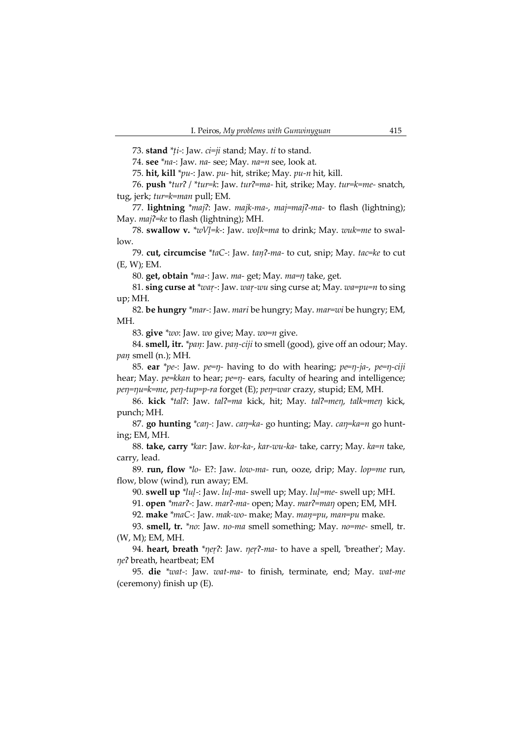73. **stand** *\*ṭi-*: Jaw. *ci=ji* stand; May. *ti* to stand.

74. **see** *\*na-*: Jaw. *na-* see; May. *na=n* see, look at.

75. **hit, kill** *\*pu-*: Jaw. *pu-* hit, strike; May. *pu-n* hit, kill.

76. **push** *\*turʔ* / *\*tur=k*: Jaw. *turʔ=ma-* hit, strike; May. *tur=k=me-* snatch, tug, jerk; *tur=k=man* pull; EM.

77. **lightning** *\*majʔ*: Jaw. *majk-ma-*, *maj=majʔ-ma-* to flash (lightning); May. *majʔ=ke* to flash (lightning); MH.

78. **swallow v.** *\*wVḷ=k-*: Jaw. *woḷk=ma* to drink; May. *wuk=me* to swallow.

79. **cut, circumcise** *\*taC-*: Jaw. *taṇʔ-ma-* to cut, snip; May. *tac=ke* to cut (E, W); EM.

80. **get, obtain** *\*ma-*: Jaw. *ma-* get; May. *ma=ŋ* take, get.

81. **sing curse at** *\*waṛ-*: Jaw. *waṛ-wu* sing curse at; May. *wa=pu=n* to sing up; MH.

82. **be hungry** *\*mar-*: Jaw. *mari* be hungry; May. *mar=wi* be hungry; EM, MH.

83. **give** *\*wo*: Jaw. *wo* give; May. *wo=n* give.

84. **smell, itr.** *\*paṇ*: Jaw. *paṇ-ciji* to smell (good), give off an odour; May. *paṇ* smell (n.); MH.

85. **ear** *\*pe-*: Jaw. *pe=ŋ-* having to do with hearing; *pe=ŋ-ja-*, *pe=ŋ-ciji* hear; May. *pe=kkan* to hear; *pe=ŋ-* ears, faculty of hearing and intelligence; *peŋ=ŋu=k=me*, *peŋ-tup=p-ra* forget (E); *peŋ=war* crazy, stupid; EM, MH.

86. **kick** *\*talʔ*: Jaw. *talʔ=ma* kick, hit; May. *talʔ=meŋ*, *talk=meŋ* kick, punch; MH.

87. **go hunting** *\*caŋ-*: Jaw. *caŋ=ka-* go hunting; May. *caŋ=ka=n* go hunting; EM, MH.

88. **take, carry** *\*kar*: Jaw. *kor-ka-*, *kar-wu-ka-* take, carry; May. *ka=n* take, carry, lead.

89. **run, flow** *\*lo-* E?: Jaw. *low-ma-* run, ooze, drip; May. *lop=me* run, flow, blow (wind), run away; EM.

90. **swell up** *\*luḷ-*: Jaw. *luḷ-ma-* swell up; May. *luḷ=me-* swell up; MH.

91. **open** *\*marʔ-*: Jaw. *marʔ-ma-* open; May. *marʔ=maŋ* open; EM, MH.

92. **make** *\*maC-*: Jaw. *mak-wo-* make; May. *maṇ=pu*, *man=pu* make.

93. **smell, tr.** *\*no*: Jaw. *no-ma* smell something; May. *no=me-* smell, tr. (W, M); EM, MH.

94. **heart, breath** *\*ŋeṛʔ*: Jaw. *ŋeṛʔ-ma-* to have a spell, 'breather'; May. *ŋeʔ* breath, heartbeat; EM

95. **die** *\*wat-*: Jaw. *wat-ma-* to finish, terminate, end; May. *wat-me* (ceremony) finish up (E).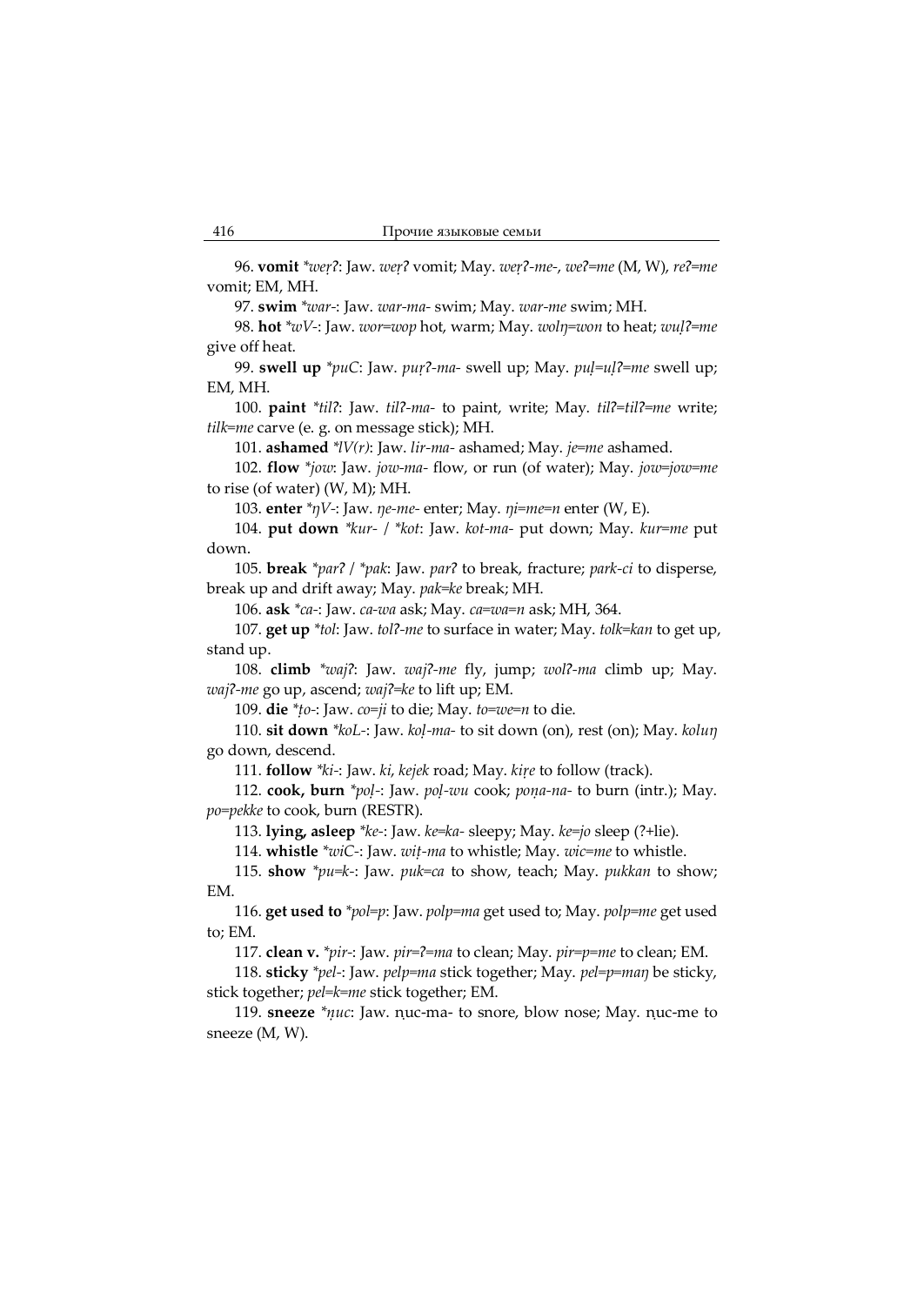96. **vomit** *\*weṛʔ*: Jaw. *weṛʔ* vomit; May. *weṛʔ-me-*, *weʔ=me* (M, W), *reʔ=me* vomit; EM, MH.

97. **swim** *\*war-*: Jaw. *war-ma-* swim; May. *war-me* swim; MH.

98. **hot** *\*wV-*: Jaw. *wor=wop* hot, warm; May. *wolŋ=won* to heat; *wuḷʔ=me* give off heat.

99. **swell up** *\*puC*: Jaw. *puṛʔ-ma-* swell up; May. *puḷ=uḷʔ=me* swell up; EM, MH.

100. **paint** *\*tilʔ*: Jaw. *tilʔ-ma-* to paint, write; May. *tilʔ=tilʔ=me* write; *tilk=me* carve (e. g. on message stick); MH.

101. **ashamed** *\*lV(r)*: Jaw. *lir-ma-* ashamed; May. *je=me* ashamed.

102. **flow** *\*jow*: Jaw. *jow-ma-* flow, or run (of water); May. *jow=jow=me* to rise (of water) (W, M); MH.

103. **enter** *\*ŋV-*: Jaw. *ŋe-me-* enter; May. *ŋi=me=n* enter (W, E).

104. **put down** *\*kur-* / *\*kot*: Jaw. *kot-ma-* put down; May. *kur=me* put down.

105. **break** *\*parʔ* / *\*pak*: Jaw. *parʔ* to break, fracture; *park-ci* to disperse, break up and drift away; May. *pak=ke* break; MH.

106. **ask** *\*ca-*: Jaw. *ca-wa* ask; May. *ca=wa=n* ask; MH, 364.

107. **get up** *\*tol*: Jaw. *tolʔ-me* to surface in water; May. *tolk=kan* to get up, stand up.

108. **climb** *\*wajʔ*: Jaw. *wajʔ-me* fly, jump; *wolʔ-ma* climb up; May. *wajʔ-me* go up, ascend; *wajʔ=ke* to lift up; EM.

109. **die** *\*ṭo-*: Jaw. *co=ji* to die; May. *to=we=n* to die.

110. **sit down** *\*koL-*: Jaw. *koḷ-ma-* to sit down (on), rest (on); May. *koluŋ* go down, descend.

111. **follow** *\*ki-*: Jaw. *ki*, *kejek* road; May. *kiṛe* to follow (track).

112. **cook, burn** *\*poḷ-*: Jaw. *poḷ-wu* cook; *poṇa-na-* to burn (intr.); May. *po=pekke* to cook, burn (RESTR).

113. **lying, asleep** *\*ke-*: Jaw. *ke=ka-* sleepy; May. *ke=jo* sleep (?+lie).

114. **whistle** *\*wiC-*: Jaw. *wiṭ-ma* to whistle; May. *wic=me* to whistle.

115. **show** *\*pu=k-*: Jaw. *puk=ca* to show, teach; May. *pukkan* to show; EM.

116. **get used to** *\*pol=p*: Jaw. *polp=ma* get used to; May. *polp=me* get used to; EM.

117. **clean v.** *\*pir-*: Jaw. *pir=ʔ=ma* to clean; May. *pir=p=me* to clean; EM.

118. **sticky** *\*pel-*: Jaw. *pelp=ma* stick together; May. *pel=p=maŋ* be sticky, stick together; *pel=k=me* stick together; EM.

119. **sneeze** *\*ṇuc*: Jaw. ṇuc-ma- to snore, blow nose; May. ṇuc-me to sneeze (M, W).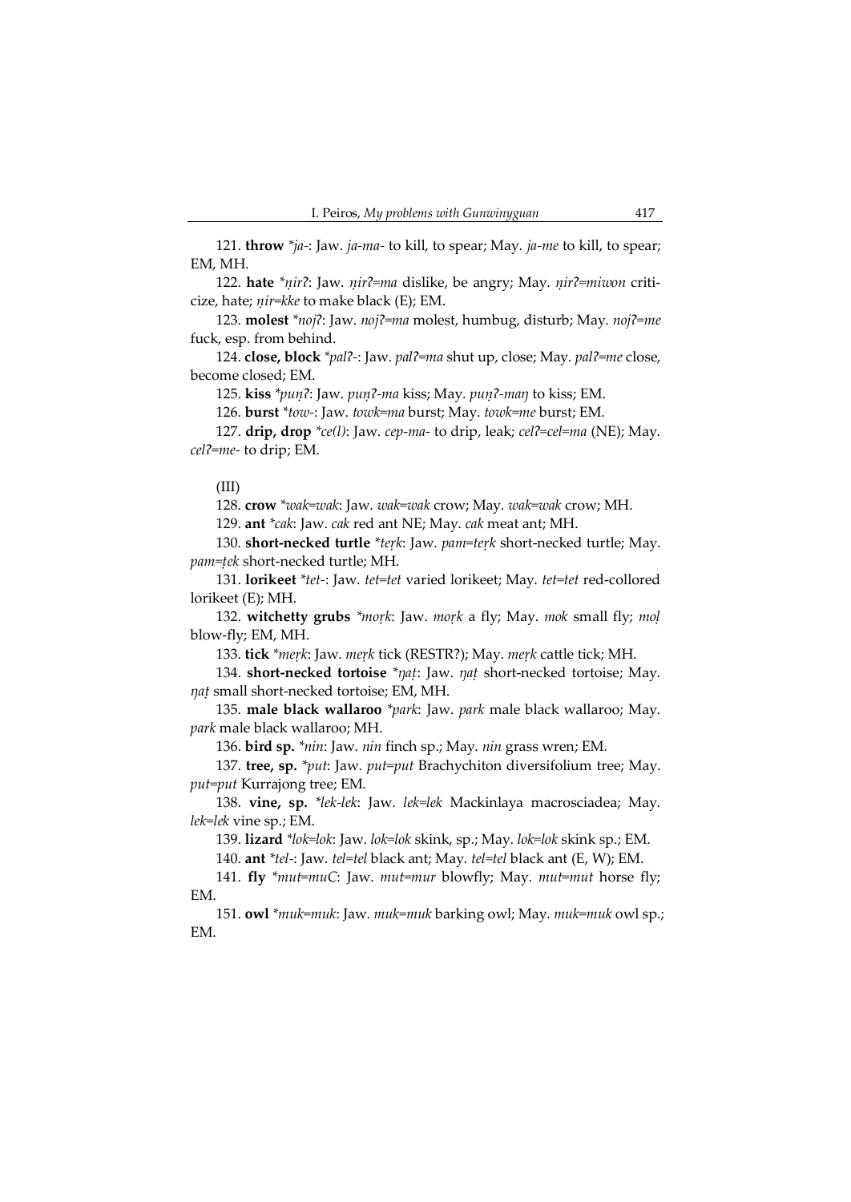121. **throw** *\*ja-*: Jaw. *ja-ma-* to kill, to spear; May. *ja-me* to kill, to spear; EM, MH.

122. **hate** *\*ṇirʔ*: Jaw. *ṇirʔ=ma* dislike, be angry; May. *ṇirʔ=miwon* criticize, hate; *ṇir=kke* to make black (E); EM.

123. **molest** *\*nojʔ*: Jaw. *nojʔ=ma* molest, humbug, disturb; May. *nojʔ=me* fuck, esp. from behind.

124. **close, block** *\*palʔ-*: Jaw. *palʔ=ma* shut up, close; May. *palʔ=me* close, become closed; EM.

125. **kiss** *\*puṇʔ*: Jaw. *puṇʔ-ma* kiss; May. *puṇʔ-maŋ* to kiss; EM.

126. **burst** *\*tow-*: Jaw. *towk=ma* burst; May. *towk=me* burst; EM.

127. **drip, drop** *\*ce(l)*: Jaw. *cep-ma-* to drip, leak; *celʔ=cel=ma* (NE); May. *celʔ=me-* to drip; EM.

(III)

128. **crow** *\*wak=wak*: Jaw. *wak=wak* crow; May. *wak=wak* crow; MH.

129. **ant** *\*cak*: Jaw. *cak* red ant NE; May. *cak* meat ant; MH.

130. **short-necked turtle** *\*teṛk*: Jaw. *pam=teṛk* short-necked turtle; May. *pam=ṭek* short-necked turtle; MH.

131. **lorikeet** *\*tet-*: Jaw. *tet=tet* varied lorikeet; May. *tet=tet* red-collored lorikeet (E); MH.

132. **witchetty grubs** *\*moṛk*: Jaw. *moṛk* a fly; May. *mok* small fly; *moḷ* blow-fly; EM, MH.

133. **tick** *\*meṛk*: Jaw. *meṛk* tick (RESTR?); May. *meṛk* cattle tick; MH.

134. **short-necked tortoise** *\*ŋaṭ*: Jaw. *ŋaṭ* short-necked tortoise; May. *ŋaṭ* small short-necked tortoise; EM, MH.

135. **male black wallaroo** *\*park*: Jaw. *park* male black wallaroo; May. *park* male black wallaroo; MH.

136. **bird sp.** *\*nin*: Jaw. *nin* finch sp.; May. *nin* grass wren; EM.

137. **tree, sp.** *\*put*: Jaw. *put=put* Brachychiton diversifolium tree; May. *put=put* Kurrajong tree; EM.

138. **vine, sp.** *\*lek-lek*: Jaw. *lek=lek* Mackinlaya macrosciadea; May. *lek=lek* vine sp.; EM.

139. **lizard** *\*lok=lok*: Jaw. *lok=lok* skink, sp.; May. *lok=lok* skink sp.; EM.

140. **ant** *\*tel-*: Jaw. *tel=tel* black ant; May. *tel=tel* black ant (E, W); EM.

141. **fly** *\*mut=muC*: Jaw. *mut=mur* blowfly; May. *mut=mut* horse fly; EM.

151. **owl** *\*muk=muk*: Jaw. *muk=muk* barking owl; May. *muk=muk* owl sp.; EM.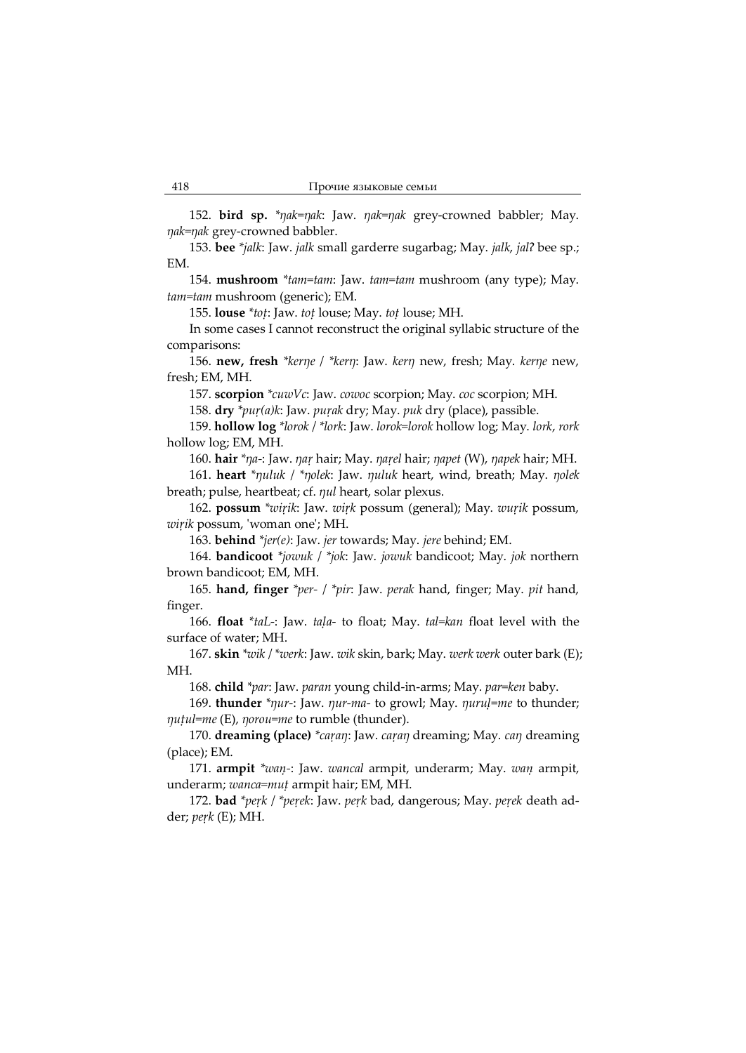152. **bird sp.** *\*ŋak=ŋak*: Jaw. *ŋak=ŋak* grey-crowned babbler; May. *ŋak=ŋak* grey-crowned babbler.

153. **bee** *\*jalk*: Jaw. *jalk* small garderre sugarbag; May. *jalk*, *jalʔ* bee sp.; EM.

154. **mushroom** *\*tam=tam*: Jaw. *tam=tam* mushroom (any type); May. *tam=tam* mushroom (generic); EM.

155. **louse** *\*toṭ*: Jaw. *toṭ* louse; May. *toṭ* louse; MH.

In some cases I cannot reconstruct the original syllabic structure of the comparisons:

156. **new, fresh** *\*kerŋe* / *\*kerŋ*: Jaw. *kerŋ* new, fresh; May. *kerŋe* new, fresh; EM, MH.

157. **scorpion** *\*cuwVc*: Jaw. *cowoc* scorpion; May. *coc* scorpion; MH.

158. **dry** *\*puṛ(a)k*: Jaw. *puṛak* dry; May. *puk* dry (place), passible.

159. **hollow log** *\*lorok* / *\*lork*: Jaw. *lorok=lorok* hollow log; May. *lork*, *rork* hollow log; EM, MH.

160. **hair** *\*ŋa-*: Jaw. *ŋaṛ* hair; May. *ŋaṛel* hair; *ŋapet* (W), *ŋapek* hair; MH.

161. **heart** *\*ŋuluk* / *\*ŋolek*: Jaw. *ŋuluk* heart, wind, breath; May. *ŋolek* breath; pulse, heartbeat; cf. *ŋul* heart, solar plexus.

162. **possum** *\*wiṛik*: Jaw. *wiṛk* possum (general); May. *wuṛik* possum, *wiṛik* possum, 'woman one'; MH.

163. **behind** *\*jer(e)*: Jaw. *jer* towards; May. *jere* behind; EM.

164. **bandicoot** *\*jowuk* / *\*jok*: Jaw. *jowuk* bandicoot; May. *jok* northern brown bandicoot; EM, MH.

165. **hand, finger** *\*per-* / *\*pir*: Jaw. *perak* hand, finger; May. *pit* hand, finger.

166. **float** *\*taL-*: Jaw. *taḷa-* to float; May. *tal=kan* float level with the surface of water; MH.

167. **skin** *\*wik* / *\*werk*: Jaw. *wik* skin, bark; May. *werk werk* outer bark (E); MH.

168. **child** *\*par*: Jaw. *paran* young child-in-arms; May. *par=ken* baby.

169. **thunder** *\*ŋur-*: Jaw. *ŋur-ma-* to growl; May. *ŋuruḷ=me* to thunder; *ŋuṭul=me* (E), *ŋorou=me* to rumble (thunder).

170. **dreaming (place)** *\*caṛaŋ*: Jaw. *caṛaŋ* dreaming; May. *caŋ* dreaming (place); EM.

171. **armpit** *\*waṇ-*: Jaw. *wancal* armpit, underarm; May. *waṇ* armpit, underarm; *wanca=muṭ* armpit hair; EM, MH.

172. **bad** *\*peṛk* / *\*peṛek*: Jaw. *peṛk* bad, dangerous; May. *peṛek* death adder; *peṛk* (E); MH.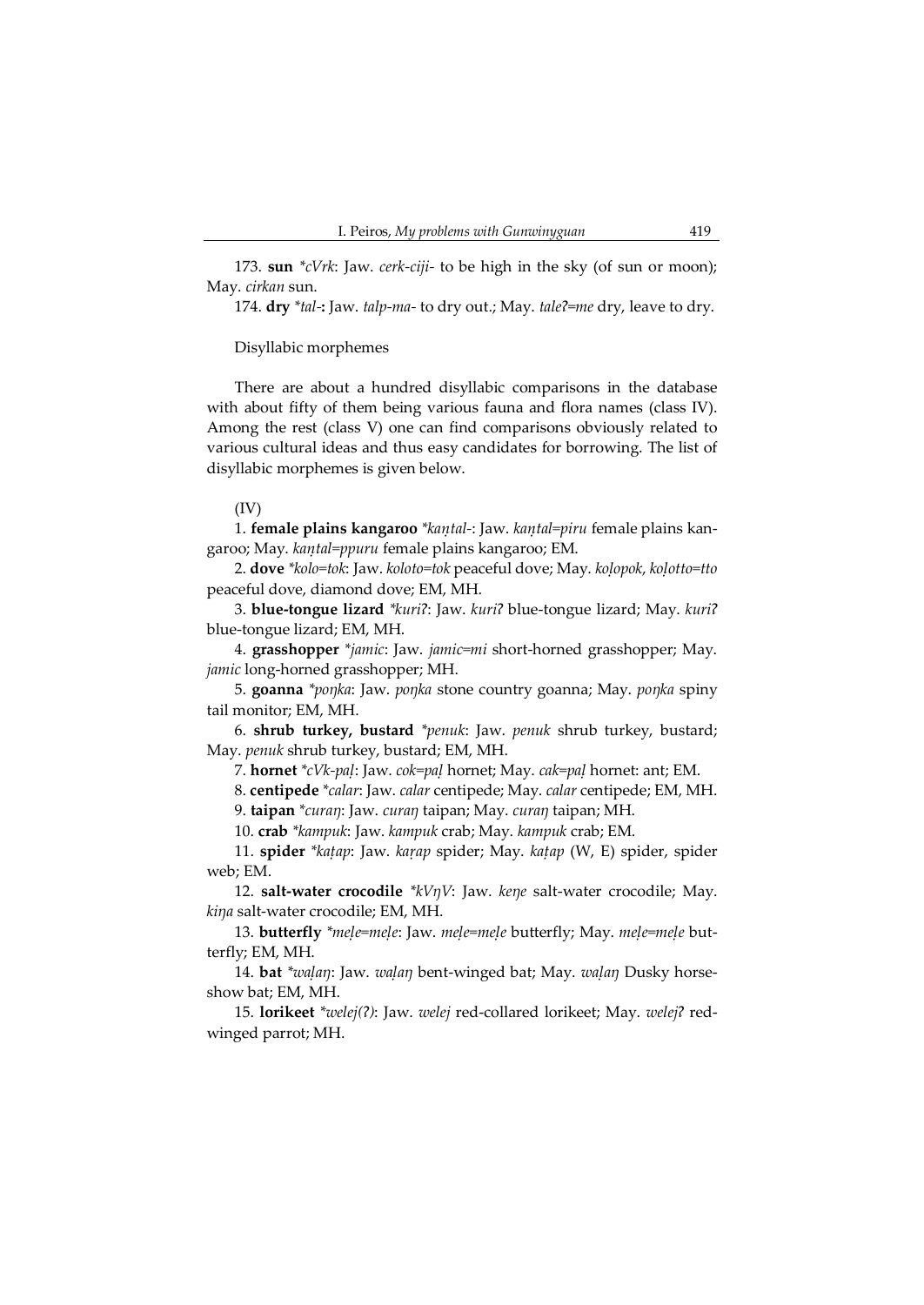173. **sun** *\*cVrk*: Jaw. *cerk-ciji-* to be high in the sky (of sun or moon); May. *cirkan* sun.

174. **dry** *\*tal-*: Jaw. *talp-ma-* to dry out.; May. *taleʔ=me* dry, leave to dry.

Disyllabic morphemes

There are about a hundred disyllabic comparisons in the database with about fifty of them being various fauna and flora names (class IV). Among the rest (class V) one can find comparisons obviously related to various cultural ideas and thus easy candidates for borrowing. The list of disyllabic morphemes is given below.

(IV)

1. **female plains kangaroo** *\*kaṇtal-*: Jaw. *kaṇtal=piru* female plains kangaroo; May. *kaṇtal=ppuru* female plains kangaroo; EM.

2. **dove** *\*kolo=tok*: Jaw. *koloto=tok* peaceful dove; May. *koḷopok*, *koḷotto=tto* peaceful dove, diamond dove; EM, MH.

3. **blue-tongue lizard** *\*kuriʔ*: Jaw. *kuriʔ* blue-tongue lizard; May. *kuriʔ* blue-tongue lizard; EM, MH.

4. **grasshopper** *\*jamic*: Jaw. *jamic=mi* short-horned grasshopper; May. *jamic* long-horned grasshopper; MH.

5. **goanna** *\*poŋka*: Jaw. *poŋka* stone country goanna; May. *poŋka* spiny tail monitor; EM, MH.

6. **shrub turkey, bustard** *\*penuk*: Jaw. *penuk* shrub turkey, bustard; May. *penuk* shrub turkey, bustard; EM, MH.

7. **hornet** *\*cVk-paḷ*: Jaw. *cok=paḷ* hornet; May. *cak=paḷ* hornet: ant; EM.

8. **centipede** *\*calar*: Jaw. *calar* centipede; May. *calar* centipede; EM, MH.

9. **taipan** *\*curaŋ*: Jaw. *curaŋ* taipan; May. *curaŋ* taipan; MH.

10. **crab** *\*kampuk*: Jaw. *kampuk* crab; May. *kampuk* crab; EM.

11. **spider** *\*kaṭap*: Jaw. *kaṛap* spider; May. *kaṭap* (W, E) spider, spider web; EM.

12. **salt-water crocodile** *\*kVŋV*: Jaw. *keŋe* salt-water crocodile; May. *kiŋa* salt-water crocodile; EM, MH.

13. **butterfly** *\*meḷe=meḷe*: Jaw. *meḷe=meḷe* butterfly; May. *meḷe=meḷe* butterfly; EM, MH.

14. **bat** *\*waḷaŋ*: Jaw. *waḷaŋ* bent-winged bat; May. *waḷaŋ* Dusky horseshow bat; EM, MH.

15. **lorikeet** *\*welej(ʔ)*: Jaw. *welej* red-collared lorikeet; May. *welejʔ* red-winged parrot; MH.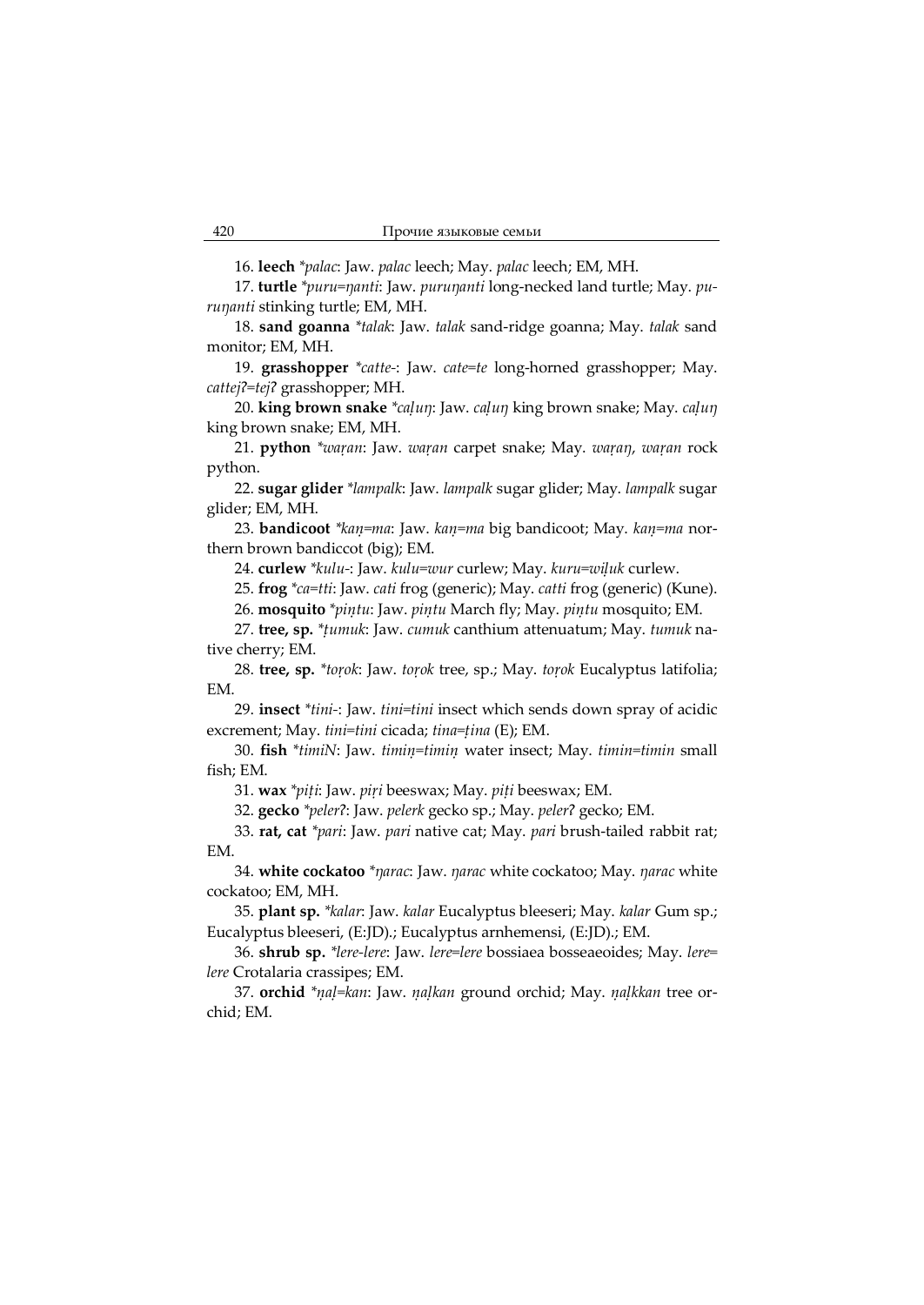16. **leech** *\*palac*: Jaw. *palac* leech; May. *palac* leech; EM, MH.

17. **turtle** *\*puru=ŋanti*: Jaw. *puruŋanti* long-necked land turtle; May. *puruŋanti* stinking turtle; EM, MH.

18. **sand goanna** *\*talak*: Jaw. *talak* sand-ridge goanna; May. *talak* sand monitor; EM, MH.

19. **grasshopper** *\*catte-*: Jaw. *cate=te* long-horned grasshopper; May. *cattejʔ=tejʔ* grasshopper; MH.

20. **king brown snake** *\*caḷuŋ*: Jaw. *caḷuŋ* king brown snake; May. *caḷuŋ* king brown snake; EM, MH.

21. **python** *\*waṛan*: Jaw. *waṛan* carpet snake; May. *waṛaŋ*, *waṛan* rock python.

22. **sugar glider** *\*lampalk*: Jaw. *lampalk* sugar glider; May. *lampalk* sugar glider; EM, MH.

23. **bandicoot** *\*kaṇ=ma*: Jaw. *kaṇ=ma* big bandicoot; May. *kaṇ=ma* northern brown bandiccot (big); EM.

24. **curlew** *\*kulu-*: Jaw. *kulu=wur* curlew; May. *kuru=wiḷuk* curlew.

25. **frog** *\*ca=tti*: Jaw. *cati* frog (generic); May. *catti* frog (generic) (Kune).

26. **mosquito** *\*piṇtu*: Jaw. *piṇtu* March fly; May. *piṇtu* mosquito; EM.

27. **tree, sp.** *\*ṭumuk*: Jaw. *cumuk* canthium attenuatum; May. *tumuk* native cherry; EM.

28. **tree, sp.** *\*toṛok*: Jaw. *toṛok* tree, sp.; May. *toṛok* Eucalyptus latifolia; EM.

29. **insect** *\*tini-*: Jaw. *tini=tini* insect which sends down spray of acidic excrement; May. *tini=tini* cicada; *tina=ṭina* (E); EM.

30. **fish** *\*timiN*: Jaw. *timiṇ=timiṇ* water insect; May. *timin=timin* small fish; EM.

31. **wax** *\*piṭi*: Jaw. *piṛi* beeswax; May. *piṭi* beeswax; EM.

32. **gecko** *\*pelerʔ*: Jaw. *pelerk* gecko sp.; May. *pelerʔ* gecko; EM.

33. **rat, cat** *\*pari*: Jaw. *pari* native cat; May. *pari* brush-tailed rabbit rat; EM.

34. **white cockatoo** *\*ŋarac*: Jaw. *ŋarac* white cockatoo; May. *ŋarac* white cockatoo; EM, MH.

35. **plant sp.** *\*kalar*: Jaw. *kalar* Eucalyptus bleeseri; May. *kalar* Gum sp.; Eucalyptus bleeseri, (E:JD).; Eucalyptus arnhemensi, (E:JD).; EM.

36. **shrub sp.** *\*lere-lere*: Jaw. *lere=lere* bossiaea bosseaeoides; May. *lere=lere* Crotalaria crassipes; EM.

37. **orchid** *\*ṇaḷ=kan*: Jaw. *ṇaḷkan* ground orchid; May. *ṇaḷkkan* tree orchid; EM.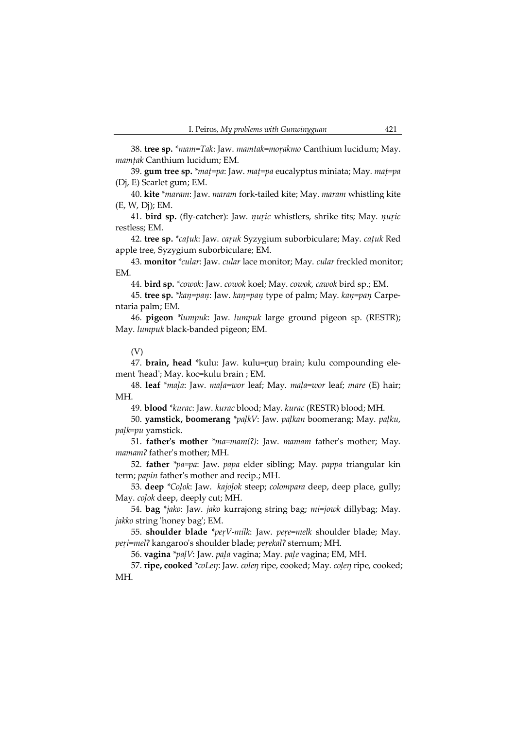38. **tree sp.** *\*mam=Tak*: Jaw. *mamtak=moṛakmo* Canthium lucidum; May. *mamṭak* Canthium lucidum; EM.

39. **gum tree sp.** *\*maṭ=pa*: Jaw. *maṭ=pa* eucalyptus miniata; May. *maṭ=pa* (Dj, E) Scarlet gum; EM.

40. **kite** *\*maram*: Jaw. *maram* fork-tailed kite; May. *maram* whistling kite (E, W, Dj); EM.

41. **bird sp.** (fly-catcher): Jaw. *ṇuṛic* whistlers, shrike tits; May. *ṇuṛic* restless; EM.

42. **tree sp.** *\*caṭuk*: Jaw. *caṛuk* Syzygium suborbiculare; May. *caṭuk* Red apple tree, Syzygium suborbiculare; EM.

43. **monitor** *\*cular*: Jaw. *cular* lace monitor; May. *cular* freckled monitor; EM.

44. **bird sp.** *\*cowok*: Jaw. *cowok* koel; May. *cowok*, *cawok* bird sp.; EM.

45. **tree sp.** *\*kaṇ=paṇ*: Jaw. *kaṇ=paṇ* type of palm; May. *kaṇ=paṇ* Carpentaria palm; EM.

46. **pigeon** *\*lumpuk*: Jaw. *lumpuk* large ground pigeon sp. (RESTR); May. *lumpuk* black-banded pigeon; EM.

(V)

47. **brain, head** \*kulu: Jaw. kulu=ṛuṇ brain; kulu compounding element 'head'; May. koc=kulu brain ; EM.

48. **leaf** *\*maḷa*: Jaw. *maḷa=wor* leaf; May. *maḷa=wor* leaf; *mare* (E) hair; MH.

49. **blood** *\*kurac*: Jaw. *kurac* blood; May. *kurac* (RESTR) blood; MH.

50. **yamstick, boomerang** *\*paḷkV*: Jaw. *paḷkan* boomerang; May. *paḷku*, *paḷk=pu* yamstick.

51. **father's mother** *\*ma=mam(ʔ)*: Jaw. *mamam* father's mother; May. *mamamʔ* father's mother; MH.

52. **father** *\*pa=pa*: Jaw. *papa* elder sibling; May. *pappa* triangular kin term; *papin* father's mother and recip.; MH.

53. **deep** *\*Coḷok*: Jaw. *kajoḷok* steep; *colompara* deep, deep place, gully; May. *coḷok* deep, deeply cut; MH.

54. **bag** *\*jako*: Jaw. *jako* kurrajong string bag; *mi=jowk* dillybag; May. *jakko* string 'honey bag'; EM.

55. **shoulder blade** *\*peṛV-milk*: Jaw. *peṛe=melk* shoulder blade; May. *peṛi=melʔ* kangaroo's shoulder blade; *peṛekalʔ* sternum; MH.

56. **vagina** *\*paḷV*: Jaw. *paḷa* vagina; May. *paḷe* vagina; EM, MH.

57. **ripe, cooked** *\*coLeŋ*: Jaw. *coleŋ* ripe, cooked; May. *coḷeŋ* ripe, cooked; MH.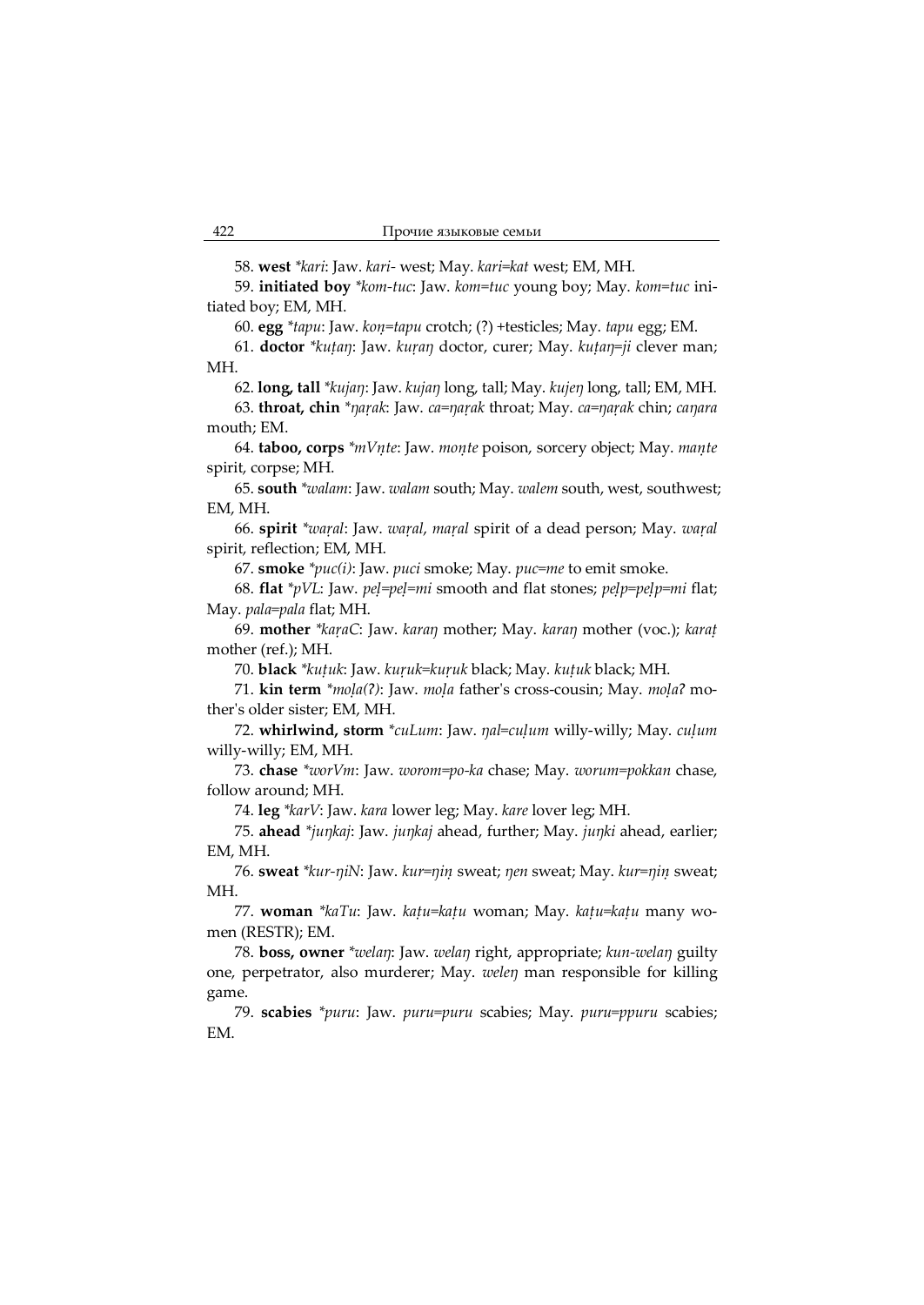58. **west** *\*kari*: Jaw. *kari-* west; May. *kari=kat* west; EM, MH.

59. **initiated boy** *\*kom-tuc*: Jaw. *kom=tuc* young boy; May. *kom=tuc* initiated boy; EM, MH.

60. **egg** *\*tapu*: Jaw. *koṇ=tapu* crotch; (?) +testicles; May. *tapu* egg; EM.

61. **doctor** *\*kuṭaŋ*: Jaw. *kuṛaŋ* doctor, curer; May. *kuṭaŋ=ji* clever man; MH.

62. **long, tall** *\*kujaŋ*: Jaw. *kujaŋ* long, tall; May. *kujeŋ* long, tall; EM, MH.

63. **throat, chin** *\*ŋaṛak*: Jaw. *ca=ŋaṛak* throat; May. *ca=ŋaṛak* chin; *caŋara* mouth; EM.

64. **taboo, corps** *\*mVṇte*: Jaw. *moṇte* poison, sorcery object; May. *maṇte* spirit, corpse; MH.

65. **south** *\*walam*: Jaw. *walam* south; May. *walem* south, west, southwest; EM, MH.

66. **spirit** *\*waṛal*: Jaw. *waṛal*, *maṛal* spirit of a dead person; May. *waṛal* spirit, reflection; EM, MH.

67. **smoke** *\*puc(i)*: Jaw. *puci* smoke; May. *puc=me* to emit smoke.

68. **flat** *\*pVL*: Jaw. *peḷ=peḷ=mi* smooth and flat stones; *peḷp=peḷp=mi* flat; May. *pala=pala* flat; MH.

69. **mother** *\*kaṛaC*: Jaw. *karaŋ* mother; May. *karaŋ* mother (voc.); *karaṭ* mother (ref.); MH.

70. **black** *\*kuṭuk*: Jaw. *kuṛuk=kuṛuk* black; May. *kuṭuk* black; MH.

71. **kin term** *\*moḷa(ʔ)*: Jaw. *moḷa* father's cross-cousin; May. *moḷaʔ* mother's older sister; EM, MH.

72. **whirlwind, storm** *\*cuLum*: Jaw. *ŋal=cuḷum* willy-willy; May. *cuḷum* willy-willy; EM, MH.

73. **chase** *\*worVm*: Jaw. *worom=po-ka* chase; May. *worum=pokkan* chase, follow around; MH.

74. **leg** *\*karV*: Jaw. *kara* lower leg; May. *kare* lover leg; MH.

75. **ahead** *\*juŋkaj*: Jaw. *juŋkaj* ahead, further; May. *juŋki* ahead, earlier; EM, MH.

76. **sweat** *\*kur-ŋiN*: Jaw. *kur=ŋiṇ* sweat; *ŋen* sweat; May. *kur=ŋiṇ* sweat; MH.

77. **woman** *\*kaTu*: Jaw. *kaṭu=kaṭu* woman; May. *kaṭu=kaṭu* many women (RESTR); EM.

78. **boss, owner** *\*welaŋ*: Jaw. *welaŋ* right, appropriate; *kun-welaŋ* guilty one, perpetrator, also murderer; May. *weleŋ* man responsible for killing game.

79. **scabies** *\*puru*: Jaw. *puru=puru* scabies; May. *puru=ppuru* scabies; EM.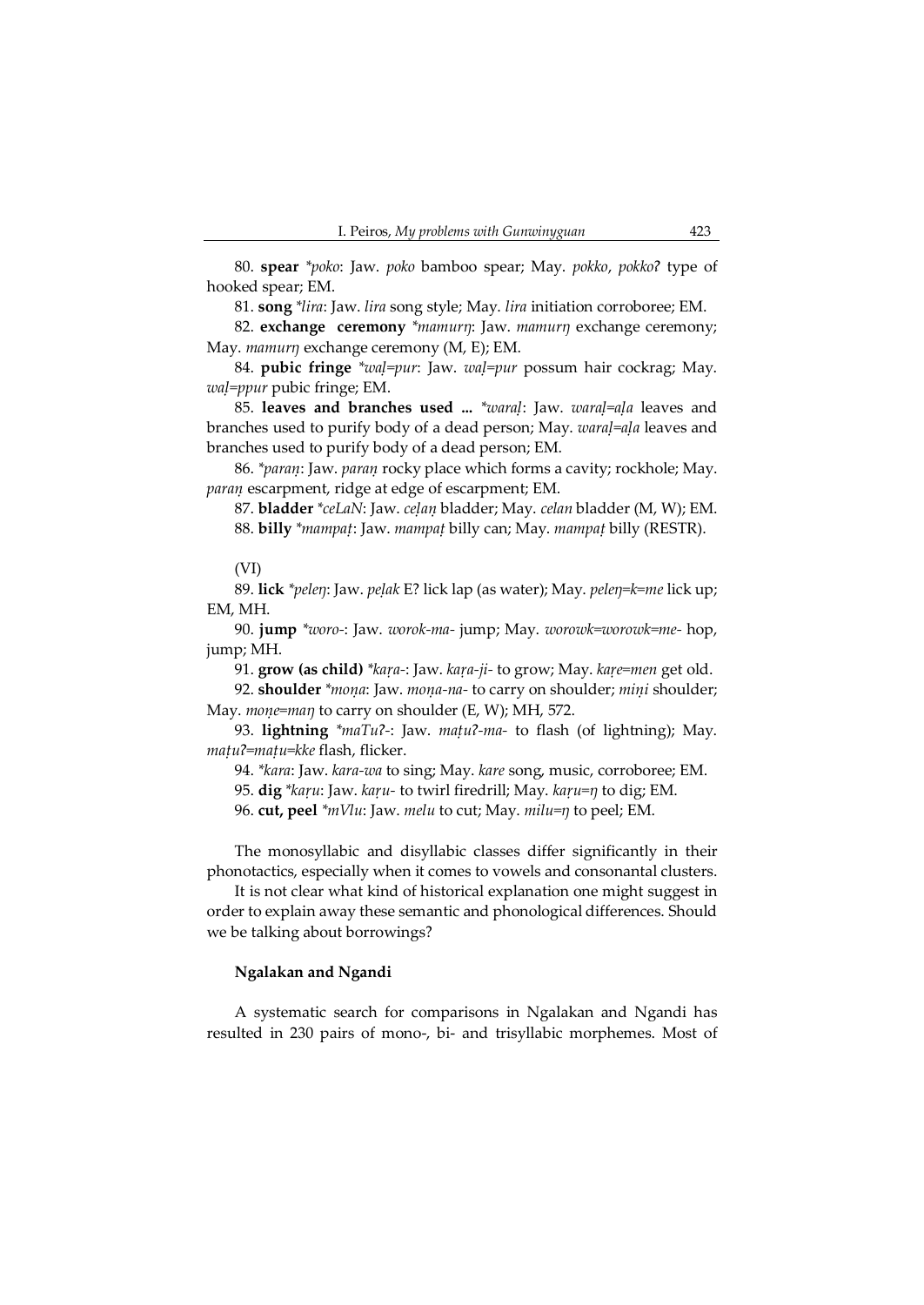80. **spear** *\*poko*: Jaw. *poko* bamboo spear; May. *pokko*, *pokkoʔ* type of hooked spear; EM.

81. **song** *\*lira*: Jaw. *lira* song style; May. *lira* initiation corroboree; EM.

82. **exchange ceremony** *\*mamurŋ*: Jaw. *mamurŋ* exchange ceremony; May. *mamurŋ* exchange ceremony (M, E); EM.

84. **pubic fringe** *\*waḷ=pur*: Jaw. *waḷ=pur* possum hair cockrag; May. *waḷ=ppur* pubic fringe; EM.

85. **leaves and branches used ...** *\*waraḷ*: Jaw. *waraḷ=aḷa* leaves and branches used to purify body of a dead person; May. *waraḷ=aḷa* leaves and branches used to purify body of a dead person; EM.

86. *\*paraṇ*: Jaw. *paraṇ* rocky place which forms a cavity; rockhole; May. *paraṇ* escarpment, ridge at edge of escarpment; EM.

87. **bladder** *\*ceLaN*: Jaw. *ceḷaṇ* bladder; May. *celan* bladder (M, W); EM.

88. **billy** *\*mampaṭ*: Jaw. *mampaṭ* billy can; May. *mampaṭ* billy (RESTR).

(VI)

89. **lick** *\*peleŋ*: Jaw. *peḷak* E? lick lap (as water); May. *peleŋ=k=me* lick up; EM, MH.

90. **jump** *\*woro-*: Jaw. *worok-ma-* jump; May. *worowk=worowk=me-* hop, jump; MH.

91. **grow (as child)** *\*kaṛa-*: Jaw. *kaṛa-ji-* to grow; May. *kaṛe=men* get old.

92. **shoulder** *\*moṇa*: Jaw. *moṇa-na-* to carry on shoulder; *miṇi* shoulder; May. *moṇe=maŋ* to carry on shoulder (E, W); MH, 572.

93. **lightning** *\*maTuʔ-*: Jaw. *maṭuʔ-ma-* to flash (of lightning); May. *maṭuʔ=maṭu=kke* flash, flicker.

94. *\*kara*: Jaw. *kara-wa* to sing; May. *kare* song, music, corroboree; EM.

95. **dig** *\*kaṛu*: Jaw. *kaṛu-* to twirl firedrill; May. *kaṛu=ŋ* to dig; EM.

96. **cut, peel** *\*mVlu*: Jaw. *melu* to cut; May. *milu=ŋ* to peel; EM.

The monosyllabic and disyllabic classes differ significantly in their phonotactics, especially when it comes to vowels and consonantal clusters.

It is not clear what kind of historical explanation one might suggest in order to explain away these semantic and phonological differences. Should we be talking about borrowings?

### Ngalakan and Ngandi

A systematic search for comparisons in Ngalakan and Ngandi has resulted in 230 pairs of mono-, bi- and trisyllabic morphemes. Most of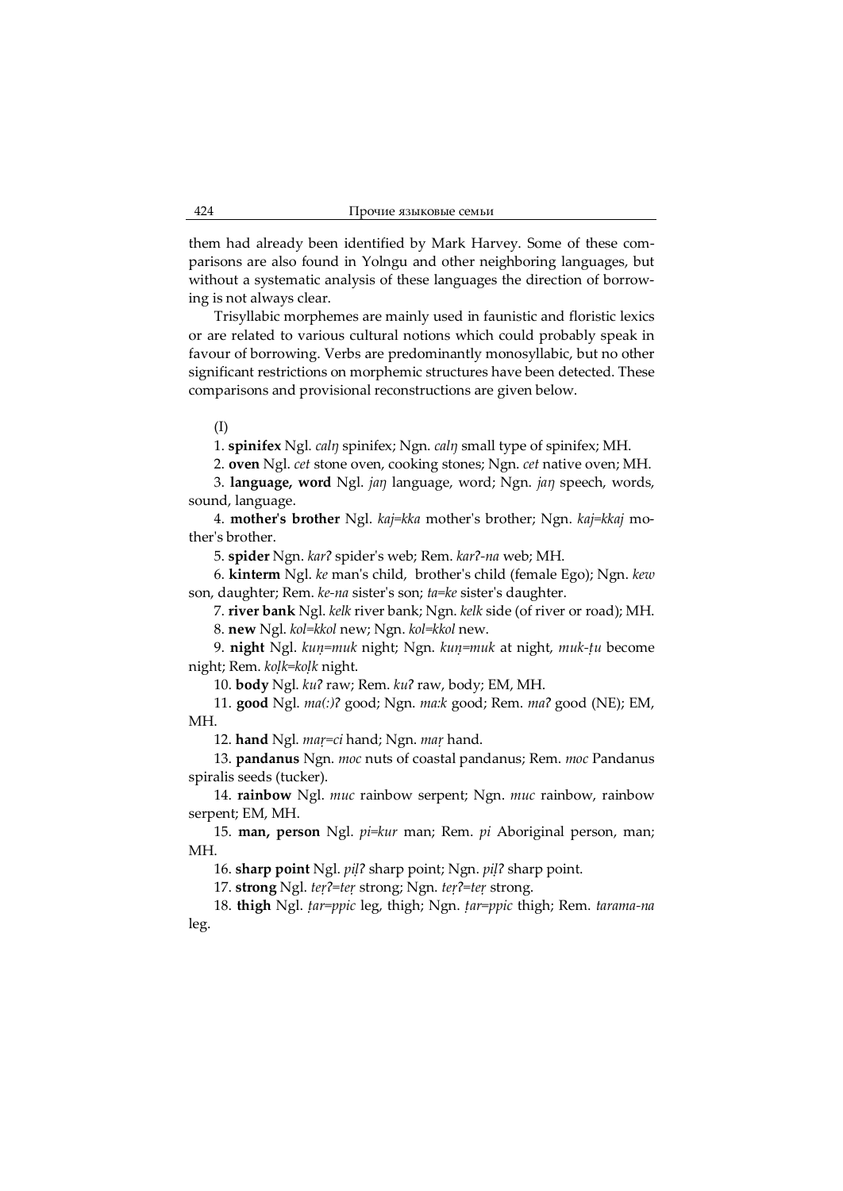them had already been identified by Mark Harvey. Some of these comparisons are also found in Yolngu and other neighboring languages, but without a systematic analysis of these languages the direction of borrowing is not always clear.

Trisyllabic morphemes are mainly used in faunistic and floristic lexics or are related to various cultural notions which could probably speak in favour of borrowing. Verbs are predominantly monosyllabic, but no other significant restrictions on morphemic structures have been detected. These comparisons and provisional reconstructions are given below.

(I)

1. **spinifex** Ngl. *calŋ* spinifex; Ngn. *calŋ* small type of spinifex; MH.

2. **oven** Ngl. *cet* stone oven, cooking stones; Ngn. *cet* native oven; MH.

3. **language, word** Ngl. *jaŋ* language, word; Ngn. *jaŋ* speech, words, sound, language.

4. **mother's brother** Ngl. *kaj=kka* mother's brother; Ngn. *kaj=kkaj* mother's brother.

5. **spider** Ngn. *karʔ* spider's web; Rem. *karʔ-na* web; MH.

6. **kinterm** Ngl. *ke* man's child, brother's child (female Ego); Ngn. *kew* son, daughter; Rem. *ke-na* sister's son; *ta=ke* sister's daughter.

7. **river bank** Ngl. *kelk* river bank; Ngn. *kelk* side (of river or road); MH.

8. **new** Ngl. *kol=kkol* new; Ngn. *kol=kkol* new.

9. **night** Ngl. *kuṇ=muk* night; Ngn. *kuṇ=muk* at night, *muk-ṭu* become night; Rem. *koḷk=koḷk* night.

10. **body** Ngl. *kuʔ* raw; Rem. *kuʔ* raw, body; EM, MH.

11. **good** Ngl. *ma(:)ʔ* good; Ngn. *ma:k* good; Rem. *maʔ* good (NE); EM, MH.

12. **hand** Ngl. *maṛ=ci* hand; Ngn. *maṛ* hand.

13. **pandanus** Ngn. *moc* nuts of coastal pandanus; Rem. *moc* Pandanus spiralis seeds (tucker).

14. **rainbow** Ngl. *muc* rainbow serpent; Ngn. *muc* rainbow, rainbow serpent; EM, MH.

15. **man, person** Ngl. *pi=kur* man; Rem. *pi* Aboriginal person, man; MH.

16. **sharp point** Ngl. *piḷʔ* sharp point; Ngn. *piḷʔ* sharp point.

17. **strong** Ngl. *teṛʔ=teṛ* strong; Ngn. *teṛʔ=teṛ* strong.

18. **thigh** Ngl. *ṭar=ppic* leg, thigh; Ngn. *ṭar=ppic* thigh; Rem. *tarama-na* leg.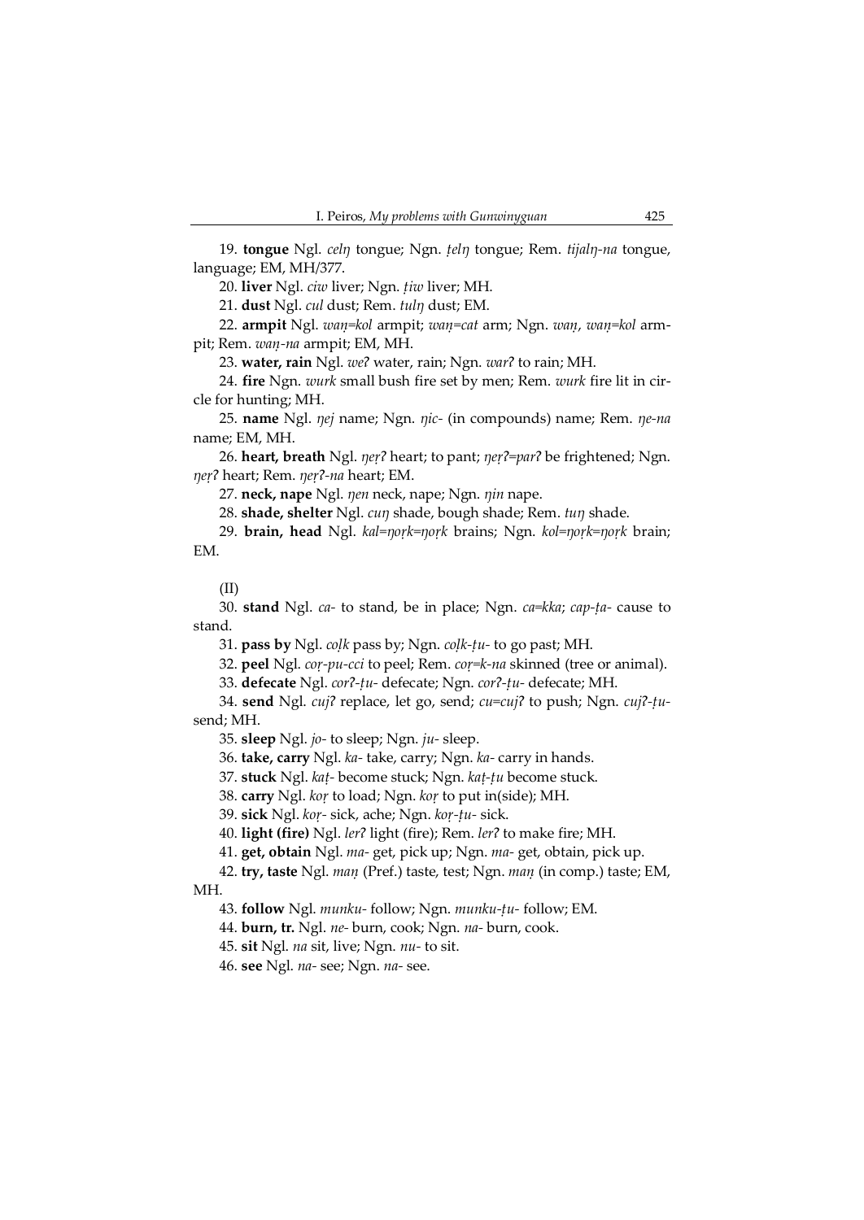19. **tongue** Ngl. *celŋ* tongue; Ngn. *ṭelŋ* tongue; Rem. *tijalŋ-na* tongue, language; EM, MH/377.

20. **liver** Ngl. *ciw* liver; Ngn. *ṭiw* liver; MH.

21. **dust** Ngl. *cul* dust; Rem. *tulŋ* dust; EM.

22. **armpit** Ngl. *waṇ=kol* armpit; *waṇ=cat* arm; Ngn. *waṇ*, *waṇ=kol* armpit; Rem. *waṇ-na* armpit; EM, MH.

23. **water, rain** Ngl. *weʔ* water, rain; Ngn. *warʔ* to rain; MH.

24. **fire** Ngn. *wurk* small bush fire set by men; Rem. *wurk* fire lit in circle for hunting; MH.

25. **name** Ngl. *ŋej* name; Ngn. *ŋic-* (in compounds) name; Rem. *ŋe-na* name; EM, MH.

26. **heart, breath** Ngl. *ŋeṛʔ* heart; to pant; *ŋeṛʔ=parʔ* be frightened; Ngn. *ŋeṛʔ* heart; Rem. *ŋeṛʔ-na* heart; EM.

27. **neck, nape** Ngl. *ŋen* neck, nape; Ngn. *ŋin* nape.

28. **shade, shelter** Ngl. *cuŋ* shade, bough shade; Rem. *tuŋ* shade.

29. **brain, head** Ngl. *kal=ŋoṛk=ŋoṛk* brains; Ngn. *kol=ŋoṛk=ŋoṛk* brain; EM.

(II)

30. **stand** Ngl. *ca-* to stand, be in place; Ngn. *ca=kka*; *cap-ṭa-* cause to stand.

31. **pass by** Ngl. *coḷk* pass by; Ngn. *coḷk-ṭu-* to go past; MH.

32. **peel** Ngl. *coṛ-pu-cci* to peel; Rem. *coṛ=k-na* skinned (tree or animal).

33. **defecate** Ngl. *corʔ-ṭu-* defecate; Ngn. *corʔ-ṭu-* defecate; MH.

34. **send** Ngl. *cujʔ* replace, let go, send; *cu=cujʔ* to push; Ngn. *cujʔ-ṭu-* send; MH.

35. **sleep** Ngl. *jo-* to sleep; Ngn. *ju-* sleep.

36. **take, carry** Ngl. *ka-* take, carry; Ngn. *ka-* carry in hands.

37. **stuck** Ngl. *kaṭ-* become stuck; Ngn. *kaṭ-ṭu* become stuck.

38. **carry** Ngl. *koṛ* to load; Ngn. *koṛ* to put in(side); MH.

39. **sick** Ngl. *koṛ-* sick, ache; Ngn. *koṛ-ṭu-* sick.

40. **light (fire)** Ngl. *lerʔ* light (fire); Rem. *lerʔ* to make fire; MH.

41. **get, obtain** Ngl. *ma-* get, pick up; Ngn. *ma-* get, obtain, pick up.

42. **try, taste** Ngl. *maṇ* (Pref.) taste, test; Ngn. *maṇ* (in comp.) taste; EM, MH.

43. **follow** Ngl. *munku-* follow; Ngn. *munku-ṭu-* follow; EM.

44. **burn, tr.** Ngl. *ne-* burn, cook; Ngn. *na-* burn, cook.

45. **sit** Ngl. *na* sit, live; Ngn. *nu-* to sit.

46. **see** Ngl. *na-* see; Ngn. *na-* see.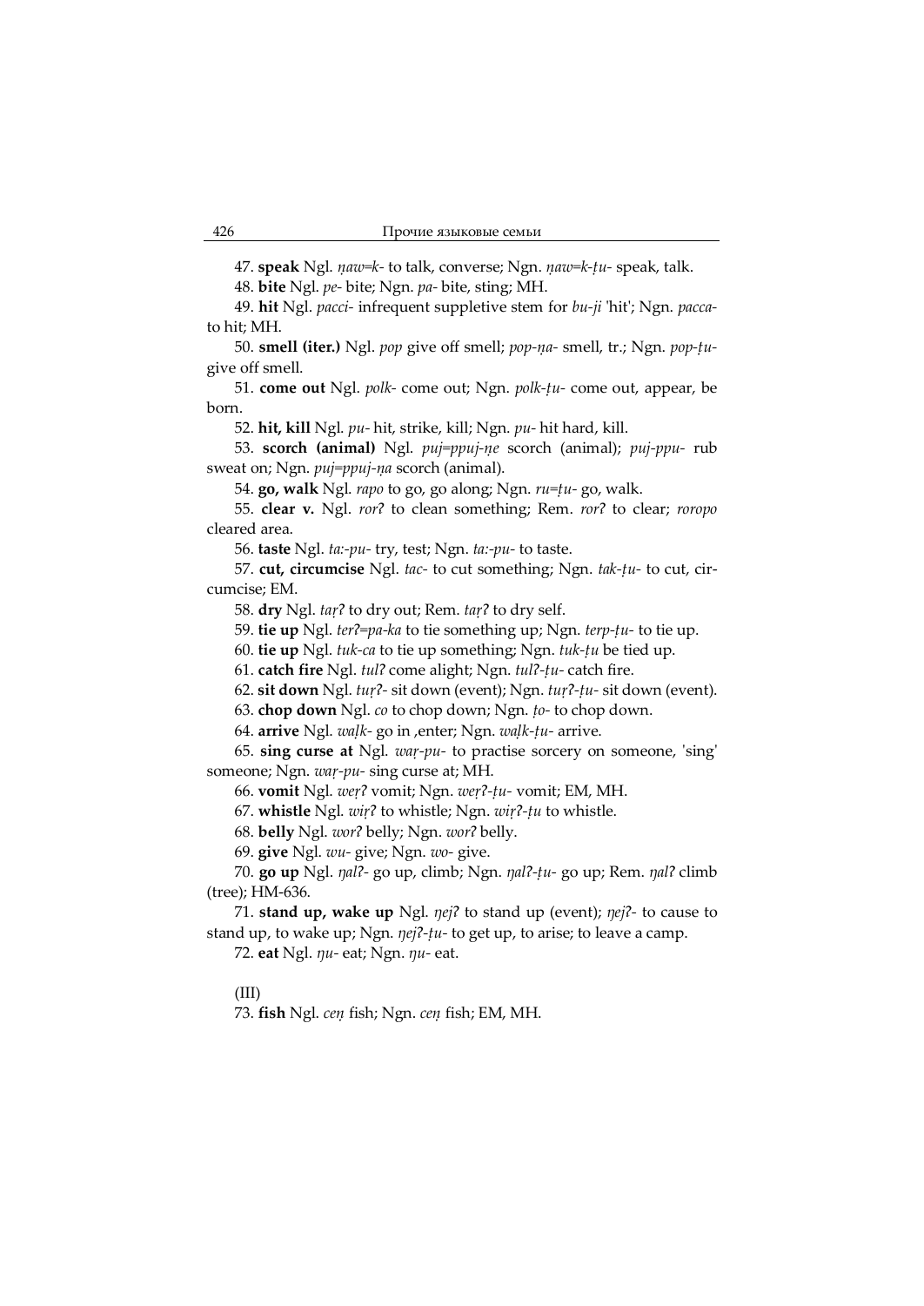47. **speak** Ngl. *ṇaw=k-* to talk, converse; Ngn. *ṇaw=k-ṭu-* speak, talk.

48. **bite** Ngl. *pe-* bite; Ngn. *pa-* bite, sting; MH.

49. **hit** Ngl. *pacci-* infrequent suppletive stem for *bu-ji* 'hit'; Ngn. *pacca-* to hit; MH.

50. **smell (iter.)** Ngl. *pop* give off smell; *pop-ṇa-* smell, tr.; Ngn. *pop-ṭu-* give off smell.

51. **come out** Ngl. *polk-* come out; Ngn. *polk-ṭu-* come out, appear, be born.

52. **hit, kill** Ngl. *pu-* hit, strike, kill; Ngn. *pu-* hit hard, kill.

53. **scorch (animal)** Ngl. *puj=ppuj-ṇe* scorch (animal); *puj-ppu-* rub sweat on; Ngn. *puj=ppuj-ṇa* scorch (animal).

54. **go, walk** Ngl. *rapo* to go, go along; Ngn. *ru=ṭu-* go, walk.

55. **clear v.** Ngl. *rorʔ* to clean something; Rem. *rorʔ* to clear; *roropo* cleared area.

56. **taste** Ngl. *ta:-pu-* try, test; Ngn. *ta:-pu-* to taste.

57. **cut, circumcise** Ngl. *tac-* to cut something; Ngn. *tak-ṭu-* to cut, circumcise; EM.

58. **dry** Ngl. *taṛʔ* to dry out; Rem. *taṛʔ* to dry self.

59. **tie up** Ngl. *terʔ=pa-ka* to tie something up; Ngn. *terp-ṭu-* to tie up.

60. **tie up** Ngl. *tuk-ca* to tie up something; Ngn. *tuk-ṭu* be tied up.

61. **catch fire** Ngl. *tulʔ* come alight; Ngn. *tulʔ-ṭu-* catch fire.

62. **sit down** Ngl. *tuṛʔ-* sit down (event); Ngn. *tuṛʔ-ṭu-* sit down (event).

63. **chop down** Ngl. *co* to chop down; Ngn. *ṭo-* to chop down.

64. **arrive** Ngl. *waḷk-* go in ,enter; Ngn. *waḷk-ṭu-* arrive.

65. **sing curse at** Ngl. *waṛ-pu-* to practise sorcery on someone, 'sing' someone; Ngn. *waṛ-pu-* sing curse at; MH.

66. **vomit** Ngl. *weṛʔ* vomit; Ngn. *weṛʔ-ṭu-* vomit; EM, MH.

67. **whistle** Ngl. *wiṛʔ* to whistle; Ngn. *wiṛʔ-ṭu* to whistle.

68. **belly** Ngl. *worʔ* belly; Ngn. *worʔ* belly.

69. **give** Ngl. *wu-* give; Ngn. *wo-* give.

70. **go up** Ngl. *ŋalʔ-* go up, climb; Ngn. *ŋalʔ-ṭu-* go up; Rem. *ŋalʔ* climb (tree); HM-636.

71. **stand up, wake up** Ngl. *ŋejʔ* to stand up (event); *ŋejʔ-* to cause to stand up, to wake up; Ngn. *ŋejʔ-ṭu-* to get up, to arise; to leave a camp.

72. **eat** Ngl. *ŋu-* eat; Ngn. *ŋu-* eat.

(III)

73. **fish** Ngl. *ceṇ* fish; Ngn. *ceṇ* fish; EM, MH.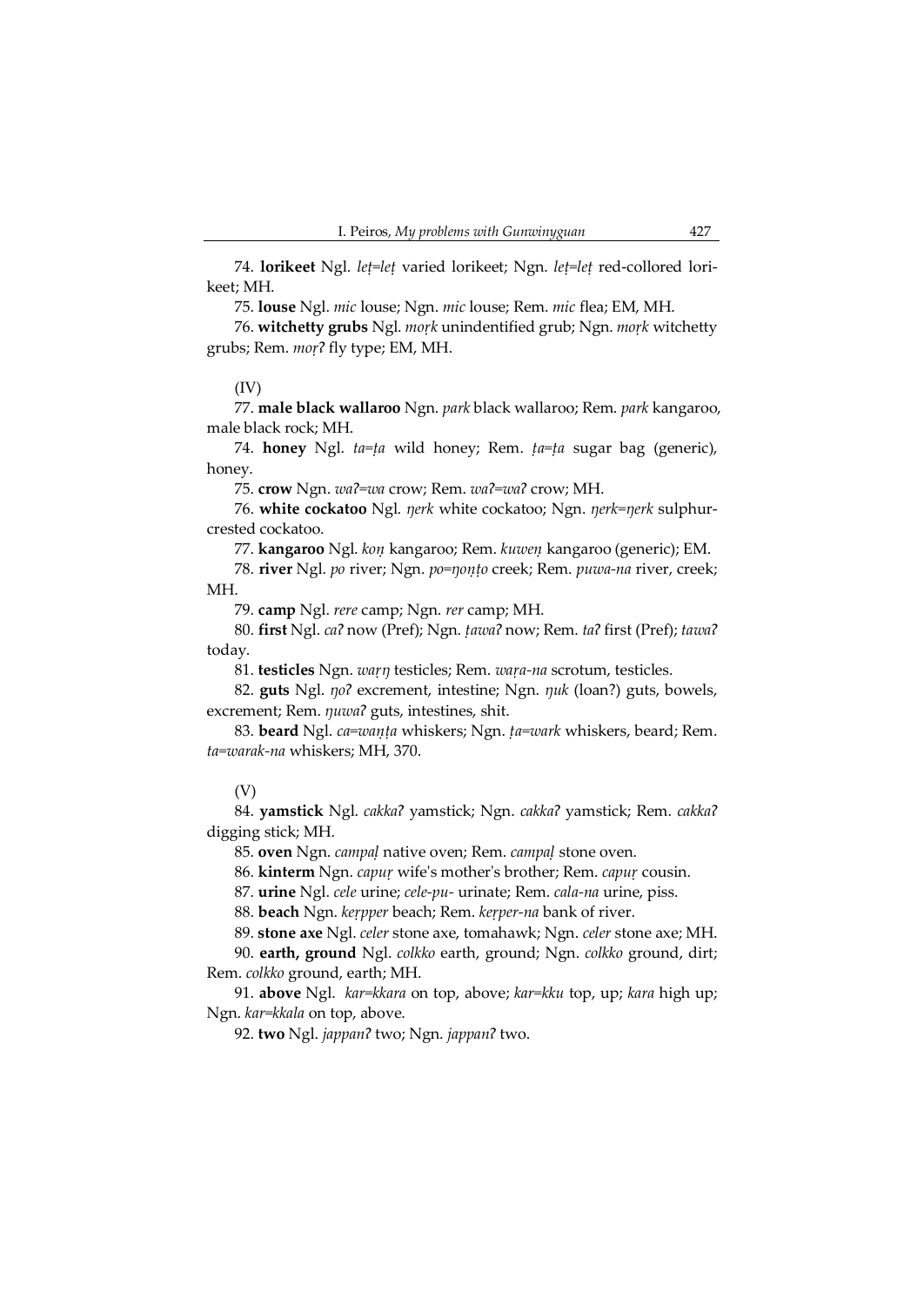74. **lorikeet** Ngl. *leṭ=leṭ* varied lorikeet; Ngn. *leṭ=leṭ* red-collored lorikeet; MH.

75. **louse** Ngl. *mic* louse; Ngn. *mic* louse; Rem. *mic* flea; EM, MH.

76. **witchetty grubs** Ngl. *moṛk* unindentified grub; Ngn. *moṛk* witchetty grubs; Rem. *moṛʔ* fly type; EM, MH.

(IV)

77. **male black wallaroo** Ngn. *park* black wallaroo; Rem. *park* kangaroo, male black rock; MH.

74. **honey** Ngl. *ta=ṭa* wild honey; Rem. *ṭa=ṭa* sugar bag (generic), honey.

75. **crow** Ngn. *waʔ=wa* crow; Rem. *waʔ=waʔ* crow; MH.

76. **white cockatoo** Ngl. *ŋerk* white cockatoo; Ngn. *ŋerk=ŋerk* sulphur-crested cockatoo.

77. **kangaroo** Ngl. *koṇ* kangaroo; Rem. *kuweṇ* kangaroo (generic); EM.

78. **river** Ngl. *po* river; Ngn. *po=ŋoṇṭo* creek; Rem. *puwa-na* river, creek; MH.

79. **camp** Ngl. *rere* camp; Ngn. *rer* camp; MH.

80. **first** Ngl. *caʔ* now (Pref); Ngn. *ṭawaʔ* now; Rem. *taʔ* first (Pref); *tawaʔ* today.

81. **testicles** Ngn. *waṛŋ* testicles; Rem. *waṛa-na* scrotum, testicles.

82. **guts** Ngl. *ŋoʔ* excrement, intestine; Ngn. *ŋuk* (loan?) guts, bowels, excrement; Rem. *ŋuwaʔ* guts, intestines, shit.

83. **beard** Ngl. *ca=waṇṭa* whiskers; Ngn. *ṭa=wark* whiskers, beard; Rem. *ta=warak-na* whiskers; MH, 370.

(V)

84. **yamstick** Ngl. *cakkaʔ* yamstick; Ngn. *cakkaʔ* yamstick; Rem. *cakkaʔ* digging stick; MH.

85. **oven** Ngn. *campaḷ* native oven; Rem. *campaḷ* stone oven.

86. **kinterm** Ngn. *capuṛ* wife's mother's brother; Rem. *capuṛ* cousin.

87. **urine** Ngl. *cele* urine; *cele-pu-* urinate; Rem. *cala-na* urine, piss.

88. **beach** Ngn. *keṛpper* beach; Rem. *keṛper-na* bank of river.

89. **stone axe** Ngl. *celer* stone axe, tomahawk; Ngn. *celer* stone axe; MH.

90. **earth, ground** Ngl. *colkko* earth, ground; Ngn. *colkko* ground, dirt; Rem. *colkko* ground, earth; MH.

91. **above** Ngl. *kar=kkara* on top, above; *kar=kku* top, up; *kara* high up; Ngn. *kar=kkala* on top, above.

92. **two** Ngl. *jappanʔ* two; Ngn. *jappanʔ* two.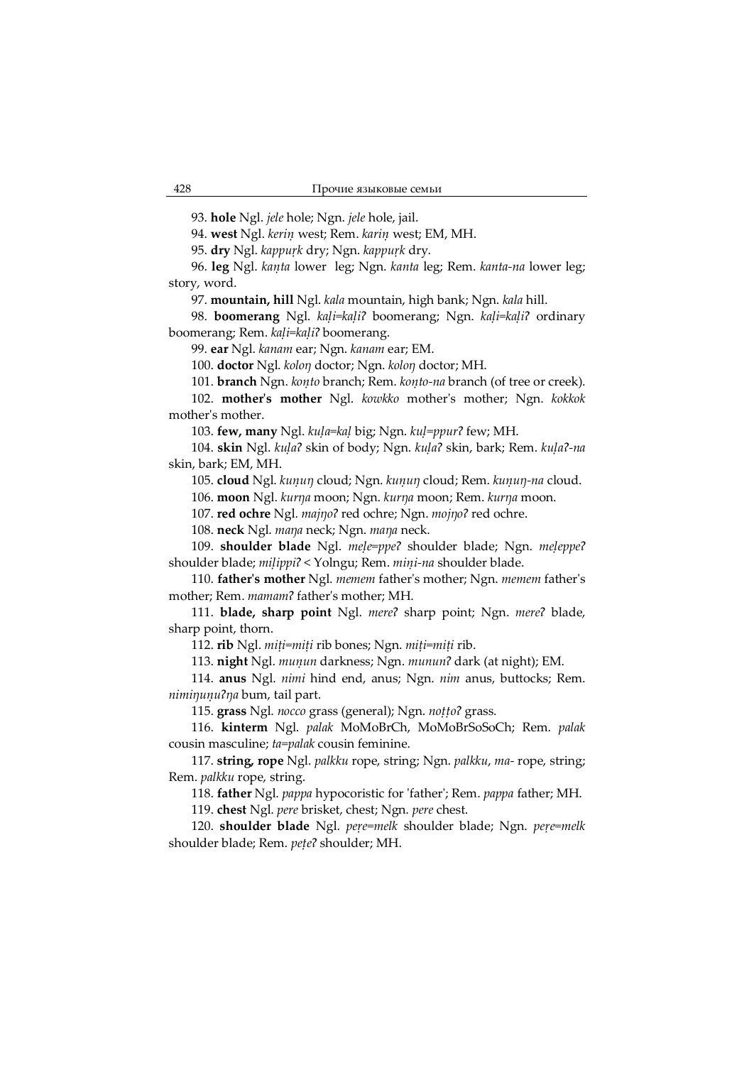93. **hole** Ngl. *jele* hole; Ngn. *jele* hole, jail.

94. **west** Ngl. *keriṇ* west; Rem. *kariṇ* west; EM, MH.

95. **dry** Ngl. *kappuṛk* dry; Ngn. *kappuṛk* dry.

96. **leg** Ngl. *kaṇta* lower leg; Ngn. *kanta* leg; Rem. *kanta-na* lower leg; story, word.

97. **mountain, hill** Ngl. *kala* mountain, high bank; Ngn. *kala* hill.

98. **boomerang** Ngl. *kaḷi=kaḷiʔ* boomerang; Ngn. *kaḷi=kaḷiʔ* ordinary boomerang; Rem. *kaḷi=kaḷiʔ* boomerang.

99. **ear** Ngl. *kanam* ear; Ngn. *kanam* ear; EM.

100. **doctor** Ngl. *koloŋ* doctor; Ngn. *koloŋ* doctor; MH.

101. **branch** Ngn. *koṇto* branch; Rem. *koṇto-na* branch (of tree or creek).

102. **mother's mother** Ngl. *kowkko* mother's mother; Ngn. *kokkok* mother's mother.

103. **few, many** Ngl. *kuḷa=kaḷ* big; Ngn. *kuḷ=ppurʔ* few; MH.

104. **skin** Ngl. *kuḷaʔ* skin of body; Ngn. *kuḷaʔ* skin, bark; Rem. *kuḷaʔ-na* skin, bark; EM, MH.

105. **cloud** Ngl. *kuṇuŋ* cloud; Ngn. *kuṇuŋ* cloud; Rem. *kuṇuŋ-na* cloud.

106. **moon** Ngl. *kurŋa* moon; Ngn. *kurŋa* moon; Rem. *kurŋa* moon.

107. **red ochre** Ngl. *majŋoʔ* red ochre; Ngn. *mojŋoʔ* red ochre.

108. **neck** Ngl. *maŋa* neck; Ngn. *maŋa* neck.

109. **shoulder blade** Ngl. *meḷe=ppeʔ* shoulder blade; Ngn. *meḷeppeʔ* shoulder blade; *miḷippiʔ* < Yolngu; Rem. *miṇi-na* shoulder blade.

110. **father's mother** Ngl. *memem* father's mother; Ngn. *memem* father's mother; Rem. *mamamʔ* father's mother; MH.

111. **blade, sharp point** Ngl. *mereʔ* sharp point; Ngn. *mereʔ* blade, sharp point, thorn.

112. **rib** Ngl. *miṭi=miṭi* rib bones; Ngn. *miṭi=miṭi* rib.

113. **night** Ngl. *muṇun* darkness; Ngn. *mununʔ* dark (at night); EM.

114. **anus** Ngl. *nimi* hind end, anus; Ngn. *nim* anus, buttocks; Rem. *nimiŋuṇuʔŋa* bum, tail part.

115. **grass** Ngl. *nocco* grass (general); Ngn. *noṭṭoʔ* grass.

116. **kinterm** Ngl. *palak* MoMoBrCh, MoMoBrSoSoCh; Rem. *palak* cousin masculine; *ta=palak* cousin feminine.

117. **string, rope** Ngl. *palkku* rope, string; Ngn. *palkku*, *ma-* rope, string; Rem. *palkku* rope, string.

118. **father** Ngl. *pappa* hypocoristic for 'father'; Rem. *pappa* father; MH.

119. **chest** Ngl. *pere* brisket, chest; Ngn. *pere* chest.

120. **shoulder blade** Ngl. *peṛe=melk* shoulder blade; Ngn. *peṛe=melk* shoulder blade; Rem. *peṭeʔ* shoulder; MH.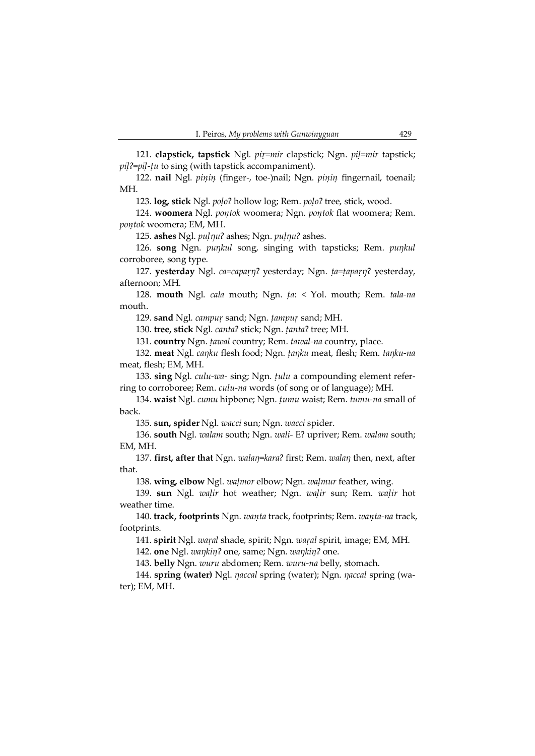121. **clapstick, tapstick** Ngl. *piṛ=mir* clapstick; Ngn. *piḷ=mir* tapstick; *piḷʔ=piḷ-ṭu* to sing (with tapstick accompaniment).

122. **nail** Ngl. *piṇiṇ* (finger-, toe-)nail; Ngn. *piṇiṇ* fingernail, toenail; MH.

123. **log, stick** Ngl. *poḷoʔ* hollow log; Rem. *poḷoʔ* tree, stick, wood.

124. **woomera** Ngl. *poṇṭok* woomera; Ngn. *poṇṭok* flat woomera; Rem. *poṇṭok* woomera; EM, MH.

125. **ashes** Ngl. *puḷŋuʔ* ashes; Ngn. *puḷŋuʔ* ashes.

126. **song** Ngn. *puŋkul* song, singing with tapsticks; Rem. *puŋkul* corroboree, song type.

127. **yesterday** Ngl. *ca=capaṛŋʔ* yesterday; Ngn. *ṭa=ṭapaṛŋʔ* yesterday, afternoon; MH.

128. **mouth** Ngl. *cala* mouth; Ngn. *ṭa*: < Yol. mouth; Rem. *tala-na* mouth.

129. **sand** Ngl. *campuṛ* sand; Ngn. *ṭampuṛ* sand; MH.

130. **tree, stick** Ngl. *cantaʔ* stick; Ngn. *ṭantaʔ* tree; MH.

131. **country** Ngn. *ṭawal* country; Rem. *tawal-na* country, place.

132. **meat** Ngl. *caŋku* flesh food; Ngn. *ṭaŋku* meat, flesh; Rem. *taŋku-na* meat, flesh; EM, MH.

133. **sing** Ngl. *culu-wa-* sing; Ngn. *ṭulu* a compounding element referring to corroboree; Rem. *culu-na* words (of song or of language); MH.

134. **waist** Ngl. *cumu* hipbone; Ngn. *ṭumu* waist; Rem. *tumu-na* small of back.

135. **sun, spider** Ngl. *wacci* sun; Ngn. *wacci* spider.

136. **south** Ngl. *walam* south; Ngn. *wali-* E? upriver; Rem. *walam* south; EM, MH.

137. **first, after that** Ngn. *walaŋ=karaʔ* first; Rem. *walaŋ* then, next, after that.

138. **wing, elbow** Ngl. *waḷmor* elbow; Ngn. *waḷmur* feather, wing.

139. **sun** Ngl. *waḷir* hot weather; Ngn. *waḷir* sun; Rem. *waḷir* hot weather time.

140. **track, footprints** Ngn. *waṇṭa* track, footprints; Rem. *waṇṭa-na* track, footprints.

141. **spirit** Ngl. *waṛal* shade, spirit; Ngn. *waṛal* spirit, image; EM, MH.

142. **one** Ngl. *waŋkiṇʔ* one, same; Ngn. *waŋkiṇʔ* one.

143. **belly** Ngn. *wuru* abdomen; Rem. *wuru-na* belly, stomach.

144. **spring (water)** Ngl. *ŋaccal* spring (water); Ngn. *ŋaccal* spring (water); EM, MH.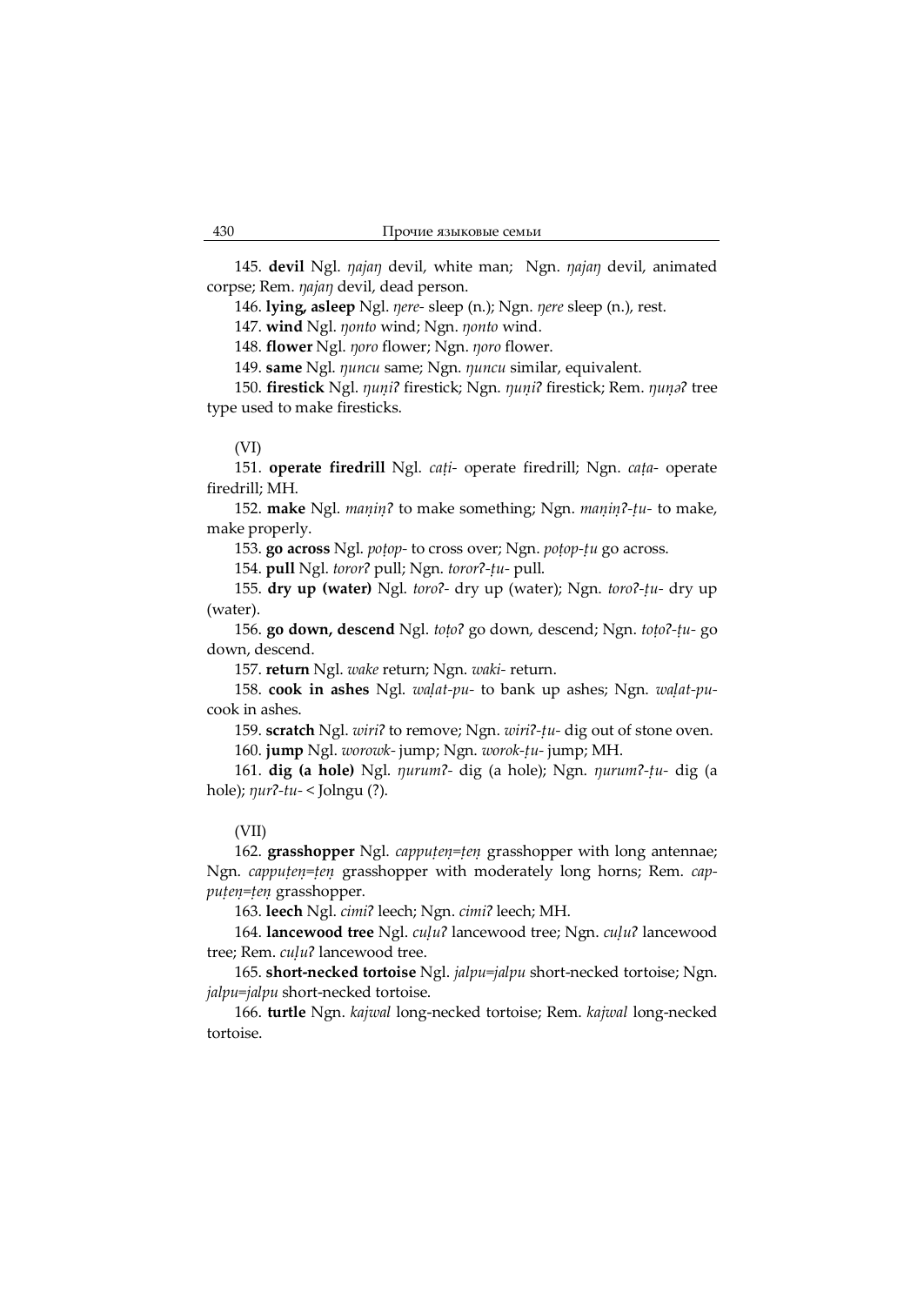145. **devil** Ngl. *ŋajaŋ* devil, white man;  Ngn. *ŋajaŋ* devil, animated corpse; Rem. *ŋajaŋ* devil, dead person.

146. **lying, asleep** Ngl. *ŋere-* sleep (n.); Ngn. *ŋere* sleep (n.), rest.

147. **wind** Ngl. *ŋonto* wind; Ngn. *ŋonto* wind.

148. **flower** Ngl. *ŋoro* flower; Ngn. *ŋoro* flower.

149. **same** Ngl. *ŋuncu* same; Ngn. *ŋuncu* similar, equivalent.

150. **firestick** Ngl. *ŋuṇiʔ* firestick; Ngn. *ŋuṇiʔ* firestick; Rem. *ŋuṇəʔ* tree type used to make firesticks.

(VI)

151. **operate firedrill** Ngl. *caṭi-* operate firedrill; Ngn. *caṭa-* operate firedrill; MH.

152. **make** Ngl. *maṇiṇʔ* to make something; Ngn. *maṇiṇʔ-ṭu-* to make, make properly.

153. **go across** Ngl. *poṭop-* to cross over; Ngn. *poṭop-ṭu* go across.

154. **pull** Ngl. *tororʔ* pull; Ngn. *tororʔ-ṭu-* pull.

155. **dry up (water)** Ngl. *toroʔ-* dry up (water); Ngn. *toroʔ-ṭu-* dry up (water).

156. **go down, descend** Ngl. *toṭoʔ* go down, descend; Ngn. *toṭoʔ-ṭu-* go down, descend.

157. **return** Ngl. *wake* return; Ngn. *waki-* return.

158. **cook in ashes** Ngl. *waḷat-pu-* to bank up ashes; Ngn. *waḷat-pu-* cook in ashes.

159. **scratch** Ngl. *wiriʔ* to remove; Ngn. *wiriʔ-ṭu-* dig out of stone oven.

160. **jump** Ngl. *worowk-* jump; Ngn. *worok-ṭu-* jump; MH.

161. **dig (a hole)** Ngl. *ŋurumʔ-* dig (a hole); Ngn. *ŋurumʔ-ṭu-* dig (a hole); *ŋurʔ-tu-* < Jolngu (?).

(VII)

162. **grasshopper** Ngl. *cappuṭeṇ=ṭeṇ* grasshopper with long antennae; Ngn. *cappuṭeṇ=ṭeṇ* grasshopper with moderately long horns; Rem. *cap-puṭeṇ=ṭeṇ* grasshopper.

163. **leech** Ngl. *cimiʔ* leech; Ngn. *cimiʔ* leech; MH.

164. **lancewood tree** Ngl. *cuḷuʔ* lancewood tree; Ngn. *cuḷuʔ* lancewood tree; Rem. *cuḷuʔ* lancewood tree.

165. **short-necked tortoise** Ngl. *jalpu=jalpu* short-necked tortoise; Ngn. *jalpu=jalpu* short-necked tortoise.

166. **turtle** Ngn. *kajwal* long-necked tortoise; Rem. *kajwal* long-necked tortoise.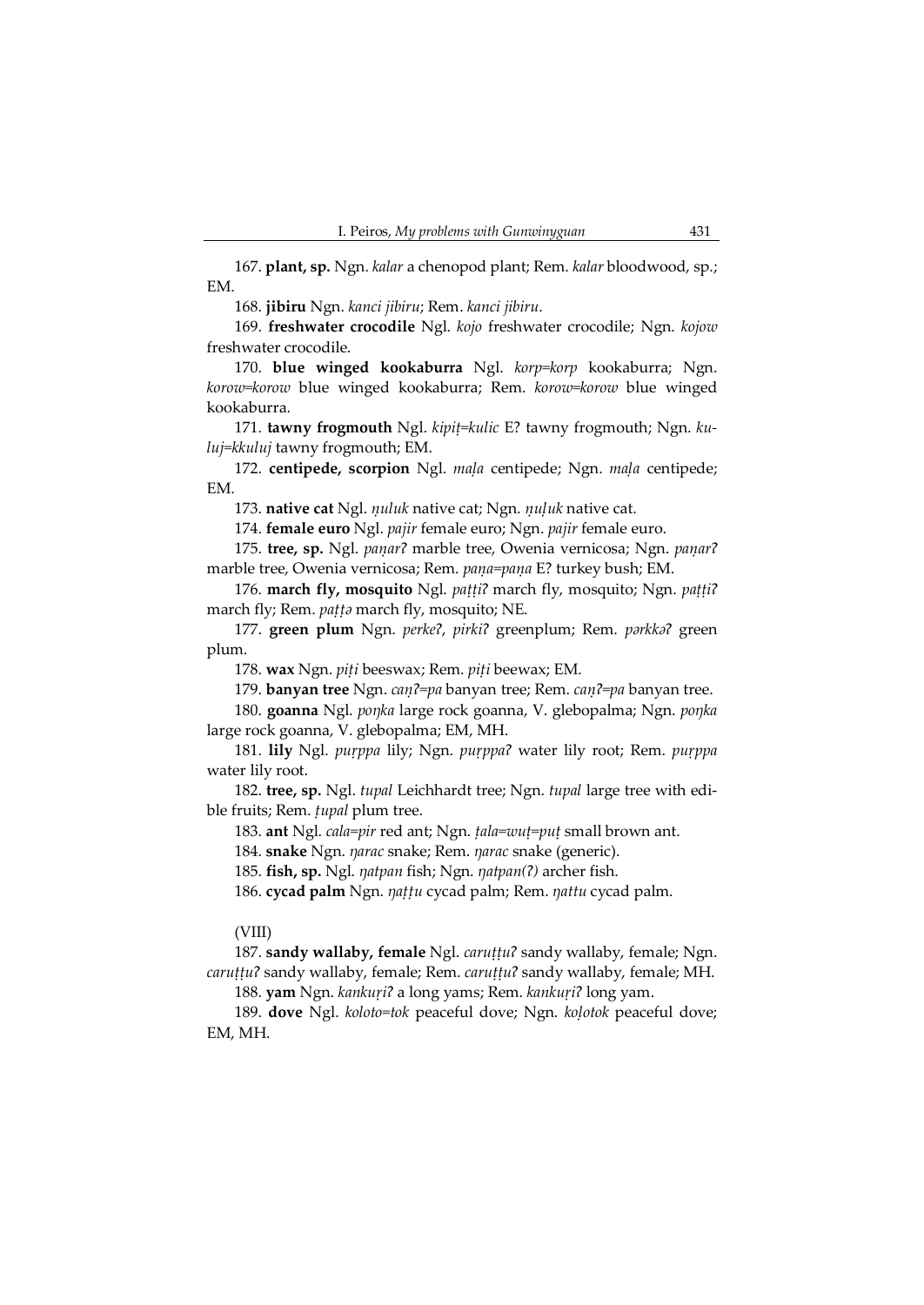167. **plant, sp.** Ngn. *kalar* a chenopod plant; Rem. *kalar* bloodwood, sp.; EM.

168. **jibiru** Ngn. *kanci jibiru*; Rem. *kanci jibiru*.

169. **freshwater crocodile** Ngl. *kojo* freshwater crocodile; Ngn. *kojow* freshwater crocodile.

170. **blue winged kookaburra** Ngl. *korp=korp* kookaburra; Ngn. *korow=korow* blue winged kookaburra; Rem. *korow=korow* blue winged kookaburra.

171. **tawny frogmouth** Ngl. *kipiṭ=kulic* E? tawny frogmouth; Ngn. *kuluj=kkuluj* tawny frogmouth; EM.

172. **centipede, scorpion** Ngl. *maḷa* centipede; Ngn. *maḷa* centipede; EM.

173. **native cat** Ngl. *ṇuluk* native cat; Ngn. *ṇuḷuk* native cat.

174. **female euro** Ngl. *pajir* female euro; Ngn. *pajir* female euro.

175. **tree, sp.** Ngl. *paṇarʔ* marble tree, Owenia vernicosa; Ngn. *paṇarʔ* marble tree, Owenia vernicosa; Rem. *paṇa=paṇa* E? turkey bush; EM.

176. **march fly, mosquito** Ngl. *paṭṭiʔ* march fly, mosquito; Ngn. *paṭṭiʔ* march fly; Rem. *paṭṭə* march fly, mosquito; NE.

177. **green plum** Ngn. *perkeʔ*, *pirkiʔ* greenplum; Rem. *pərkkəʔ* green plum.

178. **wax** Ngn. *piṭi* beeswax; Rem. *piṭi* beewax; EM.

179. **banyan tree** Ngn. *caṇʔ=pa* banyan tree; Rem. *caṇʔ=pa* banyan tree.

180. **goanna** Ngl. *poŋka* large rock goanna, V. glebopalma; Ngn. *poŋka* large rock goanna, V. glebopalma; EM, MH.

181. **lily** Ngl. *puṛppa* lily; Ngn. *puṛppaʔ* water lily root; Rem. *puṛppa* water lily root.

182. **tree, sp.** Ngl. *tupal* Leichhardt tree; Ngn. *tupal* large tree with edible fruits; Rem. *ṭupal* plum tree.

183. **ant** Ngl. *cala=pir* red ant; Ngn. *ṭala=wuṭ=puṭ* small brown ant.

184. **snake** Ngn. *ŋarac* snake; Rem. *ŋarac* snake (generic).

185. **fish, sp.** Ngl. *ŋatpan* fish; Ngn. *ŋatpan(ʔ)* archer fish.

186. **cycad palm** Ngn. *ŋaṭṭu* cycad palm; Rem. *ŋattu* cycad palm.

(VIII)

187. **sandy wallaby, female** Ngl. *caruṭṭuʔ* sandy wallaby, female; Ngn. *caruṭṭuʔ* sandy wallaby, female; Rem. *caruṭṭuʔ* sandy wallaby, female; MH.

188. **yam** Ngn. *kankuṛiʔ* a long yams; Rem. *kankuṛiʔ* long yam.

189. **dove** Ngl. *koloto=tok* peaceful dove; Ngn. *koḷotok* peaceful dove; EM, MH.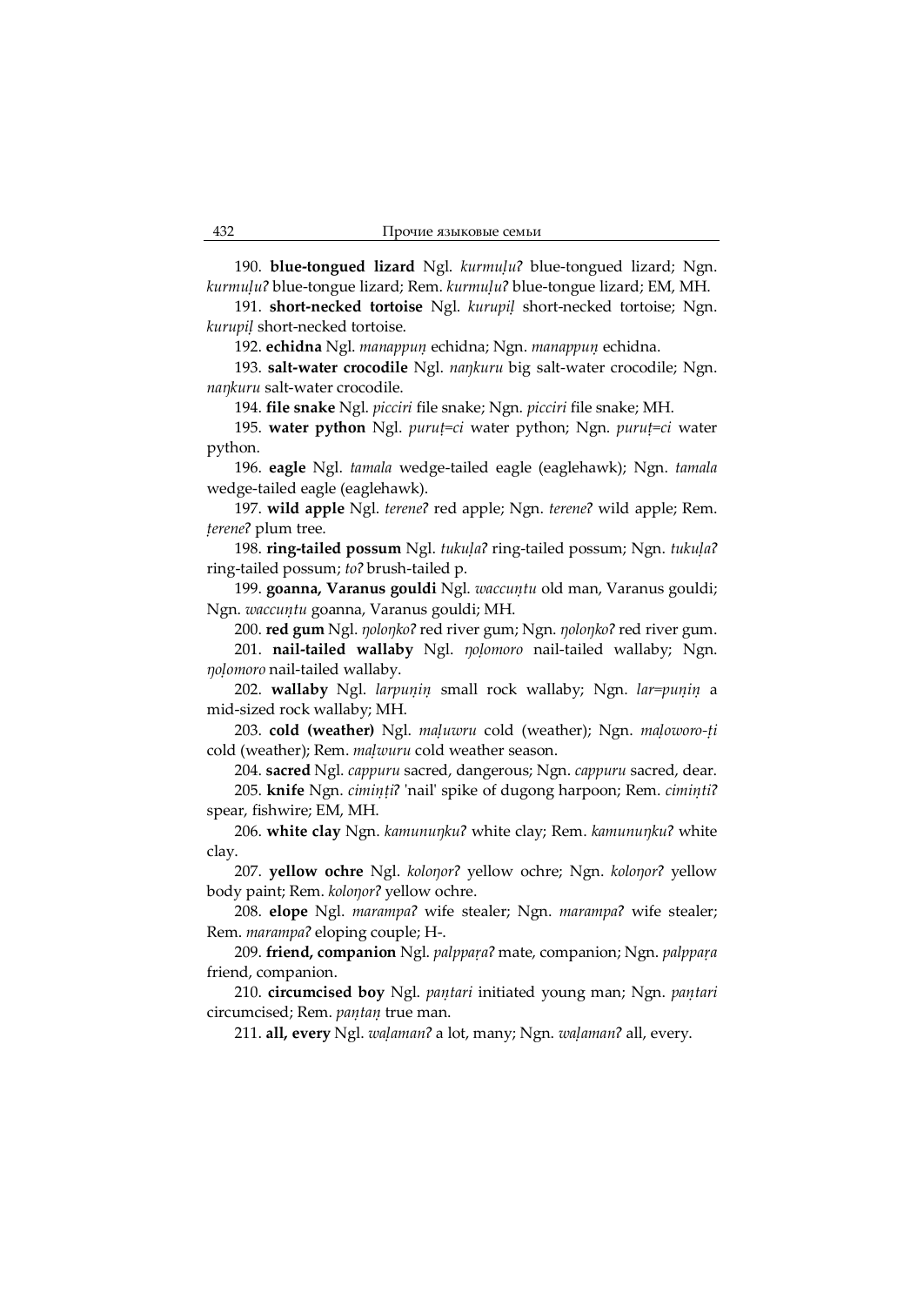190. **blue-tongued lizard** Ngl. *kurmuḷuʔ* blue-tongued lizard; Ngn. *kurmuḷuʔ* blue-tongue lizard; Rem. *kurmuḷuʔ* blue-tongue lizard; EM, MH.

191. **short-necked tortoise** Ngl. *kurupiḷ* short-necked tortoise; Ngn. *kurupiḷ* short-necked tortoise.

192. **echidna** Ngl. *manappuṇ* echidna; Ngn. *manappuṇ* echidna.

193. **salt-water crocodile** Ngl. *naŋkuru* big salt-water crocodile; Ngn. *naŋkuru* salt-water crocodile.

194. **file snake** Ngl. *picciri* file snake; Ngn. *picciri* file snake; MH.

195. **water python** Ngl. *puruṭ=ci* water python; Ngn. *puruṭ=ci* water python.

196. **eagle** Ngl. *tamala* wedge-tailed eagle (eaglehawk); Ngn. *tamala* wedge-tailed eagle (eaglehawk).

197. **wild apple** Ngl. *tereneʔ* red apple; Ngn. *tereneʔ* wild apple; Rem. *ṭereneʔ* plum tree.

198. **ring-tailed possum** Ngl. *tukuḷaʔ* ring-tailed possum; Ngn. *tukuḷaʔ* ring-tailed possum; *toʔ* brush-tailed p.

199. **goanna, Varanus gouldi** Ngl. *waccuṇtu* old man, Varanus gouldi; Ngn. *waccuṇtu* goanna, Varanus gouldi; MH.

200. **red gum** Ngl. *ŋoloŋkoʔ* red river gum; Ngn. *ŋoloŋkoʔ* red river gum.

201. **nail-tailed wallaby** Ngl. *ŋoḷomoro* nail-tailed wallaby; Ngn. *ŋoḷomoro* nail-tailed wallaby.

202. **wallaby** Ngl. *larpuṇiṇ* small rock wallaby; Ngn. *lar=puṇiṇ* a mid-sized rock wallaby; MH.

203. **cold (weather)** Ngl. *maḷuwru* cold (weather); Ngn. *maḷoworo-ṭi* cold (weather); Rem. *maḷwuru* cold weather season.

204. **sacred** Ngl. *cappuru* sacred, dangerous; Ngn. *cappuru* sacred, dear.

205. **knife** Ngn. *ciminṭiʔ* 'nail' spike of dugong harpoon; Rem. *ciminṭiʔ* spear, fishwire; EM, MH.

206. **white clay** Ngn. *kamunuŋkuʔ* white clay; Rem. *kamunuŋkuʔ* white clay.

207. **yellow ochre** Ngl. *koloŋorʔ* yellow ochre; Ngn. *koloŋorʔ* yellow body paint; Rem. *koloŋorʔ* yellow ochre.

208. **elope** Ngl. *marampaʔ* wife stealer; Ngn. *marampaʔ* wife stealer; Rem. *marampaʔ* eloping couple; H-.

209. **friend, companion** Ngl. *palppaṛaʔ* mate, companion; Ngn. *palppaṛa* friend, companion.

210. **circumcised boy** Ngl. *paṇṭari* initiated young man; Ngn. *paṇṭari* circumcised; Rem. *paṇṭaṇ* true man.

211. **all, every** Ngl. *waḷamanʔ* a lot, many; Ngn. *waḷamanʔ* all, every.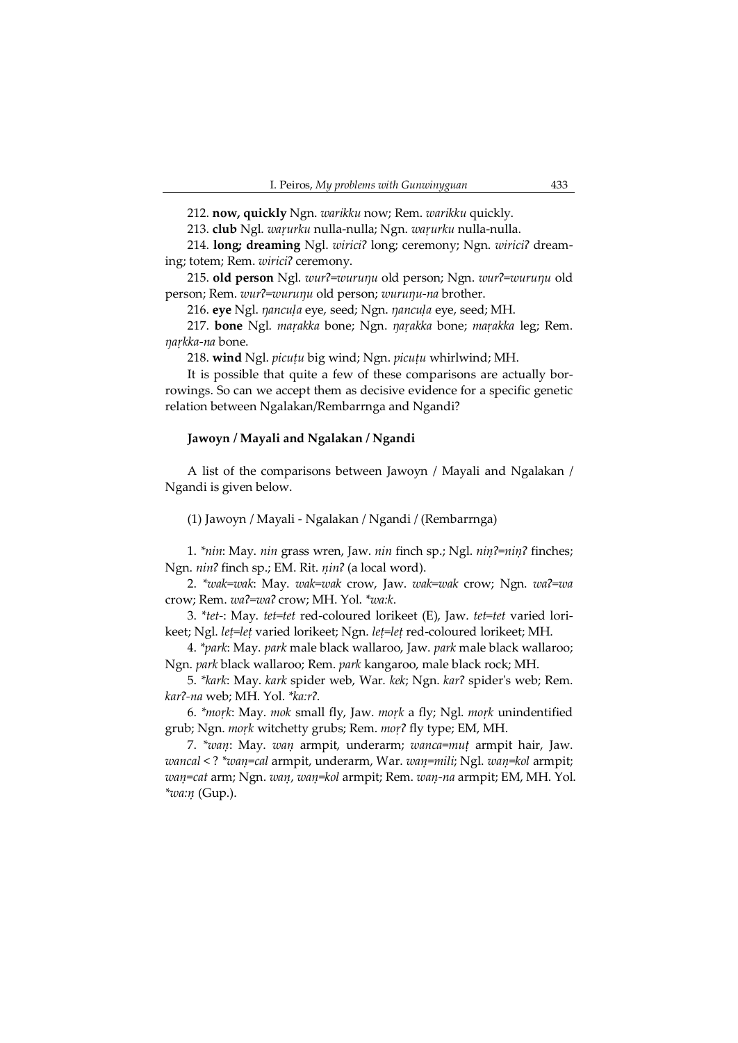212. **now, quickly** Ngn. *warikku* now; Rem. *warikku* quickly.

213. **club** Ngl. *waṛurku* nulla-nulla; Ngn. *waṛurku* nulla-nulla.

214. **long; dreaming** Ngl. *wiriciʔ* long; ceremony; Ngn. *wiriciʔ* dreaming; totem; Rem. *wiriciʔ* ceremony.

215. **old person** Ngl. *wurʔ=wuruŋu* old person; Ngn. *wurʔ=wuruŋu* old person; Rem. *wurʔ=wuruŋu* old person; *wuruŋu-na* brother.

216. **eye** Ngl. *ŋancuḷa* eye, seed; Ngn. *ŋancuḷa* eye, seed; MH.

217. **bone** Ngl. *maṛakka* bone; Ngn. *ŋaṛakka* bone; *maṛakka* leg; Rem. *ŋaṛkka-na* bone.

218. **wind** Ngl. *picuṭu* big wind; Ngn. *picuṭu* whirlwind; MH.

It is possible that quite a few of these comparisons are actually borrowings. So can we accept them as decisive evidence for a specific genetic relation between Ngalakan/Rembarrnga and Ngandi?

### Jawoyn / Mayali and Ngalakan / Ngandi

A list of the comparisons between Jawoyn / Mayali and Ngalakan / Ngandi is given below.

(1) Jawoyn / Mayali - Ngalakan / Ngandi / (Rembarrnga)

1. *\*nin*: May. *nin* grass wren, Jaw. *nin* finch sp.; Ngl. *niṇʔ=niṇʔ* finches; Ngn. *ninʔ* finch sp.; EM. Rit. *ṇinʔ* (a local word).

2. *\*wak=wak*: May. *wak=wak* crow, Jaw. *wak=wak* crow; Ngn. *waʔ=wa* crow; Rem. *waʔ=waʔ* crow; MH. Yol. *\*wa:k*.

3. *\*tet-*: May. *tet=tet* red-coloured lorikeet (E), Jaw. *tet=tet* varied lorikeet; Ngl. *leṭ=leṭ* varied lorikeet; Ngn. *leṭ=leṭ* red-coloured lorikeet; MH.

4. *\*park*: May. *park* male black wallaroo, Jaw. *park* male black wallaroo; Ngn. *park* black wallaroo; Rem. *park* kangaroo, male black rock; MH.

5. *\*kark*: May. *kark* spider web, War. *kek*; Ngn. *karʔ* spider's web; Rem. *karʔ-na* web; MH. Yol. *\*ka:rʔ*.

6. *\*moṛk*: May. *mok* small fly, Jaw. *moṛk* a fly; Ngl. *moṛk* unindentified grub; Ngn. *moṛk* witchetty grubs; Rem. *moṛʔ* fly type; EM, MH.

7. *\*waṇ*: May. *waṇ* armpit, underarm; *wanca=muṭ* armpit hair, Jaw. *wancal* < ? *\*waṇ=cal* armpit, underarm, War. *waṇ=mili*; Ngl. *waṇ=kol* armpit; *waṇ=cat* arm; Ngn. *waṇ*, *waṇ=kol* armpit; Rem. *waṇ-na* armpit; EM, MH. Yol. *\*wa:ṇ* (Gup.).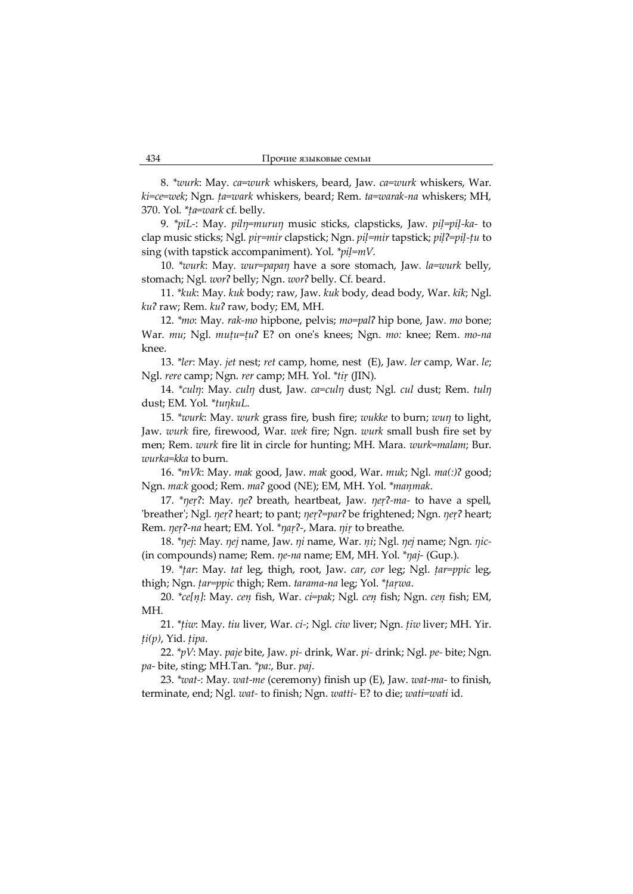8. *\*wurk*: May. *ca=wurk* whiskers, beard, Jaw. *ca=wurk* whiskers, War. *ki=ce=wek*; Ngn. *ṭa=wark* whiskers, beard; Rem. *ta=warak-na* whiskers; MH, 370. Yol. *\*ṭa=wark* cf. belly.

9. *\*piL-*: May. *pilŋ=muruŋ* music sticks, clapsticks, Jaw. *piḷ=piḷ-ka-* to clap music sticks; Ngl. *piṛ=mir* clapstick; Ngn. *piḷ=mir* tapstick; *piḷʔ=piḷ-ṭu* to sing (with tapstick accompaniment). Yol. *\*piḷ=mV*.

10. *\*wurk*: May. *wur=papaŋ* have a sore stomach, Jaw. *la=wurk* belly, stomach; Ngl. *worʔ* belly; Ngn. *worʔ* belly. Cf. beard.

11. *\*kuk*: May. *kuk* body; raw, Jaw. *kuk* body, dead body, War. *kik*; Ngl. *kuʔ* raw; Rem. *kuʔ* raw, body; EM, MH.

12. *\*mo*: May. *rak-mo* hipbone, pelvis; *mo=palʔ* hip bone, Jaw. *mo* bone; War. *mu*; Ngl. *muṭu=ṭuʔ* E? on one's knees; Ngn. *mo:* knee; Rem. *mo-na* knee.

13. *\*ler*: May. *jet* nest; *ret* camp, home, nest (E), Jaw. *ler* camp, War. *le*; Ngl. *rere* camp; Ngn. *rer* camp; MH. Yol. *\*tiṛ* (JIN).

14. *\*culŋ*: May. *culŋ* dust, Jaw. *ca=culŋ* dust; Ngl. *cul* dust; Rem. *tulŋ* dust; EM. Yol. *\*tuŋkuL*.

15. *\*wurk*: May. *wurk* grass fire, bush fire; *wukke* to burn; *wuŋ* to light, Jaw. *wurk* fire, firewood, War. *wek* fire; Ngn. *wurk* small bush fire set by men; Rem. *wurk* fire lit in circle for hunting; MH. Mara. *wurk=malam*; Bur. *wurka=kka* to burn.

16. *\*mVk*: May. *mak* good, Jaw. *mak* good, War. *muk*; Ngl. *ma(:)ʔ* good; Ngn. *ma:k* good; Rem. *maʔ* good (NE); EM, MH. Yol. *\*maṇmak*.

17. *\*ŋeṛʔ*: May. *ŋeʔ* breath, heartbeat, Jaw. *ŋeṛʔ-ma-* to have a spell, 'breather'; Ngl. *ŋeṛʔ* heart; to pant; *ŋeṛʔ=parʔ* be frightened; Ngn. *ŋeṛʔ* heart; Rem. *ŋeṛʔ-na* heart; EM. Yol. *\*ŋaṛʔ-*, Mara. *ŋiṛ* to breathe.

18. *\*ŋej*: May. *ŋej* name, Jaw. *ŋi* name, War. *ṇi*; Ngl. *ŋej* name; Ngn. *ŋic-* (in compounds) name; Rem. *ŋe-na* name; EM, MH. Yol. *\*ŋaj-* (Gup.).

19. *\*ṭar*: May. *tat* leg, thigh, root, Jaw. *car*, *cor* leg; Ngl. *ṭar=ppic* leg, thigh; Ngn. *ṭar=ppic* thigh; Rem. *tarama-na* leg; Yol. *\*ṭaṛwa*.

20. *\*ce[ṇ]*: May. *ceṇ* fish, War. *ci=pak*; Ngl. *ceṇ* fish; Ngn. *ceṇ* fish; EM, MH.

21. *\*ṭiw*: May. *tiu* liver, War. *ci-*; Ngl. *ciw* liver; Ngn. *ṭiw* liver; MH. Yir. *ṭi(p)*, Yid. *ṭipa*.

22. *\*pV*: May. *paje* bite, Jaw. *pi-* drink, War. *pi-* drink; Ngl. *pe-* bite; Ngn. *pa-* bite, sting; MH.Tan. *\*pa:*, Bur. *paj*.

23. *\*wat-*: May. *wat-me* (ceremony) finish up (E), Jaw. *wat-ma-* to finish, terminate, end; Ngl. *wat-* to finish; Ngn. *watti-* E? to die; *wati=wati* id.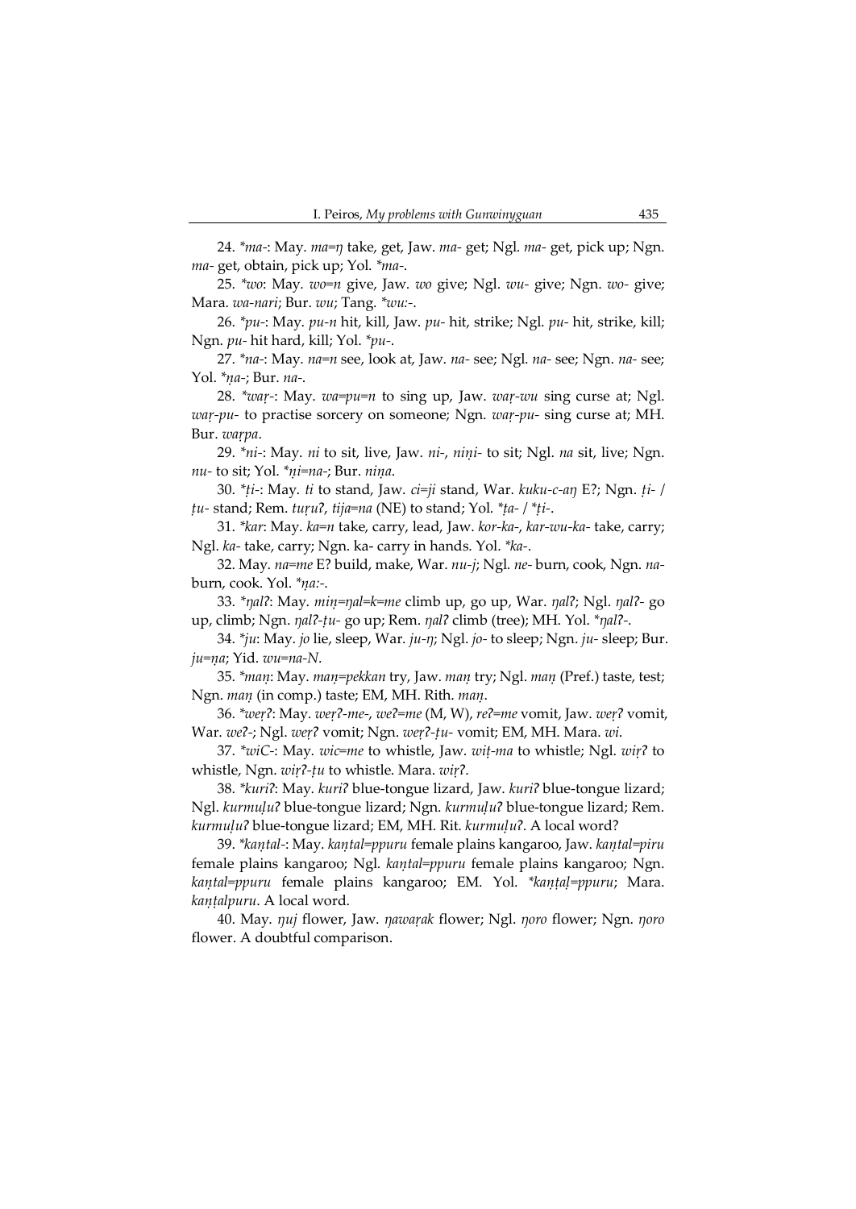24. **ma-*: May. *ma=ŋ* take, get, Jaw. *ma-* get; Ngl. *ma-* get, pick up; Ngn. *ma-* get, obtain, pick up; Yol. **ma-*.

25. **wo*: May. *wo=n* give, Jaw. *wo* give; Ngl. *wu-* give; Ngn. *wo-* give; Mara. *wa-nari*; Bur. *wu*; Tang. **wu:-*.

26. **pu-*: May. *pu-n* hit, kill, Jaw. *pu-* hit, strike; Ngl. *pu-* hit, strike, kill; Ngn. *pu-* hit hard, kill; Yol. **pu-*.

27. **na-*: May. *na=n* see, look at, Jaw. *na-* see; Ngl. *na-* see; Ngn. *na-* see; Yol. **ṇa-*; Bur. *na-*.

28. **waṛ-*: May. *wa=pu=n* to sing up, Jaw. *waṛ-wu* sing curse at; Ngl. *waṛ-pu-* to practise sorcery on someone; Ngn. *waṛ-pu-* sing curse at; MH. Bur. *waṛpa*.

29. **ni-*: May. *ni* to sit, live, Jaw. *ni-*, *niṇi-* to sit; Ngl. *na* sit, live; Ngn. *nu-* to sit; Yol. **ṇi=na-*; Bur. *niṇa*.

30. **ṭi-*: May. *ti* to stand, Jaw. *ci=ji* stand, War. *kuku-c-aŋ* E?; Ngn. *ṭi-* / *ṭu-* stand; Rem. *tuṛuʔ*, *tija=na* (NE) to stand; Yol. **ṭa-* / **ṭi-*.

31. **kar*: May. *ka=n* take, carry, lead, Jaw. *kor-ka-*, *kar-wu-ka-* take, carry; Ngl. *ka-* take, carry; Ngn. ka- carry in hands. Yol. **ka-*.

32. May. *na=me* E? build, make, War. *nu-j*; Ngl. *ne-* burn, cook, Ngn. *na-* burn, cook. Yol. **ṇa:-*.

33. **ŋalʔ*: May. *miṇ=ŋal=k=me* climb up, go up, War. *ŋalʔ*; Ngl. *ŋalʔ-* go up, climb; Ngn. *ŋalʔ-ṭu-* go up; Rem. *ŋalʔ* climb (tree); MH. Yol. **ŋalʔ-*.

34. **ju*: May. *jo* lie, sleep, War. *ju-ŋ*; Ngl. *jo-* to sleep; Ngn. *ju-* sleep; Bur. *ju=ṇa*; Yid. *wu=na-N*.

35. **maṇ*: May. *maṇ=pekkan* try, Jaw. *maṇ* try; Ngl. *maṇ* (Pref.) taste, test; Ngn. *maṇ* (in comp.) taste; EM, MH. Rith. *maṇ*.

36. **weṛʔ*: May. *weṛʔ-me-*, *weʔ=me* (M, W), *reʔ=me* vomit, Jaw. *weṛʔ* vomit, War. *weʔ-*; Ngl. *weṛʔ* vomit; Ngn. *weṛʔ-ṭu-* vomit; EM, MH. Mara. *wi*.

37. **wiC-*: May. *wic=me* to whistle, Jaw. *wiṭ-ma* to whistle; Ngl. *wiṛʔ* to whistle, Ngn. *wiṛʔ-ṭu* to whistle. Mara. *wiṛʔ*.

38. **kuriʔ*: May. *kuriʔ* blue-tongue lizard, Jaw. *kuriʔ* blue-tongue lizard; Ngl. *kurmuḷuʔ* blue-tongue lizard; Ngn. *kurmuḷuʔ* blue-tongue lizard; Rem. *kurmuḷuʔ* blue-tongue lizard; EM, MH. Rit. *kurmuḷuʔ*. A local word?

39. **kaṇtal-*: May. *kaṇtal=ppuru* female plains kangaroo, Jaw. *kaṇtal=piru* female plains kangaroo; Ngl. *kaṇtal=ppuru* female plains kangaroo; Ngn. *kaṇtal=ppuru* female plains kangaroo; EM. Yol. **kaṇṭaḷ=ppuru*; Mara. *kaṇṭalpuru*. A local word.

40. May. *ŋuj* flower, Jaw. *ŋawaṛak* flower; Ngl. *ŋoro* flower; Ngn. *ŋoro* flower. A doubtful comparison.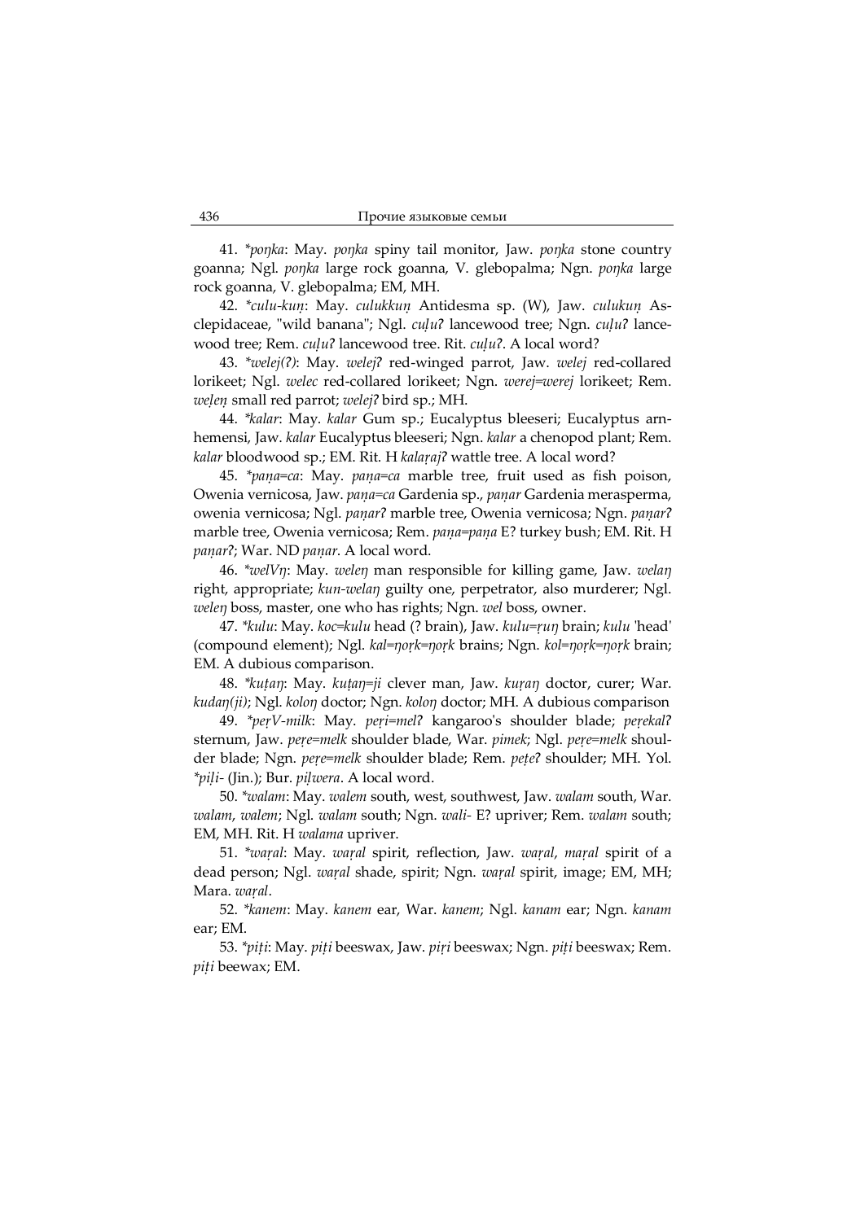41. *\*poŋka*: May. *poŋka* spiny tail monitor, Jaw. *poŋka* stone country goanna; Ngl. *poŋka* large rock goanna, V. glebopalma; Ngn. *poŋka* large rock goanna, V. glebopalma; EM, MH.

42. *\*culu-kuṇ*: May. *culukkuṇ* Antidesma sp. (W), Jaw. *culukuṇ* Asclepidaceae, "wild banana"; Ngl. *cuḷuʔ* lancewood tree; Ngn. *cuḷuʔ* lancewood tree; Rem. *cuḷuʔ* lancewood tree. Rit. *cuḷuʔ*. A local word?

43. *\*welej(ʔ)*: May. *welejʔ* red-winged parrot, Jaw. *welej* red-collared lorikeet; Ngl. *welec* red-collared lorikeet; Ngn. *werej=werej* lorikeet; Rem. *weḷeṇ* small red parrot; *welejʔ* bird sp.; MH.

44. *\*kalar*: May. *kalar* Gum sp.; Eucalyptus bleeseri; Eucalyptus arnhemensi, Jaw. *kalar* Eucalyptus bleeseri; Ngn. *kalar* a chenopod plant; Rem. *kalar* bloodwood sp.; EM. Rit. H *kalaṛajʔ* wattle tree. A local word?

45. *\*paṇa=ca*: May. *paṇa=ca* marble tree, fruit used as fish poison, Owenia vernicosa, Jaw. *paṇa=ca* Gardenia sp., *paṇar* Gardenia merasperma, owenia vernicosa; Ngl. *paṇarʔ* marble tree, Owenia vernicosa; Ngn. *paṇarʔ* marble tree, Owenia vernicosa; Rem. *paṇa=paṇa* E? turkey bush; EM. Rit. H *paṇarʔ*; War. ND *paṇar*. A local word.

46. *\*welVŋ*: May. *weleŋ* man responsible for killing game, Jaw. *welaŋ* right, appropriate; *kun-welaŋ* guilty one, perpetrator, also murderer; Ngl. *weleŋ* boss, master, one who has rights; Ngn. *wel* boss, owner.

47. *\*kulu*: May. *koc=kulu* head (? brain), Jaw. *kulu=ṛuŋ* brain; *kulu* 'head' (compound element); Ngl. *kal=ŋoṛk=ŋoṛk* brains; Ngn. *kol=ŋoṛk=ŋoṛk* brain; EM. A dubious comparison.

48. *\*kuṭaŋ*: May. *kuṭaŋ=ji* clever man, Jaw. *kuṛaŋ* doctor, curer; War. *kudaŋ(ji)*; Ngl. *koloŋ* doctor; Ngn. *koloŋ* doctor; MH. A dubious comparison

49. *\*peṛV-milk*: May. *peṛi=melʔ* kangaroo's shoulder blade; *peṛekalʔ* sternum, Jaw. *peṛe=melk* shoulder blade, War. *pimek*; Ngl. *peṛe=melk* shoulder blade; Ngn. *peṛe=melk* shoulder blade; Rem. *peṭeʔ* shoulder; MH. Yol. *\*piḷi-* (Jin.); Bur. *piḷwera*. A local word.

50. *\*walam*: May. *walem* south, west, southwest, Jaw. *walam* south, War. *walam*, *walem*; Ngl. *walam* south; Ngn. *wali-* E? upriver; Rem. *walam* south; EM, MH. Rit. H *walama* upriver.

51. *\*waṛal*: May. *waṛal* spirit, reflection, Jaw. *waṛal*, *maṛal* spirit of a dead person; Ngl. *waṛal* shade, spirit; Ngn. *waṛal* spirit, image; EM, MH; Mara. *waṛal*.

52. *\*kanem*: May. *kanem* ear, War. *kanem*; Ngl. *kanam* ear; Ngn. *kanam* ear; EM.

53. *\*piṭi*: May. *piṭi* beeswax, Jaw. *piṛi* beeswax; Ngn. *piṭi* beeswax; Rem. *piṭi* beewax; EM.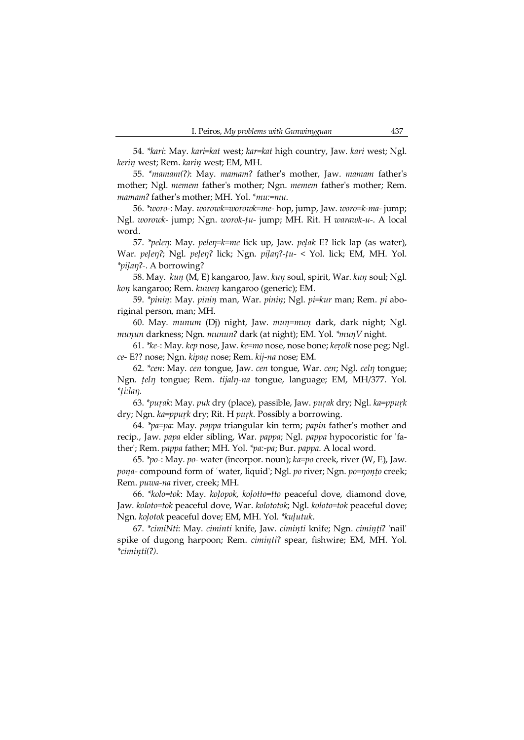54. *\*kari*: May. *kari=kat* west; *kar=kat* high country, Jaw. *kari* west; Ngl. *keriṇ* west; Rem. *kariṇ* west; EM, MH.

55. *\*mamam(ʔ)*: May. *mamamʔ* father's mother, Jaw. *mamam* father's mother; Ngl. *memem* father's mother; Ngn. *memem* father's mother; Rem. *mamamʔ* father's mother; MH. Yol. *\*mu:=mu*.

56. *\*woro-*: May. *worowk=worowk=me-* hop, jump, Jaw. *woro=k-ma-* jump; Ngl. *worowk-* jump; Ngn. *worok-ṭu-* jump; MH. Rit. H *warawk-u-*. A local word.

57. *\*peleŋ*: May. *peleŋ=k=me* lick up, Jaw. *peḷak* E? lick lap (as water), War. *peḷeŋʔ*; Ngl. *peḷeŋʔ* lick; Ngn. *piḷaŋʔ-ṭu-* < Yol. lick; EM, MH. Yol. *\*piḷaŋʔ-*. A borrowing?

58. May. *kuṇ* (M, E) kangaroo, Jaw. *kuṇ* soul, spirit, War. *kuṇ* soul; Ngl. *koṇ* kangaroo; Rem. *kuweṇ* kangaroo (generic); EM.

59. *\*piniṇ*: May. *piniṇ* man, War. *piniṇ*; Ngl. *pi=kur* man; Rem. *pi* aboriginal person, man; MH.

60. May. *munum* (Dj) night, Jaw. *muṇ=muṇ* dark, dark night; Ngl. *muṇun* darkness; Ngn. *munun*ʔ dark (at night); EM. Yol. *\*muṇV* night.

61. *\*ke-*: May. *kep* nose, Jaw. *ke=mo* nose, nose bone; *keṛolk* nose peg; Ngl. *ce-* E?? nose; Ngn. *kipaṇ* nose; Rem. *kij-na* nose; EM.

62. *\*cen*: May. *cen* tongue, Jaw. *cen* tongue, War. *cen*; Ngl. *celŋ* tongue; Ngn. *ṭelŋ* tongue; Rem. *tijalŋ-na* tongue, language; EM, MH/377. Yol. *\*ṭi:laŋ*.

63. *\*puṛak*: May. *puk* dry (place), passible, Jaw. *puṛak* dry; Ngl. *ka=ppuṛk* dry; Ngn. *ka=ppuṛk* dry; Rit. H *puṛk*. Possibly a borrowing.

64. *\*pa=pa*: May. *pappa* triangular kin term; *papin* father's mother and recip., Jaw. *papa* elder sibling, War. *pappa*; Ngl. *pappa* hypocoristic for 'father'; Rem. *pappa* father; MH. Yol. *\*pa:-pa*; Bur. *pappa*. A local word.

65. *\*po-*: May. *po-* water (incorpor. noun); *ka=po* creek, river (W, E), Jaw. *poṇa-* compound form of ʹwater, liquid'; Ngl. *po* river; Ngn. *po=ŋoṇṭo* creek; Rem. *puwa-na* river, creek; MH.

66. *\*kolo=tok*: May. *koḷopok*, *koḷotto=tto* peaceful dove, diamond dove, Jaw. *koloto=tok* peaceful dove, War. *kolototok*; Ngl. *koloto=tok* peaceful dove; Ngn. *koḷotok* peaceful dove; EM, MH. Yol. *\*kuḷutuk*.

67. *\*cimiNti*: May. *ciminti* knife, Jaw. *cimiṇṭi* knife; Ngn. *cimiṇṭiʔ* 'nail' spike of dugong harpoon; Rem. *cimiṇṭiʔ* spear, fishwire; EM, MH. Yol. *\*cimiṇṭi(ʔ)*.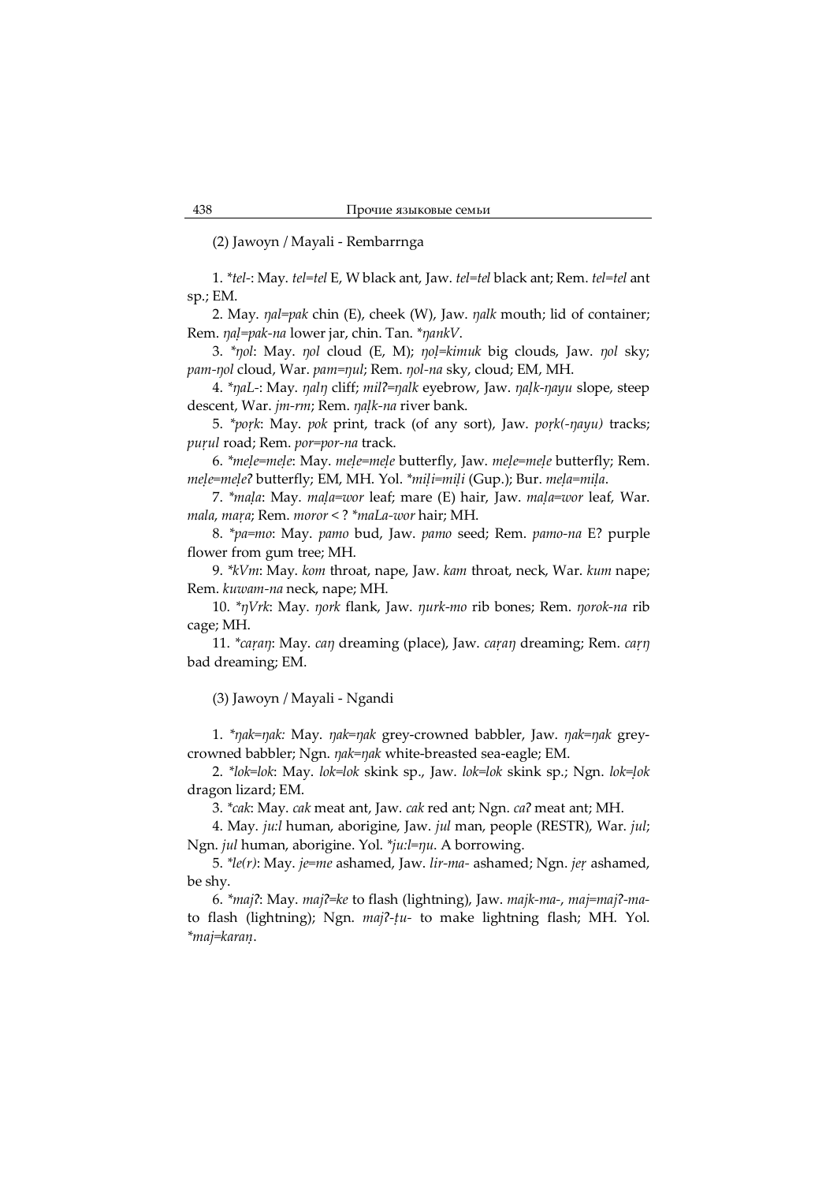(2) Jawoyn / Mayali - Rembarrnga

1. **tel-*: May. *tel=tel* E, W black ant, Jaw. *tel=tel* black ant; Rem. *tel=tel* ant sp.; EM.

2. May. *ŋaḷ=pak* chin (E), cheek (W), Jaw. *ŋalk* mouth; lid of container; Rem. *ŋaḷ=pak-na* lower jar, chin. Tan. **ŋankV*.

3. **ŋol*: May. *ŋol* cloud (E, M); *ŋoḷ=kimuk* big clouds, Jaw. *ŋol* sky; *pam-ŋol* cloud, War. *pam=ŋul*; Rem. *ŋol-na* sky, cloud; EM, MH.

4. **ŋaL-*: May. *ŋalŋ* cliff; *milʔ=ŋalk* eyebrow, Jaw. *ŋaḷk-ŋayu* slope, steep descent, War. *jm-rm*; Rem. *ŋaḷk-na* river bank.

5. **poṛk*: May. *pok* print, track (of any sort), Jaw. *poṛk(-ŋayu)* tracks; *puṛul* road; Rem. *por=por-na* track.

6. **meḷe=meḷe*: May. *meḷe=meḷe* butterfly, Jaw. *meḷe=meḷe* butterfly; Rem. *meḷe=meḷeʔ* butterfly; EM, MH. Yol. **miḷi=miḷi* (Gup.); Bur. *meḷa=miḷa*.

7. **maḷa*: May. *maḷa=wor* leaf; mare (E) hair, Jaw. *maḷa=wor* leaf, War. *mala, maṛa*; Rem. *moror* < ? **maLa-wor* hair; MH.

8. **pa=mo*: May. *pamo* bud, Jaw. *pamo* seed; Rem. *pamo-na* E? purple flower from gum tree; MH.

9. **kVm*: May. *kom* throat, nape, Jaw. *kam* throat, neck, War. *kum* nape; Rem. *kuwam-na* neck, nape; MH.

10. **ŋVrk*: May. *ŋork* flank, Jaw. *ŋurk-mo* rib bones; Rem. *ŋorok-na* rib cage; MH.

11. **caṛaŋ*: May. *caŋ* dreaming (place), Jaw. *caṛaŋ* dreaming; Rem. *caṛŋ* bad dreaming; EM.

(3) Jawoyn / Mayali - Ngandi

1. **ŋak=ŋak:* May. *ŋak=ŋak* grey-crowned babbler, Jaw. *ŋak=ŋak* grey-crowned babbler; Ngn. *ŋak=ŋak* white-breasted sea-eagle; EM.

2. **lok=lok*: May. *lok=lok* skink sp., Jaw. *lok=lok* skink sp.; Ngn. *lok=ḷok* dragon lizard; EM.

3. **cak*: May. *cak* meat ant, Jaw. *cak* red ant; Ngn. *caʔ* meat ant; MH.

4. May. *ju:l* human, aborigine, Jaw. *jul* man, people (RESTR), War. *jul*; Ngn. *jul* human, aborigine. Yol. **ju:l=ŋu*. A borrowing.

5. **le(r)*: May. *je=me* ashamed, Jaw. *lir-ma-* ashamed; Ngn. *jeṛ* ashamed, be shy.

6. **majʔ*: May. *majʔ=ke* to flash (lightning), Jaw. *majk-ma-*, *maj=majʔ-ma-* to flash (lightning); Ngn. *majʔ-ṭu-* to make lightning flash; MH. Yol. **maj=karaṇ*.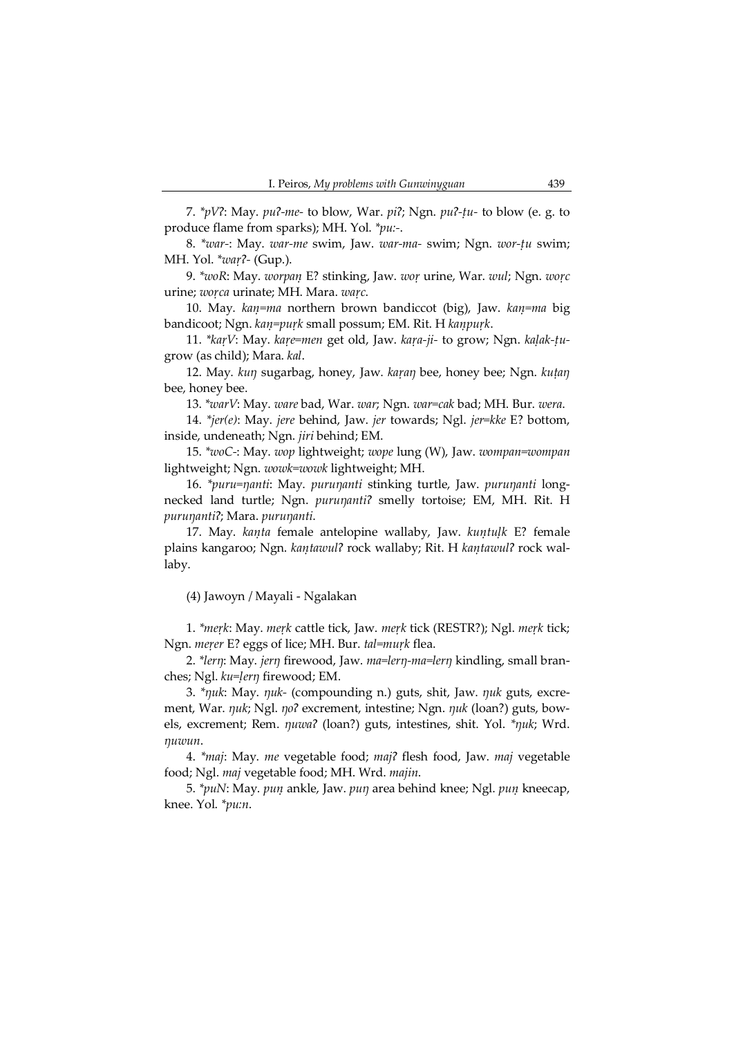7. *\*pVʔ*: May. *puʔ-me-* to blow, War. *piʔ*; Ngn. *puʔ-ṭu-* to blow (e. g. to produce flame from sparks); MH. Yol. *\*pu:-*.

8. *\*war-*: May. *war-me* swim, Jaw. *war-ma-* swim; Ngn. *wor-ṭu* swim; MH. Yol. *\*waṛʔ-* (Gup.).

9. *\*woR*: May. *worpaṇ* E? stinking, Jaw. *woṛ* urine, War. *wul*; Ngn. *woṛc* urine; *woṛca* urinate; MH. Mara. *waṛc*.

10. May. *kaṇ=ma* northern brown bandiccot (big), Jaw. *kaṇ=ma* big bandicoot; Ngn. *kaṇ=puṛk* small possum; EM. Rit. H *kaṇpuṛk*.

11. *\*kaṛV*: May. *kaṛe=men* get old, Jaw. *kaṛa-ji-* to grow; Ngn. *kaḷak-ṭu-* grow (as child); Mara. *kal*.

12. May. *kuŋ* sugarbag, honey, Jaw. *kaṛaŋ* bee, honey bee; Ngn. *kuṭaŋ* bee, honey bee.

13. *\*warV*: May. *ware* bad, War. *war*; Ngn. *war=cak* bad; MH. Bur. *wera*.

14. *\*jer(e)*: May. *jere* behind, Jaw. *jer* towards; Ngl. *jer=kke* E? bottom, inside, undeneath; Ngn. *jiri* behind; EM.

15. *\*woC-*: May. *wop* lightweight; *wope* lung (W), Jaw. *wompan=wompan* lightweight; Ngn. *wowk=wowk* lightweight; MH.

16. *\*puru=ŋanti*: May. *puruŋanti* stinking turtle, Jaw. *puruŋanti* long-necked land turtle; Ngn. *puruŋantiʔ* smelly tortoise; EM, MH. Rit. H *puruŋantiʔ*; Mara. *puruŋanti*.

17. May. *kaṇṭa* female antelopine wallaby, Jaw. *kuṇṭuḷk* E? female plains kangaroo; Ngn. *kaṇṭawulʔ* rock wallaby; Rit. H *kaṇṭawulʔ* rock wallaby.

(4) Jawoyn / Mayali - Ngalakan

1. *\*meṛk*: May. *meṛk* cattle tick, Jaw. *meṛk* tick (RESTR?); Ngl. *meṛk* tick; Ngn. *meṛer* E? eggs of lice; MH. Bur. *tal=muṛk* flea.

2. *\*lerŋ*: May. *jerŋ* firewood, Jaw. *ma=lerŋ-ma=lerŋ* kindling, small branches; Ngl. *ku=ḷerŋ* firewood; EM.

3. *\*ŋuk*: May. *ŋuk-* (compounding n.) guts, shit, Jaw. *ŋuk* guts, excrement, War. *ŋuk*; Ngl. *ŋoʔ* excrement, intestine; Ngn. *ŋuk* (loan?) guts, bowels, excrement; Rem. *ŋuwaʔ* (loan?) guts, intestines, shit. Yol. *\*ŋuk*; Wrd. *ŋuwun*.

4. *\*maj*: May. *me* vegetable food; *majʔ* flesh food, Jaw. *maj* vegetable food; Ngl. *maj* vegetable food; MH. Wrd. *majin*.

5. *\*puN*: May. *puṇ* ankle, Jaw. *puŋ* area behind knee; Ngl. *puṇ* kneecap, knee. Yol. *\*pu:n*.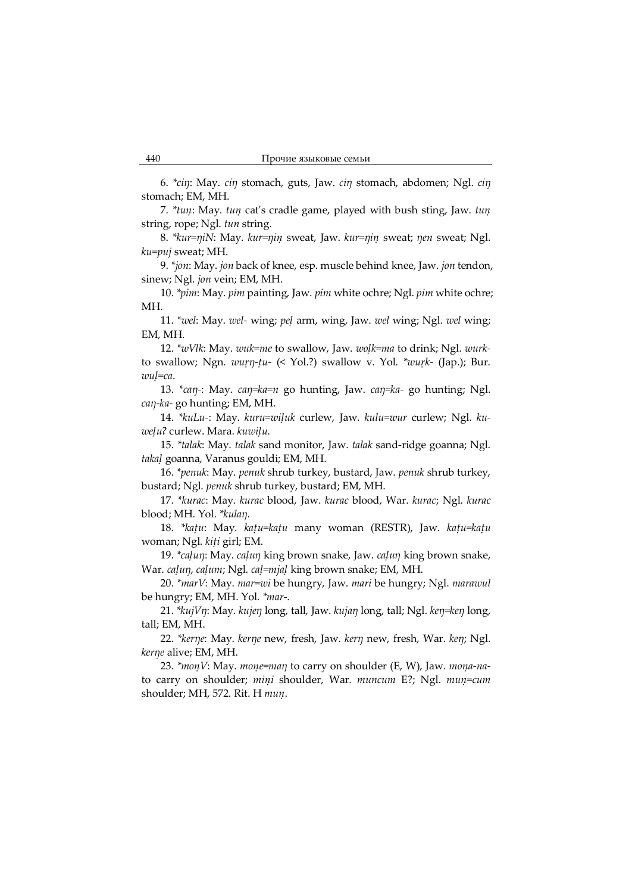6. *\*ciŋ*: May. *ciŋ* stomach, guts, Jaw. *ciŋ* stomach, abdomen; Ngl. *ciŋ* stomach; EM, MH.

7. *\*tuṇ*: May. *tuṇ* cat's cradle game, played with bush sting, Jaw. *tuṇ* string, rope; Ngl. *tun* string.

8. *\*kur=ŋiN*: May. *kur=ŋiṇ* sweat, Jaw. *kur=ŋiṇ* sweat; *ŋen* sweat; Ngl. *ku=puj* sweat; MH.

9. *\*jon*: May. *jon* back of knee, esp. muscle behind knee, Jaw. *jon* tendon, sinew; Ngl. *jon* vein; EM, MH.

10. *\*pim*: May. *pim* painting, Jaw. *pim* white ochre; Ngl. *pim* white ochre; MH.

11. *\*wel*: May. *wel-* wing; *peḷ* arm, wing, Jaw. *wel* wing; Ngl. *wel* wing; EM, MH.

12. *\*wVlk*: May. *wuk=me* to swallow, Jaw. *woḷk=ma* to drink; Ngl. *wurk-* to swallow; Ngn. *wuṛŋ-ṭu-* (< Yol.?) swallow v. Yol. *\*wuṛk-* (Jap.); Bur. *wuḷ=ca*.

13. *\*caŋ-*: May. *caŋ=ka=n* go hunting, Jaw. *caŋ=ka-* go hunting; Ngl. *caŋ-ka-* go hunting; EM, MH.

14. *\*kuLu-*: May. *kuru=wiḷuk* curlew, Jaw. *kulu=wur* curlew; Ngl. *ku-weḷu?* curlew. Mara. *kuwiḷu*.

15. *\*talak*: May. *talak* sand monitor, Jaw. *talak* sand-ridge goanna; Ngl. *takaḷ* goanna, Varanus gouldi; EM, MH.

16. *\*penuk*: May. *penuk* shrub turkey, bustard, Jaw. *penuk* shrub turkey, bustard; Ngl. *penuk* shrub turkey, bustard; EM, MH.

17. *\*kurac*: May. *kurac* blood, Jaw. *kurac* blood, War. *kurac*; Ngl. *kurac* blood; MH. Yol. *\*kulaŋ*.

18. *\*kaṭu*: May. *kaṭu=kaṭu* many woman (RESTR), Jaw. *kaṭu=kaṭu* woman; Ngl. *kiṭi* girl; EM.

19. *\*caḷuŋ*: May. *caḷuŋ* king brown snake, Jaw. *caḷuŋ* king brown snake, War. *caḷuŋ*, *caḷum*; Ngl. *caḷ=mjaḷ* king brown snake; EM, MH.

20. *\*marV*: May. *mar=wi* be hungry, Jaw. *mari* be hungry; Ngl. *marawul* be hungry; EM, MH. Yol. *\*mar-*.

21. *\*kujVŋ*: May. *kujeŋ* long, tall, Jaw. *kujaŋ* long, tall; Ngl. *keŋ=keŋ* long, tall; EM, MH.

22. *\*kerŋe*: May. *kerŋe* new, fresh, Jaw. *kerŋ* new, fresh, War. *keŋ*; Ngl. *kerŋe* alive; EM, MH.

23. *\*moṇV*: May. *moṇe=maŋ* to carry on shoulder (E, W), Jaw. *moṇa-na-* to carry on shoulder; *miṇi* shoulder, War. *muncum* E?; Ngl. *muṇ=cum* shoulder; MH, 572. Rit. H *muṇ*.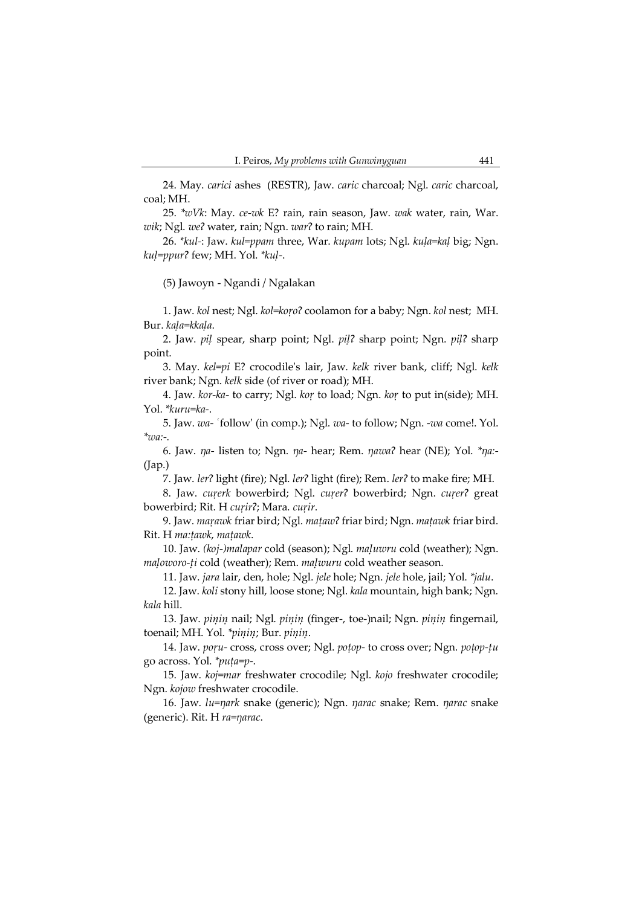24. May. *carici* ashes (RESTR), Jaw. *caric* charcoal; Ngl. *caric* charcoal, coal; MH.

25. *\*wVk*: May. *ce-wk* E? rain, rain season, Jaw. *wak* water, rain, War. *wik*; Ngl. *weʔ* water, rain; Ngn. *warʔ* to rain; MH.

26. *\*kul-*: Jaw. *kul=ppam* three, War. *kupam* lots; Ngl. *kuḷa=kaḷ* big; Ngn. *kuḷ=ppurʔ* few; MH. Yol. *\*kuḷ-*.

(5) Jawoyn - Ngandi / Ngalakan

1. Jaw. *kol* nest; Ngl. *kol=koṛoʔ* coolamon for a baby; Ngn. *kol* nest; MH. Bur. *kaḷa=kkaḷa*.

2. Jaw. *piḷ* spear, sharp point; Ngl. *piḷʔ* sharp point; Ngn. *piḷʔ* sharp point.

3. May. *kel=pi* E? crocodile's lair, Jaw. *kelk* river bank, cliff; Ngl. *kelk* river bank; Ngn. *kelk* side (of river or road); MH.

4. Jaw. *kor-ka-* to carry; Ngl. *koṛ* to load; Ngn. *koṛ* to put in(side); MH. Yol. *\*kuru=ka-*.

5. Jaw. *wa-* 'follow' (in comp.); Ngl. *wa-* to follow; Ngn. *-wa* come!. Yol. *\*wa:-*.

6. Jaw. *ŋa-* listen to; Ngn. *ŋa-* hear; Rem. *ŋawaʔ* hear (NE); Yol. *\*ŋa:-* (Jap.)

7. Jaw. *lerʔ* light (fire); Ngl. *lerʔ* light (fire); Rem. *lerʔ* to make fire; MH.

8. Jaw. *cuṛerk* bowerbird; Ngl. *cuṛerʔ* bowerbird; Ngn. *cuṛerʔ* great bowerbird; Rit. H *cuṛirʔ*; Mara. *cuṛir*.

9. Jaw. *maṛawk* friar bird; Ngl. *maṭawʔ* friar bird; Ngn. *maṭawk* friar bird. Rit. H *ma:ṭawk*, *maṭawk*.

10. Jaw. *(koj-)malapar* cold (season); Ngl. *maḷuwru* cold (weather); Ngn. *maḷoworo-ṭi* cold (weather); Rem. *maḷwuru* cold weather season.

11. Jaw. *jara* lair, den, hole; Ngl. *jele* hole; Ngn. *jele* hole, jail; Yol. *\*jalu*.

12. Jaw. *koli* stony hill, loose stone; Ngl. *kala* mountain, high bank; Ngn. *kala* hill.

13. Jaw. *piṇiṇ* nail; Ngl. *piṇiṇ* (finger-, toe-)nail; Ngn. *piṇiṇ* fingernail, toenail; MH. Yol. *\*piṇiṇ*; Bur. *piṇiṇ*.

14. Jaw. *poṛu-* cross, cross over; Ngl. *poṭop-* to cross over; Ngn. *poṭop-ṭu* go across. Yol. *\*puṭa=p-*.

15. Jaw. *koj=mar* freshwater crocodile; Ngl. *kojo* freshwater crocodile; Ngn. *kojow* freshwater crocodile.

16. Jaw. *lu=ŋark* snake (generic); Ngn. *ŋarac* snake; Rem. *ŋarac* snake (generic). Rit. H *ra=ŋarac*.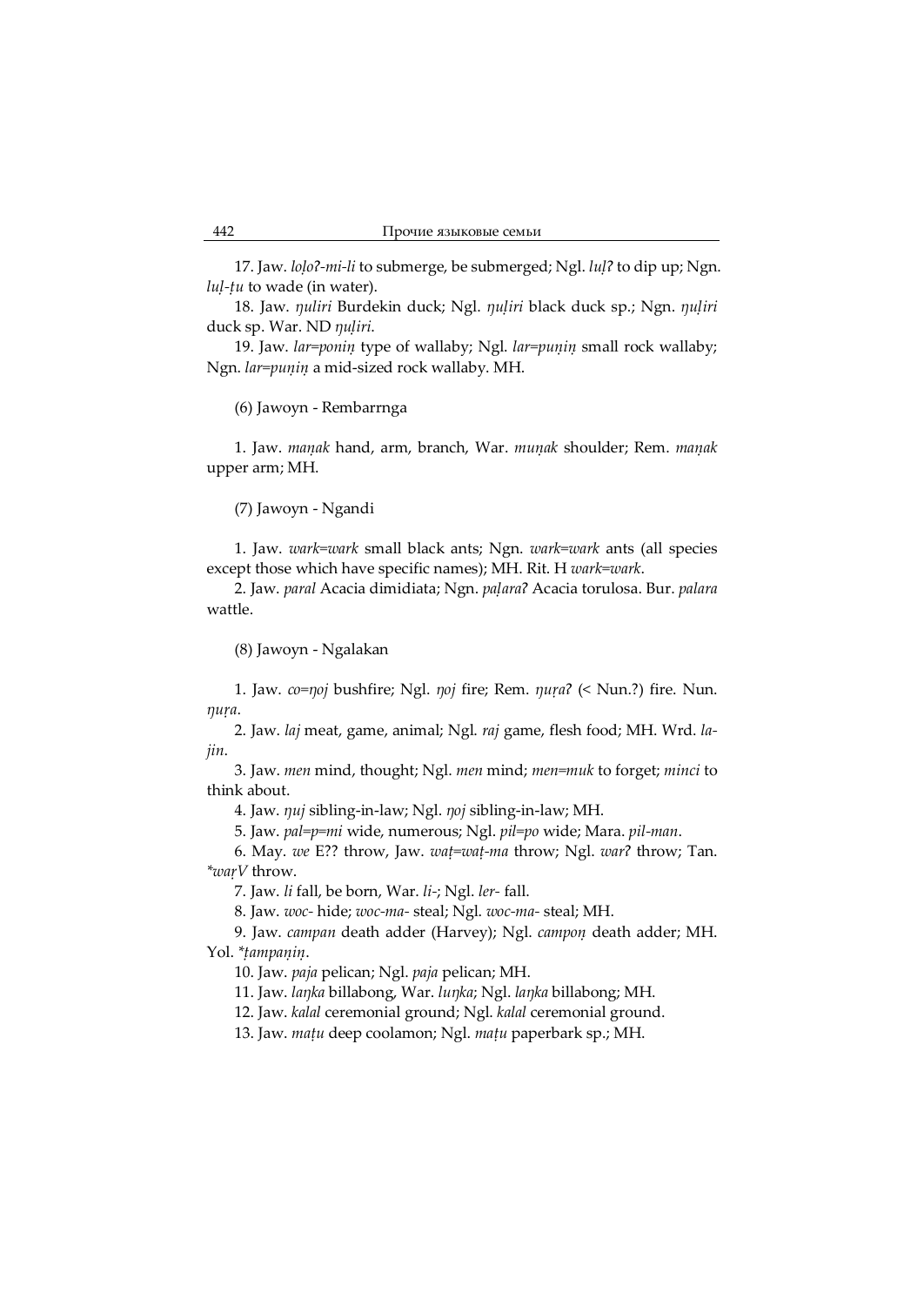17. Jaw. *loḷoʔ-mi-li* to submerge, be submerged; Ngl. *luḷʔ* to dip up; Ngn. *luḷ-ṭu* to wade (in water).

18. Jaw. *ŋuliri* Burdekin duck; Ngl. *ŋuḷiri* black duck sp.; Ngn. *ŋuḷiri* duck sp. War. ND *ŋuḷiri*.

19. Jaw. *lar=poniṇ* type of wallaby; Ngl. *lar=puṇiṇ* small rock wallaby; Ngn. *lar=puṇiṇ* a mid-sized rock wallaby. MH.

(6) Jawoyn - Rembarrnga

1. Jaw. *maṇak* hand, arm, branch, War. *muṇak* shoulder; Rem. *maṇak* upper arm; MH.

(7) Jawoyn - Ngandi

1. Jaw. *wark=wark* small black ants; Ngn. *wark=wark* ants (all species except those which have specific names); MH. Rit. H *wark=wark*.

2. Jaw. *paral* Acacia dimidiata; Ngn. *paḷaraʔ* Acacia torulosa. Bur. *palara* wattle.

(8) Jawoyn - Ngalakan

1. Jaw. *co=ŋoj* bushfire; Ngl. *ŋoj* fire; Rem. *ŋuṛaʔ* (< Nun.?) fire. Nun. *ŋuṛa*.

2. Jaw. *laj* meat, game, animal; Ngl. *raj* game, flesh food; MH. Wrd. *la-jin*.

3. Jaw. *men* mind, thought; Ngl. *men* mind; *men=muk* to forget; *minci* to think about.

4. Jaw. *ŋuj* sibling-in-law; Ngl. *ŋoj* sibling-in-law; MH.

5. Jaw. *pal=p=mi* wide, numerous; Ngl. *pil=po* wide; Mara. *pil-man*.

6. May. *we* E?? throw, Jaw. *waṭ=waṭ-ma* throw; Ngl. *warʔ* throw; Tan. **waṛV* throw.

7. Jaw. *li* fall, be born, War. *li-*; Ngl. *ler-* fall.

8. Jaw. *woc-* hide; *woc-ma-* steal; Ngl. *woc-ma-* steal; MH.

9. Jaw. *campan* death adder (Harvey); Ngl. *campoṇ* death adder; MH. Yol. **ṭampaṇiṇ*.

10. Jaw. *paja* pelican; Ngl. *paja* pelican; MH.

11. Jaw. *laŋka* billabong, War. *luŋka*; Ngl. *laŋka* billabong; MH.

12. Jaw. *kalal* ceremonial ground; Ngl. *kalal* ceremonial ground.

13. Jaw. *maṭu* deep coolamon; Ngl. *maṭu* paperbark sp.; MH.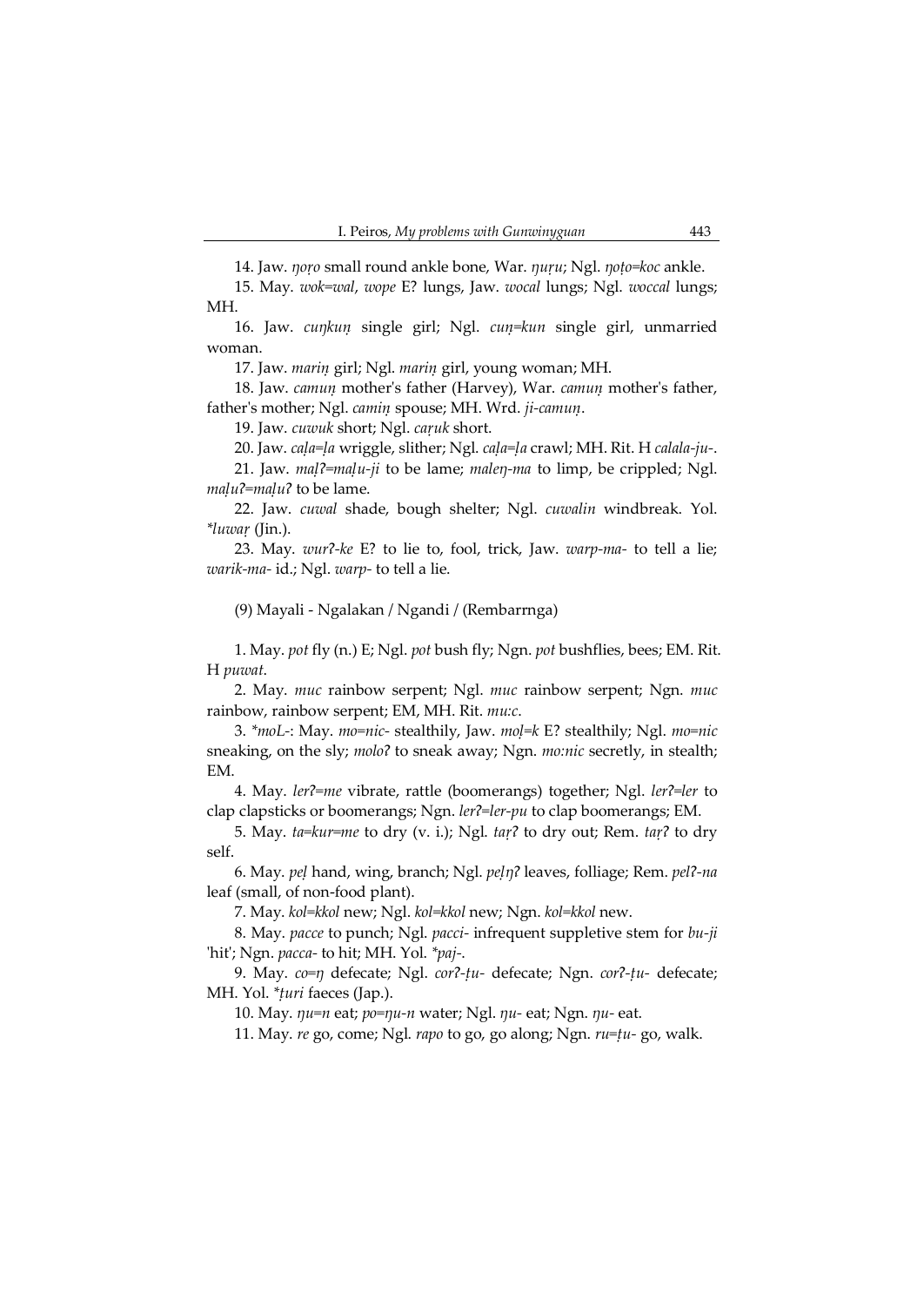14. Jaw. *ŋoṛo* small round ankle bone, War. *ŋuṛu*; Ngl. *ŋoṭo=koc* ankle.

15. May. *wok=wal*, *wope* E? lungs, Jaw. *wocal* lungs; Ngl. *woccal* lungs; MH.

16. Jaw. *cuŋkuṇ* single girl; Ngl. *cuṇ=kun* single girl, unmarried woman.

17. Jaw. *mariṇ* girl; Ngl. *mariṇ* girl, young woman; MH.

18. Jaw. *camuṇ* mother's father (Harvey), War. *camuṇ* mother's father, father's mother; Ngl. *camiṇ* spouse; MH. Wrd. *ji-camuṇ*.

19. Jaw. *cuwuk* short; Ngl. *caṛuk* short.

20. Jaw. *caḷa=ḷa* wriggle, slither; Ngl. *caḷa=ḷa* crawl; MH. Rit. H *calala-ju-*.

21. Jaw. *maḷʔ=maḷu-ji* to be lame; *maleŋ-ma* to limp, be crippled; Ngl. *maḷuʔ=maḷuʔ* to be lame.

22. Jaw. *cuwal* shade, bough shelter; Ngl. *cuwalin* windbreak. Yol. *\*luwaṛ* (Jin.).

23. May. *wurʔ-ke* E? to lie to, fool, trick, Jaw. *warp-ma-* to tell a lie; *warik-ma-* id.; Ngl. *warp-* to tell a lie.

(9) Mayali - Ngalakan / Ngandi / (Rembarrnga)

1. May. *pot* fly (n.) E; Ngl. *pot* bush fly; Ngn. *pot* bushflies, bees; EM. Rit. H *puwat*.

2. May. *muc* rainbow serpent; Ngl. *muc* rainbow serpent; Ngn. *muc* rainbow, rainbow serpent; EM, MH. Rit. *mu:c*.

3. *\*moL-*: May. *mo=nic-* stealthily, Jaw. *moḷ=k* E? stealthily; Ngl. *mo=nic* sneaking, on the sly; *moloʔ* to sneak away; Ngn. *mo:nic* secretly, in stealth; EM.

4. May. *lerʔ=me* vibrate, rattle (boomerangs) together; Ngl. *lerʔ=ler* to clap clapsticks or boomerangs; Ngn. *lerʔ=ler-pu* to clap boomerangs; EM.

5. May. *ta=kur=me* to dry (v. i.); Ngl. *taṛʔ* to dry out; Rem. *taṛʔ* to dry self.

6. May. *peḷ* hand, wing, branch; Ngl. *peḷŋʔ* leaves, folliage; Rem. *pelʔ-na* leaf (small, of non-food plant).

7. May. *kol=kkol* new; Ngl. *kol=kkol* new; Ngn. *kol=kkol* new.

8. May. *pacce* to punch; Ngl. *pacci-* infrequent suppletive stem for *bu-ji* 'hit'; Ngn. *pacca-* to hit; MH. Yol. *\*paj-*.

9. May. *co=ŋ* defecate; Ngl. *corʔ-ṭu-* defecate; Ngn. *corʔ-ṭu-* defecate; MH. Yol. *\*ṭuri* faeces (Jap.).

10. May. *ŋu=n* eat; *po=ŋu-n* water; Ngl. *ŋu-* eat; Ngn. *ŋu-* eat.

11. May. *re* go, come; Ngl. *rapo* to go, go along; Ngn. *ru=ṭu-* go, walk.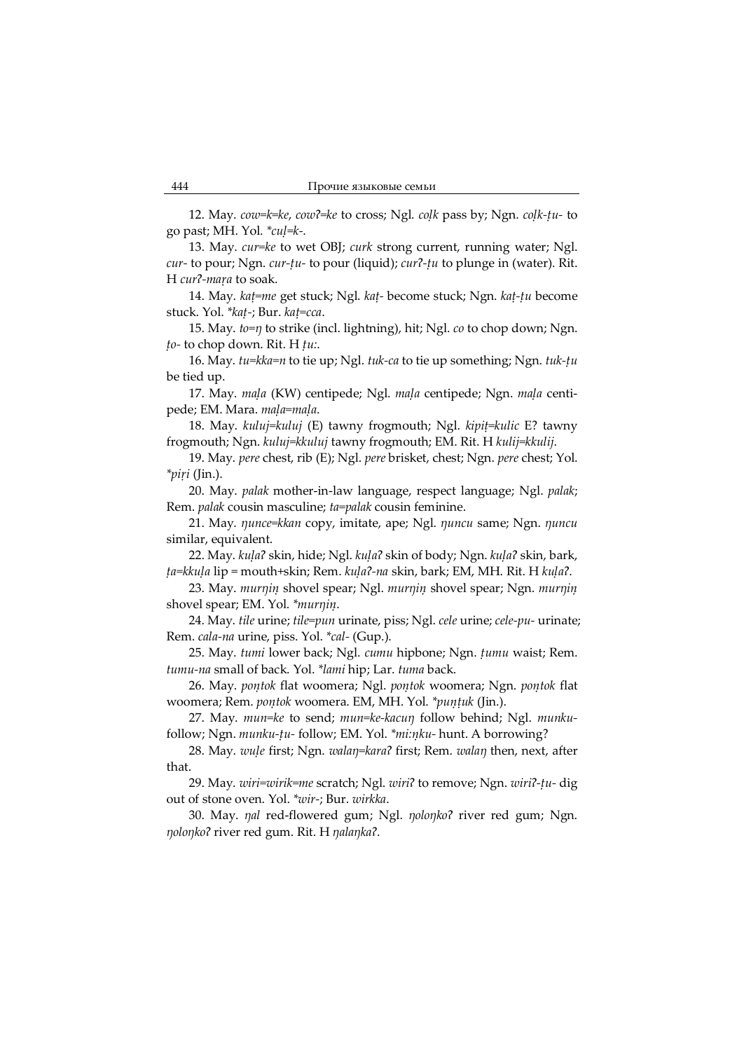12. May. *cow=k=ke*, *cowʔ=ke* to cross; Ngl. *coḷk* pass by; Ngn. *coḷk-ṭu-* to go past; MH. Yol. **cuḷ=k-*.

13. May. *cur=ke* to wet OBJ; *curk* strong current, running water; Ngl. *cur-* to pour; Ngn. *cur-ṭu-* to pour (liquid); *curʔ-ṭu* to plunge in (water). Rit. H *curʔ-maṛa* to soak.

14. May. *kaṭ=me* get stuck; Ngl. *kaṭ-* become stuck; Ngn. *kaṭ-ṭu* become stuck. Yol. **kaṭ-*; Bur. *kaṭ=cca*.

15. May. *to=ŋ* to strike (incl. lightning), hit; Ngl. *co* to chop down; Ngn. *ṭo-* to chop down. Rit. H *ṭu:*.

16. May. *tu=kka=n* to tie up; Ngl. *tuk-ca* to tie up something; Ngn. *tuk-ṭu* be tied up.

17. May. *maḷa* (KW) centipede; Ngl. *maḷa* centipede; Ngn. *maḷa* centipede; EM. Mara. *maḷa=maḷa*.

18. May. *kuluj=kuluj* (E) tawny frogmouth; Ngl. *kipiṭ=kulic* E? tawny frogmouth; Ngn. *kuluj=kkuluj* tawny frogmouth; EM. Rit. H *kulij=kkulij*.

19. May. *pere* chest, rib (E); Ngl. *pere* brisket, chest; Ngn. *pere* chest; Yol. **piṛi* (Jin.).

20. May. *palak* mother-in-law language, respect language; Ngl. *palak*; Rem. *palak* cousin masculine; *ta=palak* cousin feminine.

21. May. *ŋunce=kkan* copy, imitate, ape; Ngl. *ŋuncu* same; Ngn. *ŋuncu* similar, equivalent.

22. May. *kuḷaʔ* skin, hide; Ngl. *kuḷaʔ* skin of body; Ngn. *kuḷaʔ* skin, bark, *ṭa=kkuḷa* lip = mouth+skin; Rem. *kuḷaʔ-na* skin, bark; EM, MH. Rit. H *kuḷaʔ*.

23. May. *murŋiṇ* shovel spear; Ngl. *murŋiṇ* shovel spear; Ngn. *murŋiṇ* shovel spear; EM. Yol. **murŋiṇ*.

24. May. *tile* urine; *tile=pun* urinate, piss; Ngl. *cele* urine; *cele-pu-* urinate; Rem. *cala-na* urine, piss. Yol. **cal-* (Gup.).

25. May. *tumi* lower back; Ngl. *cumu* hipbone; Ngn. *ṭumu* waist; Rem. *tumu-na* small of back. Yol. **lami* hip; Lar. *tuma* back.

26. May. *poṇtok* flat woomera; Ngl. *poṇtok* woomera; Ngn. *poṇtok* flat woomera; Rem. *poṇtok* woomera. EM, MH. Yol. **puṇṭuk* (Jin.).

27. May. *mun=ke* to send; *mun=ke-kacuŋ* follow behind; Ngl. *munku-* follow; Ngn. *munku-ṭu-* follow; EM. Yol. **mi:ṇku-* hunt. A borrowing?

28. May. *wuḷe* first; Ngn. *walaŋ=karaʔ* first; Rem. *walaŋ* then, next, after that.

29. May. *wiri=wirik=me* scratch; Ngl. *wiriʔ* to remove; Ngn. *wiriʔ-ṭu-* dig out of stone oven. Yol. **wir-*; Bur. *wirkka*.

30. May. *ŋal* red-flowered gum; Ngl. *ŋoloŋkoʔ* river red gum; Ngn. *ŋoloŋkoʔ* river red gum. Rit. H *ŋalaŋkaʔ*.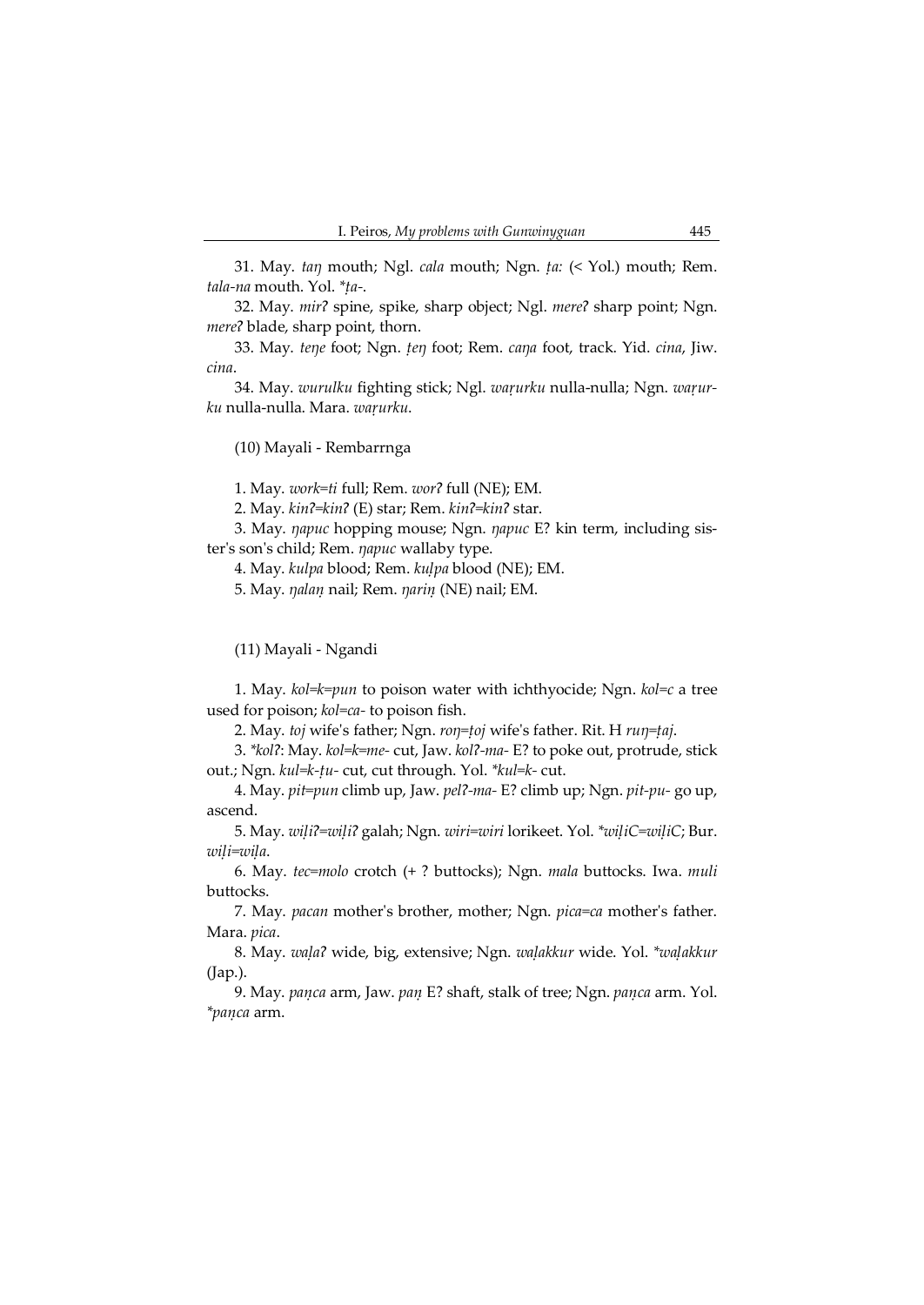31. May. *taŋ* mouth; Ngl. *cala* mouth; Ngn. *ṭa:* (< Yol.) mouth; Rem. *tala-na* mouth. Yol. *\*ṭa-*.

32. May. *mirʔ* spine, spike, sharp object; Ngl. *mereʔ* sharp point; Ngn. *mereʔ* blade, sharp point, thorn.

33. May. *teŋe* foot; Ngn. *ṭeŋ* foot; Rem. *caŋa* foot, track. Yid. *cina*, Jiw. *cina*.

34. May. *wurulku* fighting stick; Ngl. *waṛurku* nulla-nulla; Ngn. *waṛurku* nulla-nulla. Mara. *waṛurku*.

(10) Mayali - Rembarrnga

1. May. *work=ti* full; Rem. *worʔ* full (NE); EM.

2. May. *kinʔ=kinʔ* (E) star; Rem. *kinʔ=kinʔ* star.

3. May. *ŋapuc* hopping mouse; Ngn. *ŋapuc* E? kin term, including sister's son's child; Rem. *ŋapuc* wallaby type.

4. May. *kulpa* blood; Rem. *kuḷpa* blood (NE); EM.

5. May. *ŋalaṇ* nail; Rem. *ŋariṇ* (NE) nail; EM.

(11) Mayali - Ngandi

1. May. *kol=k=pun* to poison water with ichthyocide; Ngn. *kol=c* a tree used for poison; *kol=ca-* to poison fish.

2. May. *toj* wife's father; Ngn. *roŋ=ṭoj* wife's father. Rit. H *ruŋ=ṭaj*.

3. *\*kolʔ*: May. *kol=k=me-* cut, Jaw. *kolʔ-ma-* E? to poke out, protrude, stick out.; Ngn. *kul=k-ṭu-* cut, cut through. Yol. *\*kul=k-* cut.

4. May. *pit=pun* climb up, Jaw. *pelʔ-ma-* E? climb up; Ngn. *pit-pu-* go up, ascend.

5. May. *wiḷiʔ=wiḷiʔ* galah; Ngn. *wiri=wiri* lorikeet. Yol. *\*wiḷiC=wiḷiC*; Bur. *wiḷi=wiḷa*.

6. May. *tec=molo* crotch (+ ? buttocks); Ngn. *mala* buttocks. Iwa. *muli* buttocks.

7. May. *pacan* mother's brother, mother; Ngn. *pica=ca* mother's father. Mara. *pica*.

8. May. *waḷaʔ* wide, big, extensive; Ngn. *waḷakkur* wide. Yol. *\*waḷakkur* (Jap.).

9. May. *paṇca* arm, Jaw. *paṇ* E? shaft, stalk of tree; Ngn. *paṇca* arm. Yol. *\*paṇca* arm.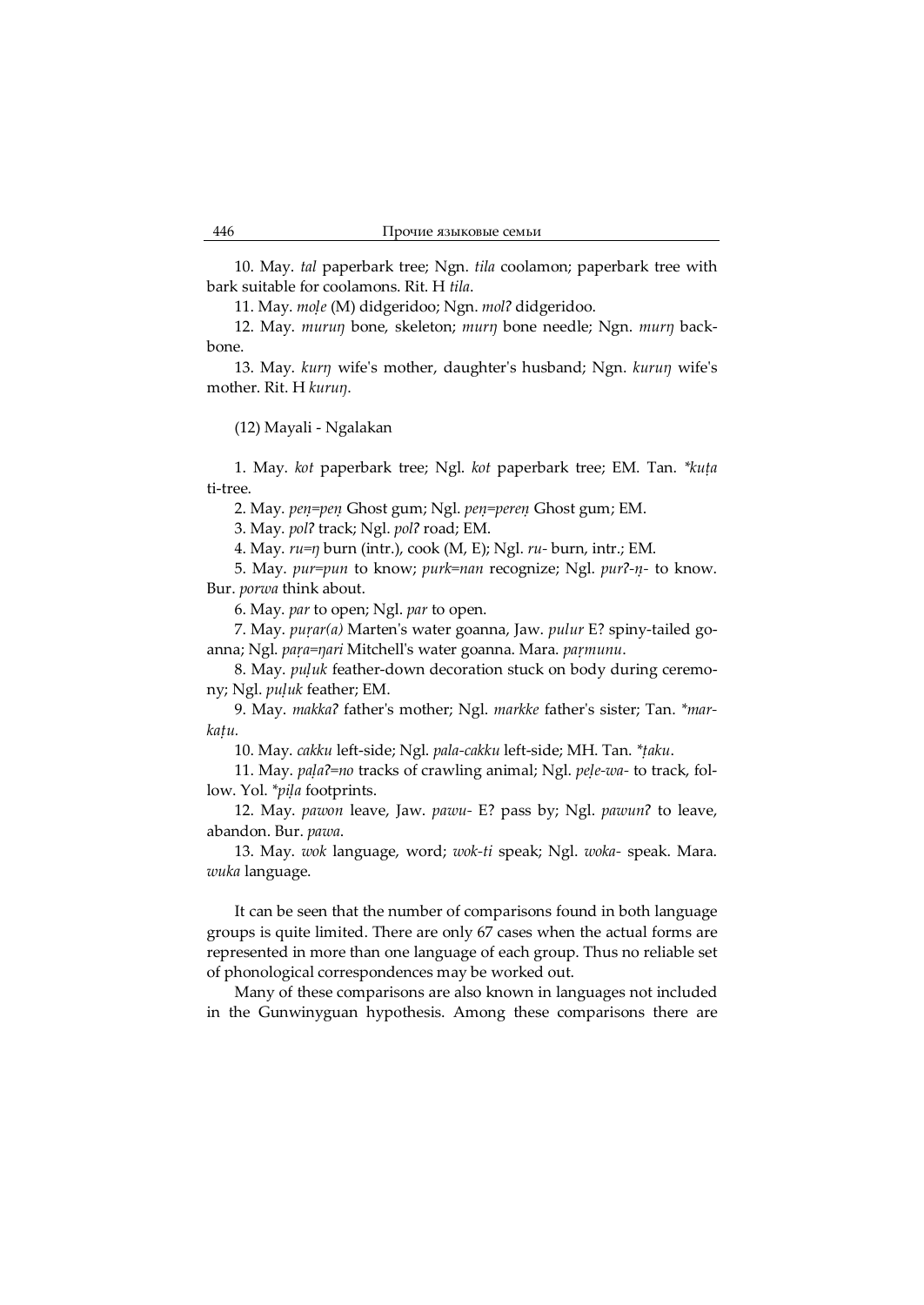10. May. *tal* paperbark tree; Ngn. *tila* coolamon; paperbark tree with bark suitable for coolamons. Rit. H *tila*.

11. May. *moḷe* (M) didgeridoo; Ngn. *molʔ* didgeridoo.

12. May. *muruŋ* bone, skeleton; *murŋ* bone needle; Ngn. *murŋ* backbone.

13. May. *kurŋ* wife's mother, daughter's husband; Ngn. *kuruŋ* wife's mother. Rit. H *kuruŋ*.

(12) Mayali - Ngalakan

1. May. *kot* paperbark tree; Ngl. *kot* paperbark tree; EM. Tan. *\*kuṭa* ti-tree.

2. May. *peṇ=peṇ* Ghost gum; Ngl. *peṇ=pereṇ* Ghost gum; EM.

3. May. *polʔ* track; Ngl. *polʔ* road; EM.

4. May. *ru=ŋ* burn (intr.), cook (M, E); Ngl. *ru-* burn, intr.; EM.

5. May. *pur=pun* to know; *purk=nan* recognize; Ngl. *purʔ-ṇ-* to know. Bur. *porwa* think about.

6. May. *par* to open; Ngl. *par* to open.

7. May. *puṛar(a)* Marten's water goanna, Jaw. *pulur* E? spiny-tailed goanna; Ngl. *paṛa=ŋari* Mitchell's water goanna. Mara. *paṛmunu*.

8. May. *puḷuk* feather-down decoration stuck on body during ceremony; Ngl. *puḷuk* feather; EM.

9. May. *makkaʔ* father's mother; Ngl. *markke* father's sister; Tan. *\*markaṭu.*

10. May. *cakku* left-side; Ngl. *pala-cakku* left-side; MH. Tan. *\*ṭaku*.

11. May. *paḷaʔ=no* tracks of crawling animal; Ngl. *peḷe-wa-* to track, follow. Yol. *\*piḷa* footprints.

12. May. *pawon* leave, Jaw. *pawu-* E? pass by; Ngl. *pawunʔ* to leave, abandon. Bur. *pawa*.

13. May. *wok* language, word; *wok-ti* speak; Ngl. *woka-* speak. Mara. *wuka* language.

It can be seen that the number of comparisons found in both language groups is quite limited. There are only 67 cases when the actual forms are represented in more than one language of each group. Thus no reliable set of phonological correspondences may be worked out.

Many of these comparisons are also known in languages not included in the Gunwinyguan hypothesis. Among these comparisons there are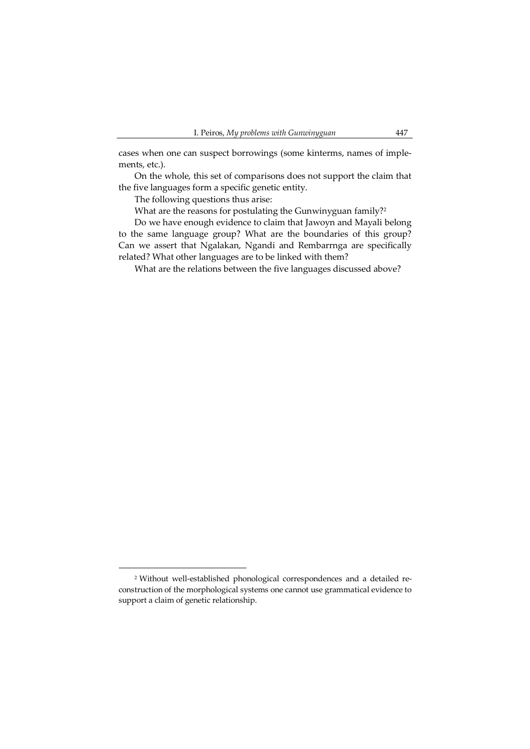cases when one can suspect borrowings (some kinterms, names of implements, etc.).

On the whole, this set of comparisons does not support the claim that the five languages form a specific genetic entity.

The following questions thus arise:

What are the reasons for postulating the Gunwinyguan family?[2]

Do we have enough evidence to claim that Jawoyn and Mayali belong to the same language group? What are the boundaries of this group? Can we assert that Ngalakan, Ngandi and Rembarrnga are specifically related? What other languages are to be linked with them?

What are the relations between the five languages discussed above?

---

[2] Without well-established phonological correspondences and a detailed reconstruction of the morphological systems one cannot use grammatical evidence to support a claim of genetic relationship.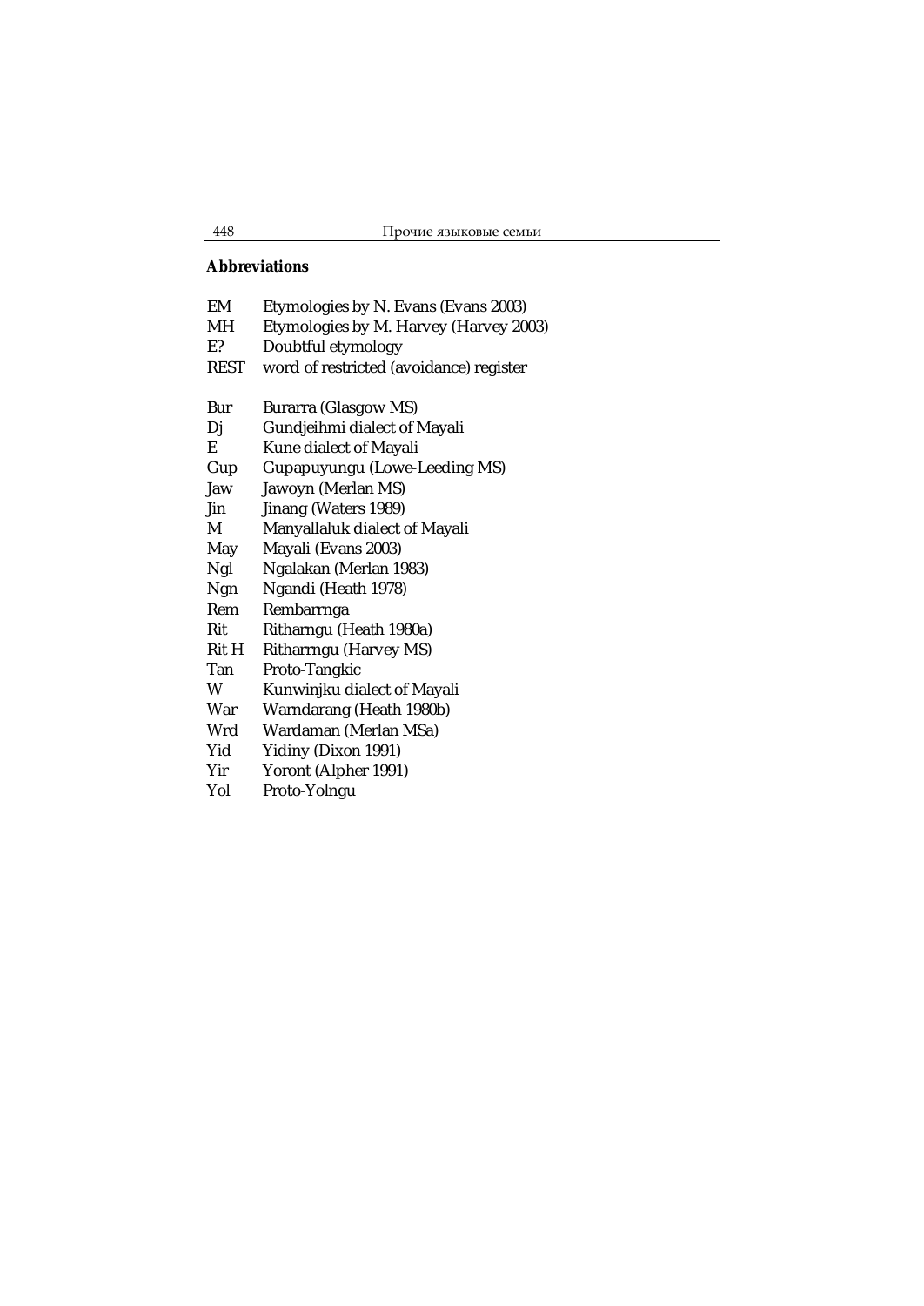**Abbreviations**

| | |
|---|---|
| EM | Etymologies by N. Evans (Evans 2003) |
| MH | Etymologies by M. Harvey (Harvey 2003) |
| E? | Doubtful etymology |
| REST | word of restricted (avoidance) register |

| | |
|---|---|
| Bur | Burarra (Glasgow MS) |
| Dj | Gundjeihmi dialect of Mayali |
| E | Kune dialect of Mayali |
| Gup | Gupapuyungu (Lowe-Leeding MS) |
| Jaw | Jawoyn (Merlan MS) |
| Jin | Jinang (Waters 1989) |
| M | Manyallaluk dialect of Mayali |
| May | Mayali (Evans 2003) |
| Ngl | Ngalakan (Merlan 1983) |
| Ngn | Ngandi (Heath 1978) |
| Rem | Rembarrnga |
| Rit | Ritharngu (Heath 1980a) |
| Rit H | Ritharrngu (Harvey MS) |
| Tan | Proto-Tangkic |
| W | Kunwinjku dialect of Mayali |
| War | Warndarang (Heath 1980b) |
| Wrd | Wardaman (Merlan MSa) |
| Yid | Yidiny (Dixon 1991) |
| Yir | Yoront (Alpher 1991) |
| Yol | Proto-Yolngu |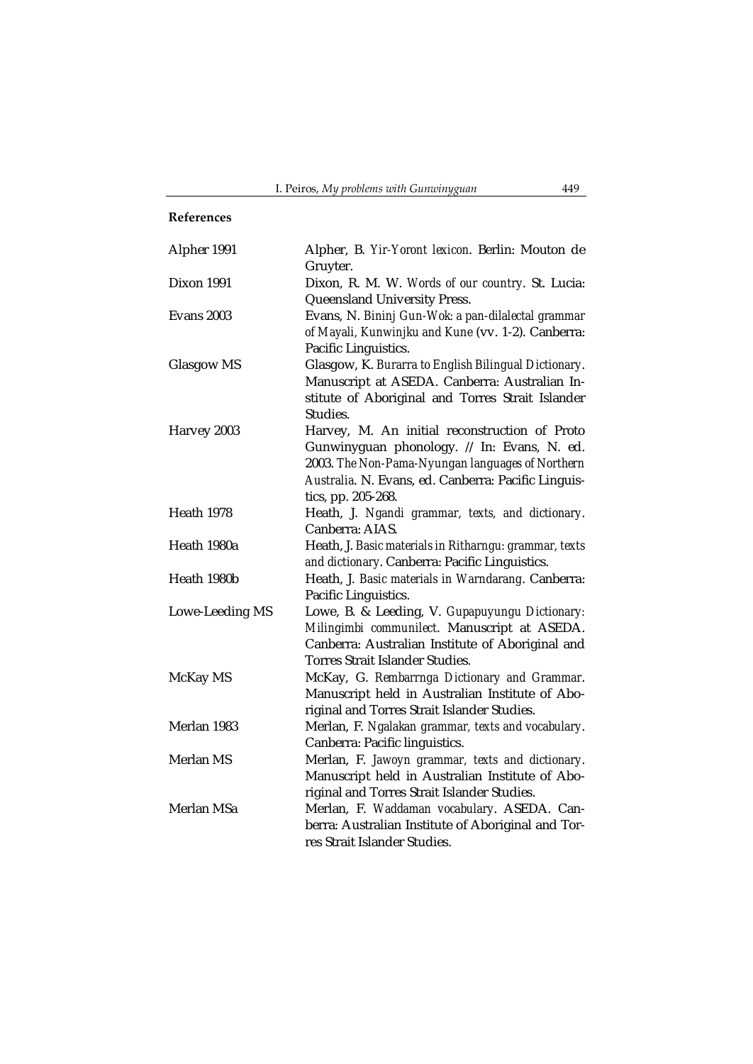## References

| | |
|---|---|
| Alpher 1991 | Alpher, B. *Yir-Yoront lexicon*. Berlin: Mouton de Gruyter. |
| Dixon 1991 | Dixon, R. M. W. *Words of our country*. St. Lucia: Queensland University Press. |
| Evans 2003 | Evans, N. *Bininj Gun-Wok: a pan-dilalectal grammar of Mayali, Kunwinjku and Kune* (vv. 1-2). Canberra: Pacific Linguistics. |
| Glasgow MS | Glasgow, K. *Burarra to English Bilingual Dictionary*. Manuscript at ASEDA. Canberra: Australian Institute of Aboriginal and Torres Strait Islander Studies. |
| Harvey 2003 | Harvey, M. An initial reconstruction of Proto Gunwinyguan phonology. // In: Evans, N. ed. 2003. *The Non-Pama-Nyungan languages of Northern Australia*. N. Evans, ed. Canberra: Pacific Linguistics, pp. 205-268. |
| Heath 1978 | Heath, J. *Ngandi grammar, texts, and dictionary*. Canberra: AIAS. |
| Heath 1980a | Heath, J. *Basic materials in Ritharngu: grammar, texts and dictionary*. Canberra: Pacific Linguistics. |
| Heath 1980b | Heath, J. *Basic materials in Warndarang*. Canberra: Pacific Linguistics. |
| Lowe-Leeding MS | Lowe, B. & Leeding, V. *Gupapuyungu Dictionary: Milingimbi communilect*. Manuscript at ASEDA. Canberra: Australian Institute of Aboriginal and Torres Strait Islander Studies. |
| McKay MS | McKay, G. *Rembarrnga Dictionary and Grammar*. Manuscript held in Australian Institute of Aboriginal and Torres Strait Islander Studies. |
| Merlan 1983 | Merlan, F. *Ngalakan grammar, texts and vocabulary*. Canberra: Pacific linguistics. |
| Merlan MS | Merlan, F. *Jawoyn grammar, texts and dictionary*. Manuscript held in Australian Institute of Aboriginal and Torres Strait Islander Studies. |
| Merlan MSa | Merlan, F. *Waddaman vocabulary*. ASEDA. Canberra: Australian Institute of Aboriginal and Torres Strait Islander Studies. |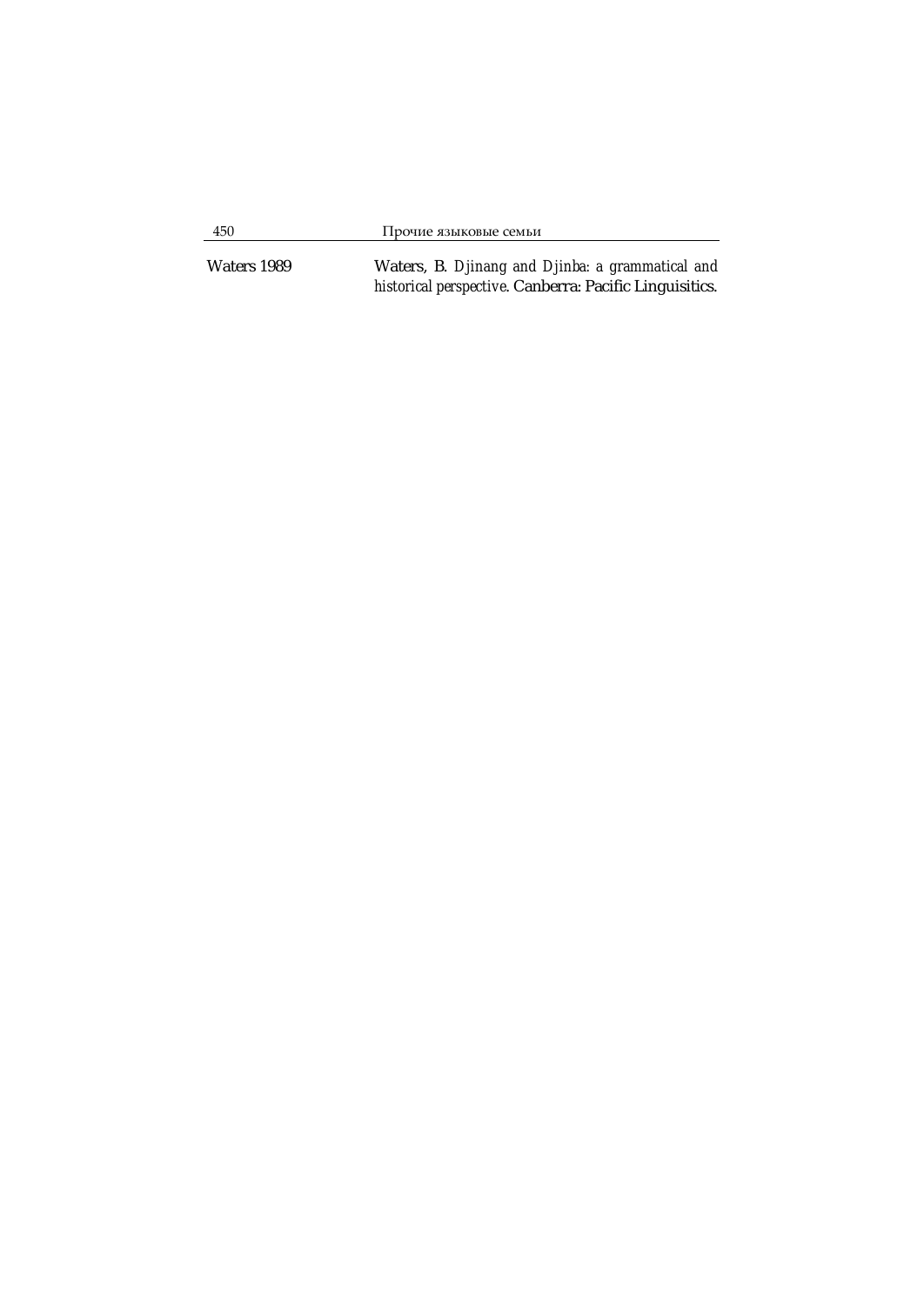| | |
|---|---|
| Waters 1989 | Waters, B. *Djinang and Djinba: a grammatical and historical perspective*. Canberra: Pacific Linguisitics. |